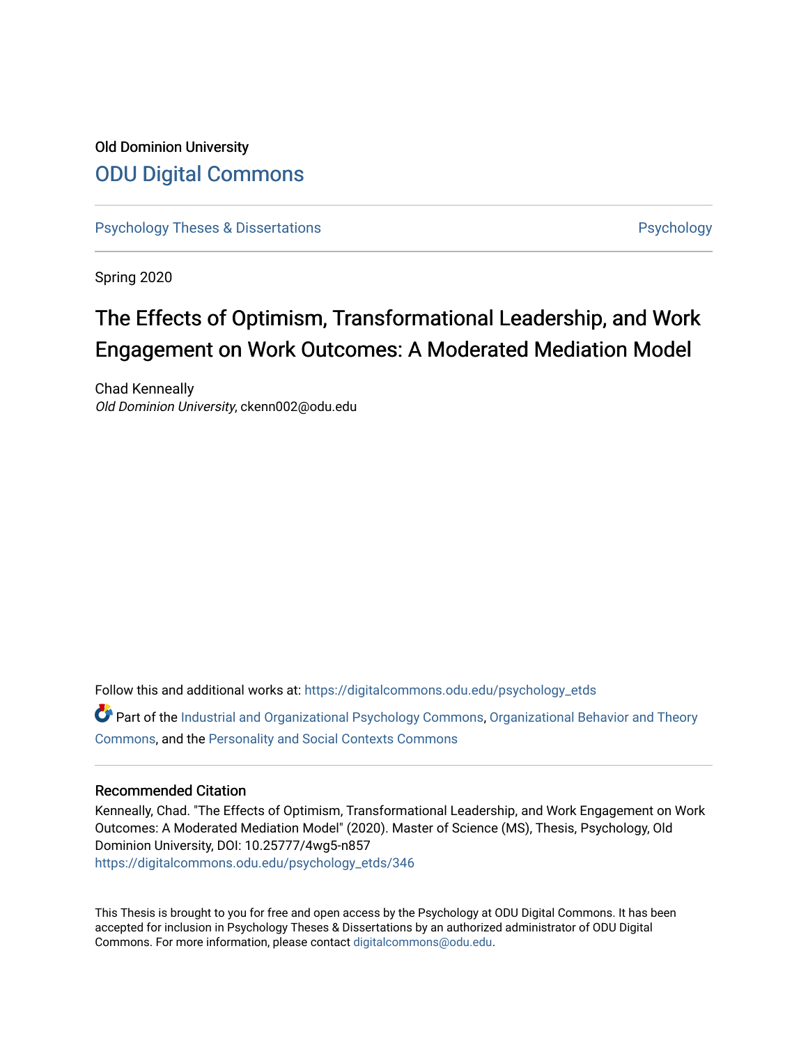Old Dominion University

# ODU Digital Commons

Psychology Theses & Dissertations

Psychology

Spring 2020

# The Effects of Optimism, Transformational Leadership, and Work Engagement on Work Outcomes: A Moderated Mediation Model

Chad Kenneally
*Old Dominion University*, ckenn002@odu.edu

Follow this and additional works at: https://digitalcommons.odu.edu/psychology_etds

Part of the Industrial and Organizational Psychology Commons, Organizational Behavior and Theory Commons, and the Personality and Social Contexts Commons

## Recommended Citation

Kenneally, Chad. "The Effects of Optimism, Transformational Leadership, and Work Engagement on Work Outcomes: A Moderated Mediation Model" (2020). Master of Science (MS), Thesis, Psychology, Old Dominion University, DOI: 10.25777/4wg5-n857
https://digitalcommons.odu.edu/psychology_etds/346

This Thesis is brought to you for free and open access by the Psychology at ODU Digital Commons. It has been accepted for inclusion in Psychology Theses & Dissertations by an authorized administrator of ODU Digital Commons. For more information, please contact digitalcommons@odu.edu.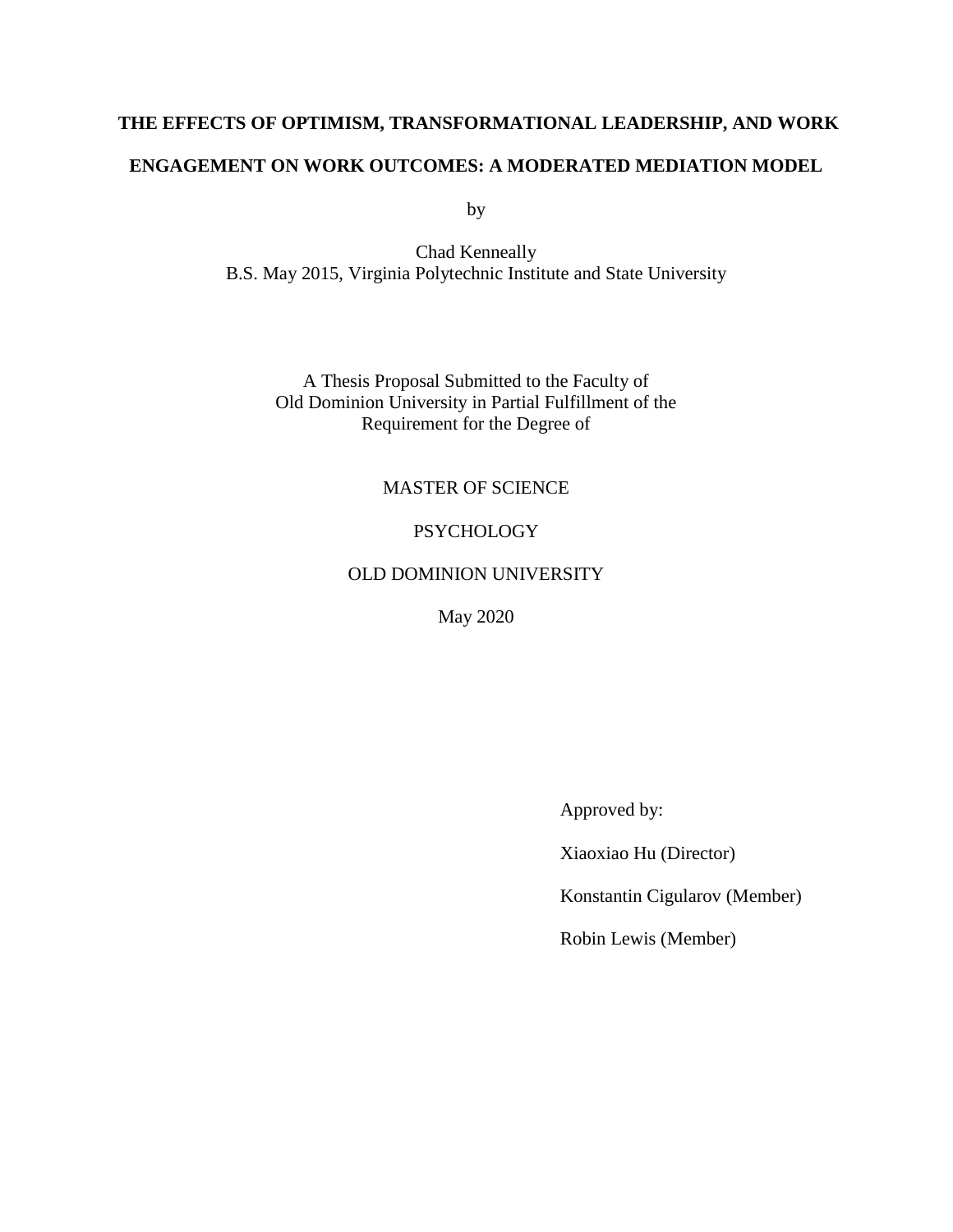# THE EFFECTS OF OPTIMISM, TRANSFORMATIONAL LEADERSHIP, AND WORK ENGAGEMENT ON WORK OUTCOMES: A MODERATED MEDIATION MODEL

by

Chad Kenneally
B.S. May 2015, Virginia Polytechnic Institute and State University

A Thesis Proposal Submitted to the Faculty of
Old Dominion University in Partial Fulfillment of the
Requirement for the Degree of

MASTER OF SCIENCE

PSYCHOLOGY

OLD DOMINION UNIVERSITY

May 2020

Approved by:

Xiaoxiao Hu (Director)

Konstantin Cigularov (Member)

Robin Lewis (Member)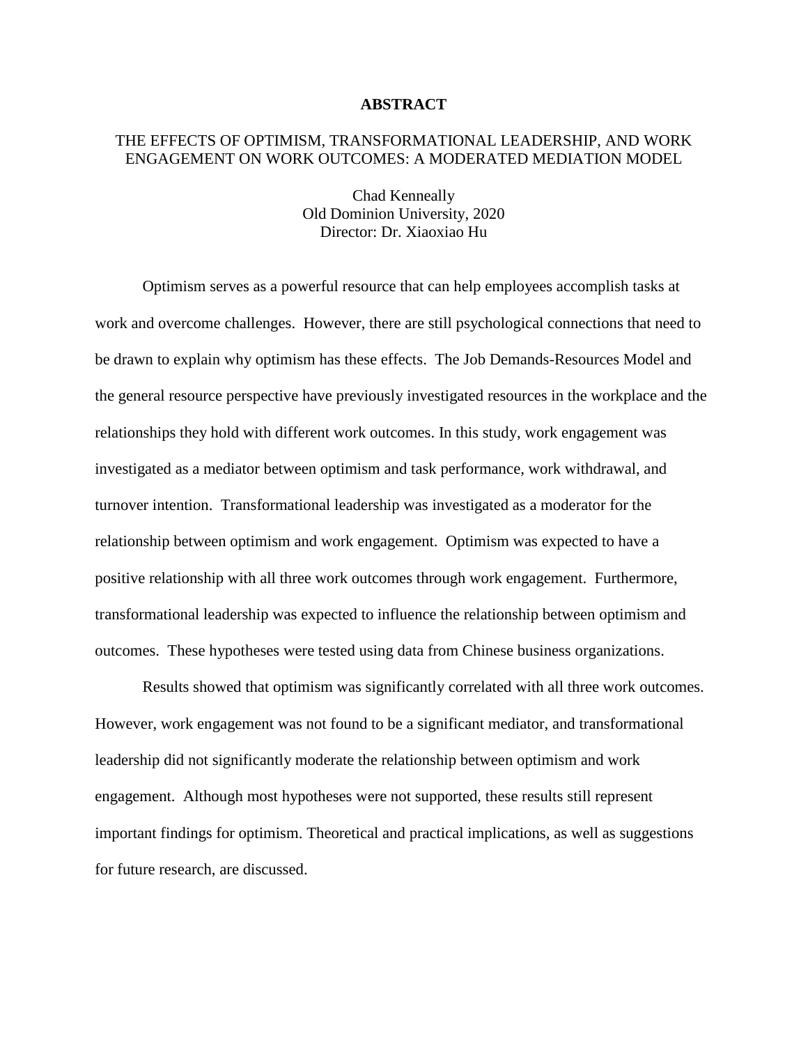# ABSTRACT

## THE EFFECTS OF OPTIMISM, TRANSFORMATIONAL LEADERSHIP, AND WORK ENGAGEMENT ON WORK OUTCOMES: A MODERATED MEDIATION MODEL

Chad Kenneally  
Old Dominion University, 2020  
Director: Dr. Xiaoxiao Hu

Optimism serves as a powerful resource that can help employees accomplish tasks at work and overcome challenges. However, there are still psychological connections that need to be drawn to explain why optimism has these effects. The Job Demands-Resources Model and the general resource perspective have previously investigated resources in the workplace and the relationships they hold with different work outcomes. In this study, work engagement was investigated as a mediator between optimism and task performance, work withdrawal, and turnover intention. Transformational leadership was investigated as a moderator for the relationship between optimism and work engagement. Optimism was expected to have a positive relationship with all three work outcomes through work engagement. Furthermore, transformational leadership was expected to influence the relationship between optimism and outcomes. These hypotheses were tested using data from Chinese business organizations.

Results showed that optimism was significantly correlated with all three work outcomes. However, work engagement was not found to be a significant mediator, and transformational leadership did not significantly moderate the relationship between optimism and work engagement. Although most hypotheses were not supported, these results still represent important findings for optimism. Theoretical and practical implications, as well as suggestions for future research, are discussed.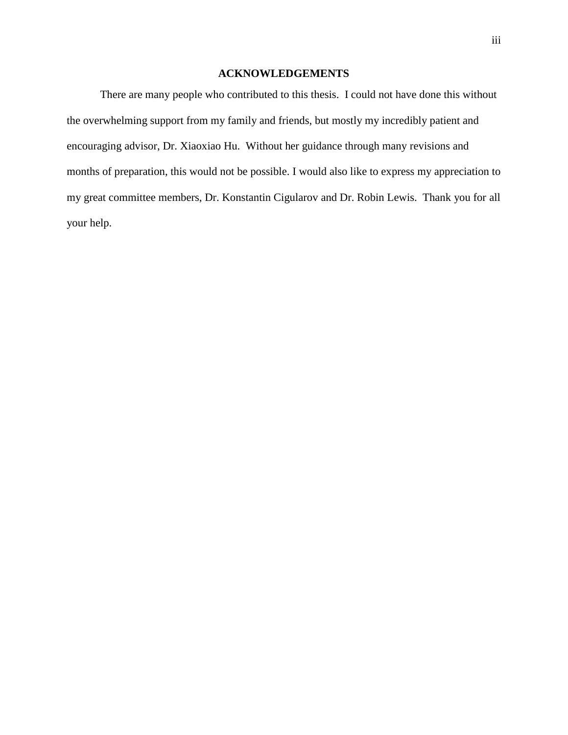## ACKNOWLEDGEMENTS

There are many people who contributed to this thesis. I could not have done this without the overwhelming support from my family and friends, but mostly my incredibly patient and encouraging advisor, Dr. Xiaoxiao Hu. Without her guidance through many revisions and months of preparation, this would not be possible. I would also like to express my appreciation to my great committee members, Dr. Konstantin Cigularov and Dr. Robin Lewis. Thank you for all your help.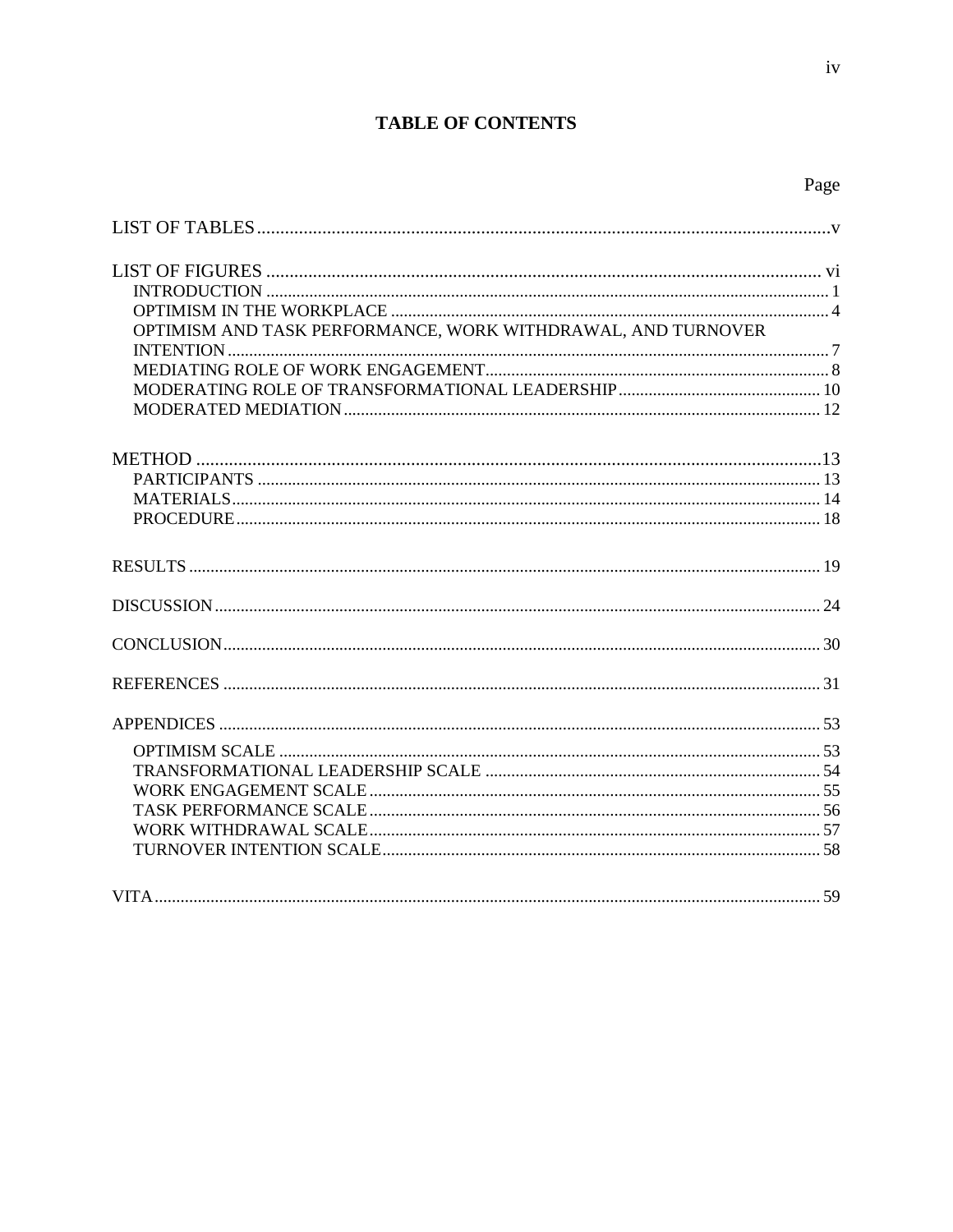## TABLE OF CONTENTS

Page

LIST OF TABLES ....................................................................................................................v

LIST OF FIGURES ................................................................................................................ vi
- INTRODUCTION ............................................................................................................... 1
- OPTIMISM IN THE WORKPLACE ................................................................................... 4
- OPTIMISM AND TASK PERFORMANCE, WORK WITHDRAWAL, AND TURNOVER INTENTION .................................................................................................................... 7
- MEDIATING ROLE OF WORK ENGAGEMENT .............................................................. 8
- MODERATING ROLE OF TRANSFORMATIONAL LEADERSHIP .............................. 10
- MODERATED MEDIATION ........................................................................................... 12

METHOD .............................................................................................................................13
- PARTICIPANTS ............................................................................................................... 13
- MATERIALS ..................................................................................................................... 14
- PROCEDURE .................................................................................................................... 18

RESULTS .............................................................................................................................. 19

DISCUSSION ........................................................................................................................ 24

CONCLUSION ...................................................................................................................... 30

REFERENCES ...................................................................................................................... 31

APPENDICES ....................................................................................................................... 53
- OPTIMISM SCALE ........................................................................................................... 53
- TRANSFORMATIONAL LEADERSHIP SCALE ............................................................ 54
- WORK ENGAGEMENT SCALE ...................................................................................... 55
- TASK PERFORMANCE SCALE ...................................................................................... 56
- WORK WITHDRAWAL SCALE ...................................................................................... 57
- TURNOVER INTENTION SCALE ................................................................................... 58

VITA ..................................................................................................................................... 59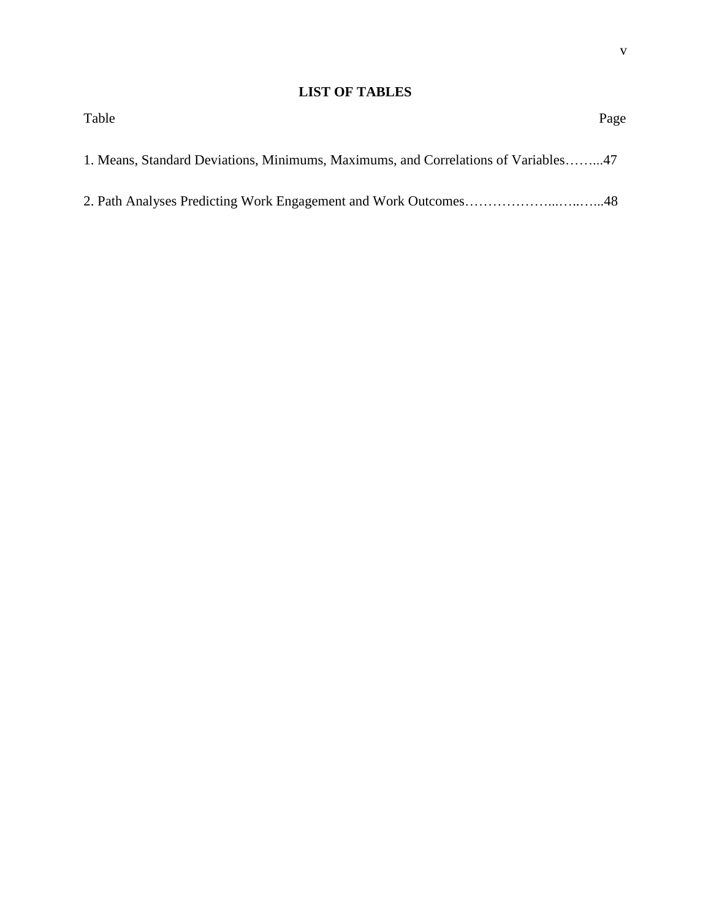# LIST OF TABLES

Table Page

1. Means, Standard Deviations, Minimums, Maximums, and Correlations of Variables……...47

2. Path Analyses Predicting Work Engagement and Work Outcomes………………...…..…...48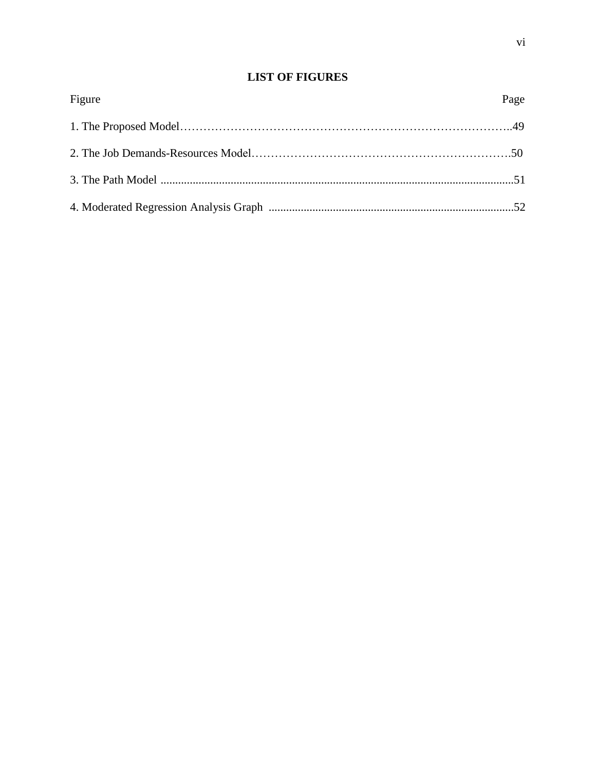# LIST OF FIGURES

| Figure | Page |
| --- | --- |
| 1. The Proposed Model | 49 |
| 2. The Job Demands-Resources Model | 50 |
| 3. The Path Model | 51 |
| 4. Moderated Regression Analysis Graph | 52 |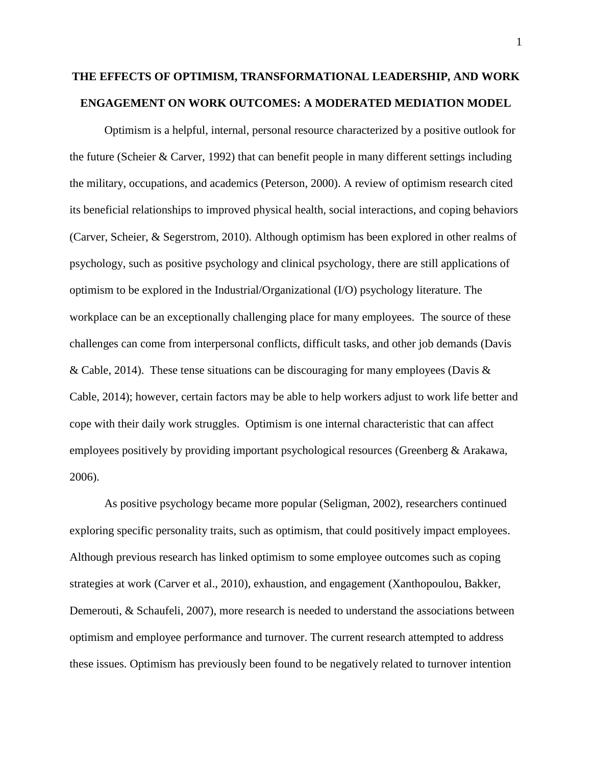# THE EFFECTS OF OPTIMISM, TRANSFORMATIONAL LEADERSHIP, AND WORK ENGAGEMENT ON WORK OUTCOMES: A MODERATED MEDIATION MODEL

Optimism is a helpful, internal, personal resource characterized by a positive outlook for the future (Scheier & Carver, 1992) that can benefit people in many different settings including the military, occupations, and academics (Peterson, 2000). A review of optimism research cited its beneficial relationships to improved physical health, social interactions, and coping behaviors (Carver, Scheier, & Segerstrom, 2010). Although optimism has been explored in other realms of psychology, such as positive psychology and clinical psychology, there are still applications of optimism to be explored in the Industrial/Organizational (I/O) psychology literature. The workplace can be an exceptionally challenging place for many employees. The source of these challenges can come from interpersonal conflicts, difficult tasks, and other job demands (Davis & Cable, 2014). These tense situations can be discouraging for many employees (Davis & Cable, 2014); however, certain factors may be able to help workers adjust to work life better and cope with their daily work struggles. Optimism is one internal characteristic that can affect employees positively by providing important psychological resources (Greenberg & Arakawa, 2006).

As positive psychology became more popular (Seligman, 2002), researchers continued exploring specific personality traits, such as optimism, that could positively impact employees. Although previous research has linked optimism to some employee outcomes such as coping strategies at work (Carver et al., 2010), exhaustion, and engagement (Xanthopoulou, Bakker, Demerouti, & Schaufeli, 2007), more research is needed to understand the associations between optimism and employee performance and turnover. The current research attempted to address these issues. Optimism has previously been found to be negatively related to turnover intention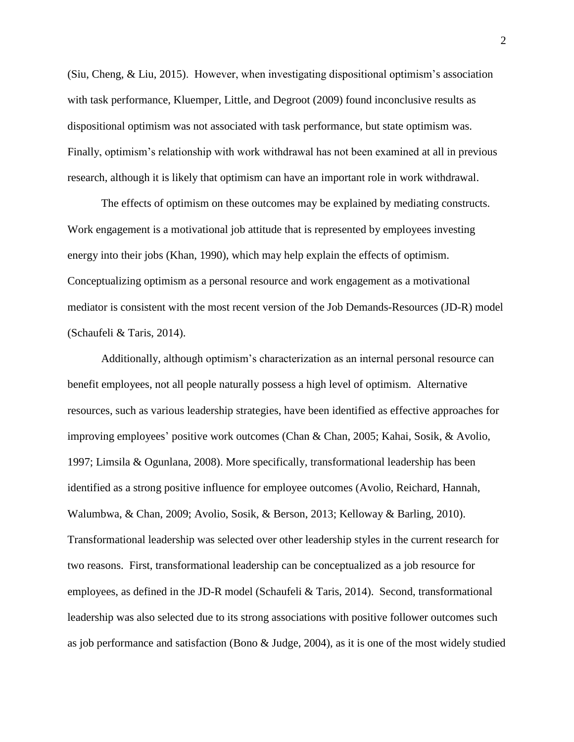(Siu, Cheng, & Liu, 2015). However, when investigating dispositional optimism's association with task performance, Kluemper, Little, and Degroot (2009) found inconclusive results as dispositional optimism was not associated with task performance, but state optimism was. Finally, optimism's relationship with work withdrawal has not been examined at all in previous research, although it is likely that optimism can have an important role in work withdrawal.

The effects of optimism on these outcomes may be explained by mediating constructs. Work engagement is a motivational job attitude that is represented by employees investing energy into their jobs (Khan, 1990), which may help explain the effects of optimism. Conceptualizing optimism as a personal resource and work engagement as a motivational mediator is consistent with the most recent version of the Job Demands-Resources (JD-R) model (Schaufeli & Taris, 2014).

Additionally, although optimism's characterization as an internal personal resource can benefit employees, not all people naturally possess a high level of optimism. Alternative resources, such as various leadership strategies, have been identified as effective approaches for improving employees' positive work outcomes (Chan & Chan, 2005; Kahai, Sosik, & Avolio, 1997; Limsila & Ogunlana, 2008). More specifically, transformational leadership has been identified as a strong positive influence for employee outcomes (Avolio, Reichard, Hannah, Walumbwa, & Chan, 2009; Avolio, Sosik, & Berson, 2013; Kelloway & Barling, 2010). Transformational leadership was selected over other leadership styles in the current research for two reasons. First, transformational leadership can be conceptualized as a job resource for employees, as defined in the JD-R model (Schaufeli & Taris, 2014). Second, transformational leadership was also selected due to its strong associations with positive follower outcomes such as job performance and satisfaction (Bono & Judge, 2004), as it is one of the most widely studied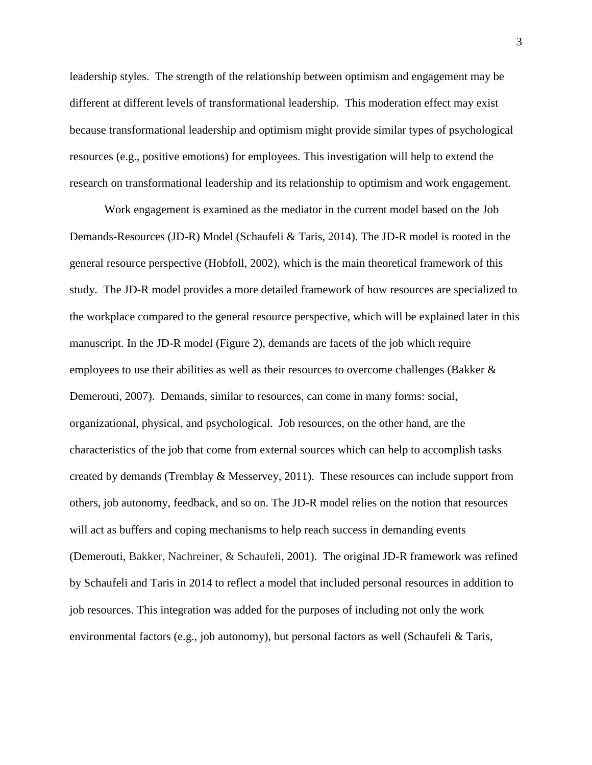leadership styles. The strength of the relationship between optimism and engagement may be different at different levels of transformational leadership. This moderation effect may exist because transformational leadership and optimism might provide similar types of psychological resources (e.g., positive emotions) for employees. This investigation will help to extend the research on transformational leadership and its relationship to optimism and work engagement.

Work engagement is examined as the mediator in the current model based on the Job Demands-Resources (JD-R) Model (Schaufeli & Taris, 2014). The JD-R model is rooted in the general resource perspective (Hobfoll, 2002), which is the main theoretical framework of this study. The JD-R model provides a more detailed framework of how resources are specialized to the workplace compared to the general resource perspective, which will be explained later in this manuscript. In the JD-R model (Figure 2), demands are facets of the job which require employees to use their abilities as well as their resources to overcome challenges (Bakker & Demerouti, 2007). Demands, similar to resources, can come in many forms: social, organizational, physical, and psychological. Job resources, on the other hand, are the characteristics of the job that come from external sources which can help to accomplish tasks created by demands (Tremblay & Messervey, 2011). These resources can include support from others, job autonomy, feedback, and so on. The JD-R model relies on the notion that resources will act as buffers and coping mechanisms to help reach success in demanding events (Demerouti, Bakker, Nachreiner, & Schaufeli, 2001). The original JD-R framework was refined by Schaufeli and Taris in 2014 to reflect a model that included personal resources in addition to job resources. This integration was added for the purposes of including not only the work environmental factors (e.g., job autonomy), but personal factors as well (Schaufeli & Taris,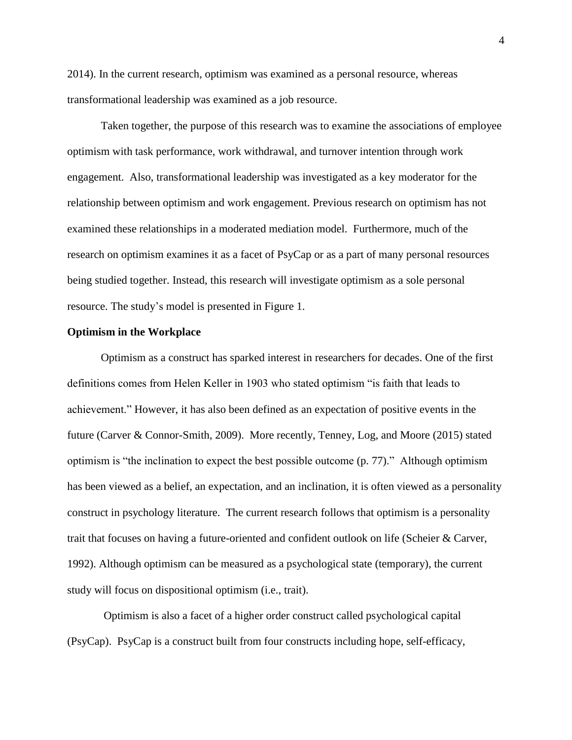2014). In the current research, optimism was examined as a personal resource, whereas transformational leadership was examined as a job resource.

Taken together, the purpose of this research was to examine the associations of employee optimism with task performance, work withdrawal, and turnover intention through work engagement. Also, transformational leadership was investigated as a key moderator for the relationship between optimism and work engagement. Previous research on optimism has not examined these relationships in a moderated mediation model. Furthermore, much of the research on optimism examines it as a facet of PsyCap or as a part of many personal resources being studied together. Instead, this research will investigate optimism as a sole personal resource. The study's model is presented in Figure 1.

## Optimism in the Workplace

Optimism as a construct has sparked interest in researchers for decades. One of the first definitions comes from Helen Keller in 1903 who stated optimism "is faith that leads to achievement." However, it has also been defined as an expectation of positive events in the future (Carver & Connor-Smith, 2009). More recently, Tenney, Log, and Moore (2015) stated optimism is "the inclination to expect the best possible outcome (p. 77)." Although optimism has been viewed as a belief, an expectation, and an inclination, it is often viewed as a personality construct in psychology literature. The current research follows that optimism is a personality trait that focuses on having a future-oriented and confident outlook on life (Scheier & Carver, 1992). Although optimism can be measured as a psychological state (temporary), the current study will focus on dispositional optimism (i.e., trait).

Optimism is also a facet of a higher order construct called psychological capital (PsyCap). PsyCap is a construct built from four constructs including hope, self-efficacy,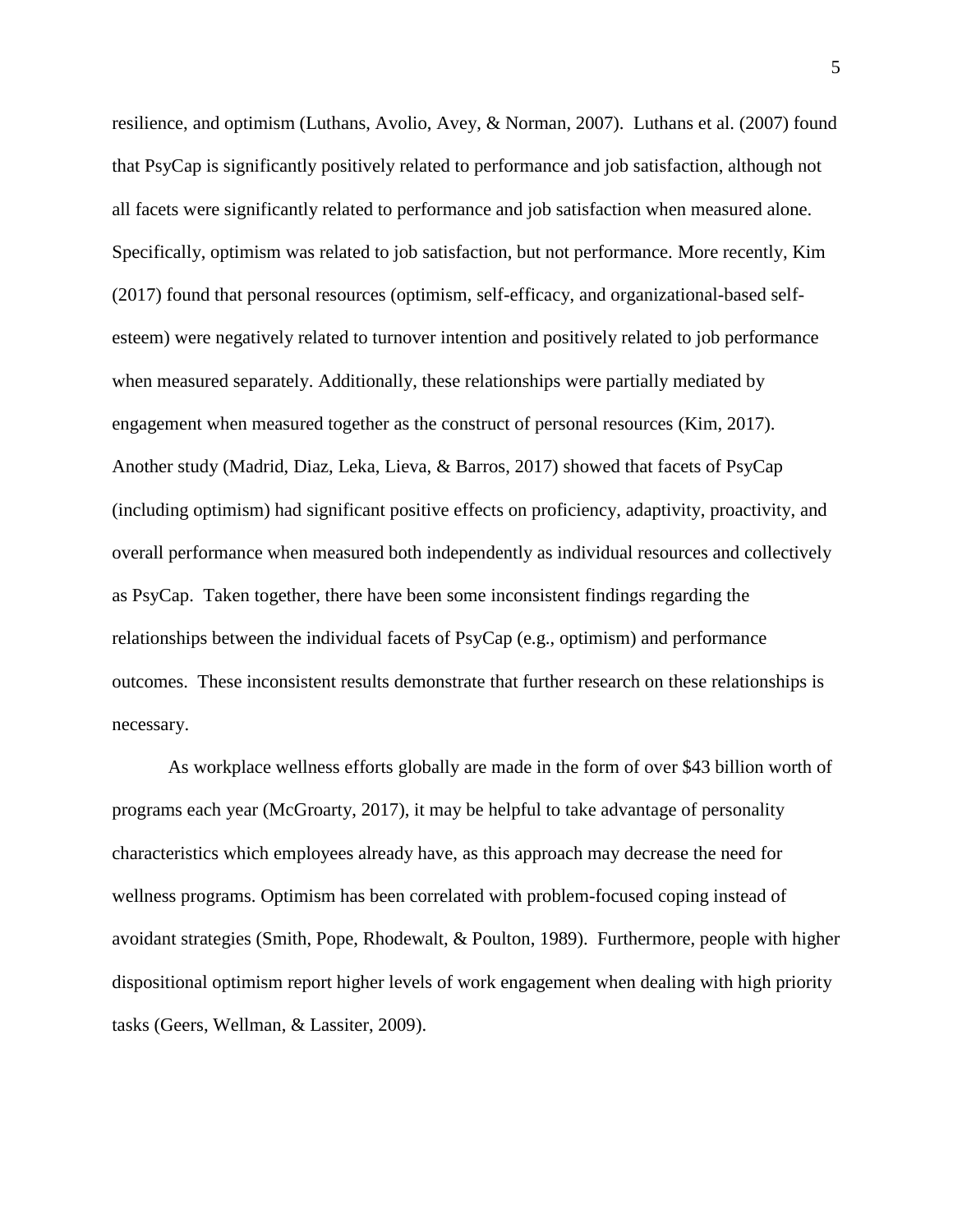resilience, and optimism (Luthans, Avolio, Avey, & Norman, 2007). Luthans et al. (2007) found that PsyCap is significantly positively related to performance and job satisfaction, although not all facets were significantly related to performance and job satisfaction when measured alone. Specifically, optimism was related to job satisfaction, but not performance. More recently, Kim (2017) found that personal resources (optimism, self-efficacy, and organizational-based self-esteem) were negatively related to turnover intention and positively related to job performance when measured separately. Additionally, these relationships were partially mediated by engagement when measured together as the construct of personal resources (Kim, 2017). Another study (Madrid, Diaz, Leka, Lieva, & Barros, 2017) showed that facets of PsyCap (including optimism) had significant positive effects on proficiency, adaptivity, proactivity, and overall performance when measured both independently as individual resources and collectively as PsyCap. Taken together, there have been some inconsistent findings regarding the relationships between the individual facets of PsyCap (e.g., optimism) and performance outcomes. These inconsistent results demonstrate that further research on these relationships is necessary.

As workplace wellness efforts globally are made in the form of over $43 billion worth of programs each year (McGroarty, 2017), it may be helpful to take advantage of personality characteristics which employees already have, as this approach may decrease the need for wellness programs. Optimism has been correlated with problem-focused coping instead of avoidant strategies (Smith, Pope, Rhodewalt, & Poulton, 1989). Furthermore, people with higher dispositional optimism report higher levels of work engagement when dealing with high priority tasks (Geers, Wellman, & Lassiter, 2009).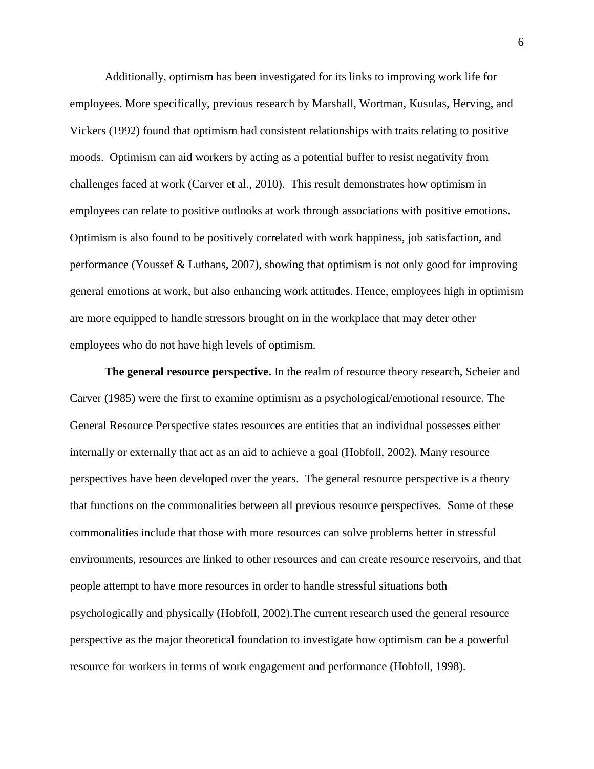Additionally, optimism has been investigated for its links to improving work life for employees. More specifically, previous research by Marshall, Wortman, Kusulas, Herving, and Vickers (1992) found that optimism had consistent relationships with traits relating to positive moods. Optimism can aid workers by acting as a potential buffer to resist negativity from challenges faced at work (Carver et al., 2010). This result demonstrates how optimism in employees can relate to positive outlooks at work through associations with positive emotions. Optimism is also found to be positively correlated with work happiness, job satisfaction, and performance (Youssef & Luthans, 2007), showing that optimism is not only good for improving general emotions at work, but also enhancing work attitudes. Hence, employees high in optimism are more equipped to handle stressors brought on in the workplace that may deter other employees who do not have high levels of optimism.

**The general resource perspective.** In the realm of resource theory research, Scheier and Carver (1985) were the first to examine optimism as a psychological/emotional resource. The General Resource Perspective states resources are entities that an individual possesses either internally or externally that act as an aid to achieve a goal (Hobfoll, 2002). Many resource perspectives have been developed over the years. The general resource perspective is a theory that functions on the commonalities between all previous resource perspectives. Some of these commonalities include that those with more resources can solve problems better in stressful environments, resources are linked to other resources and can create resource reservoirs, and that people attempt to have more resources in order to handle stressful situations both psychologically and physically (Hobfoll, 2002).The current research used the general resource perspective as the major theoretical foundation to investigate how optimism can be a powerful resource for workers in terms of work engagement and performance (Hobfoll, 1998).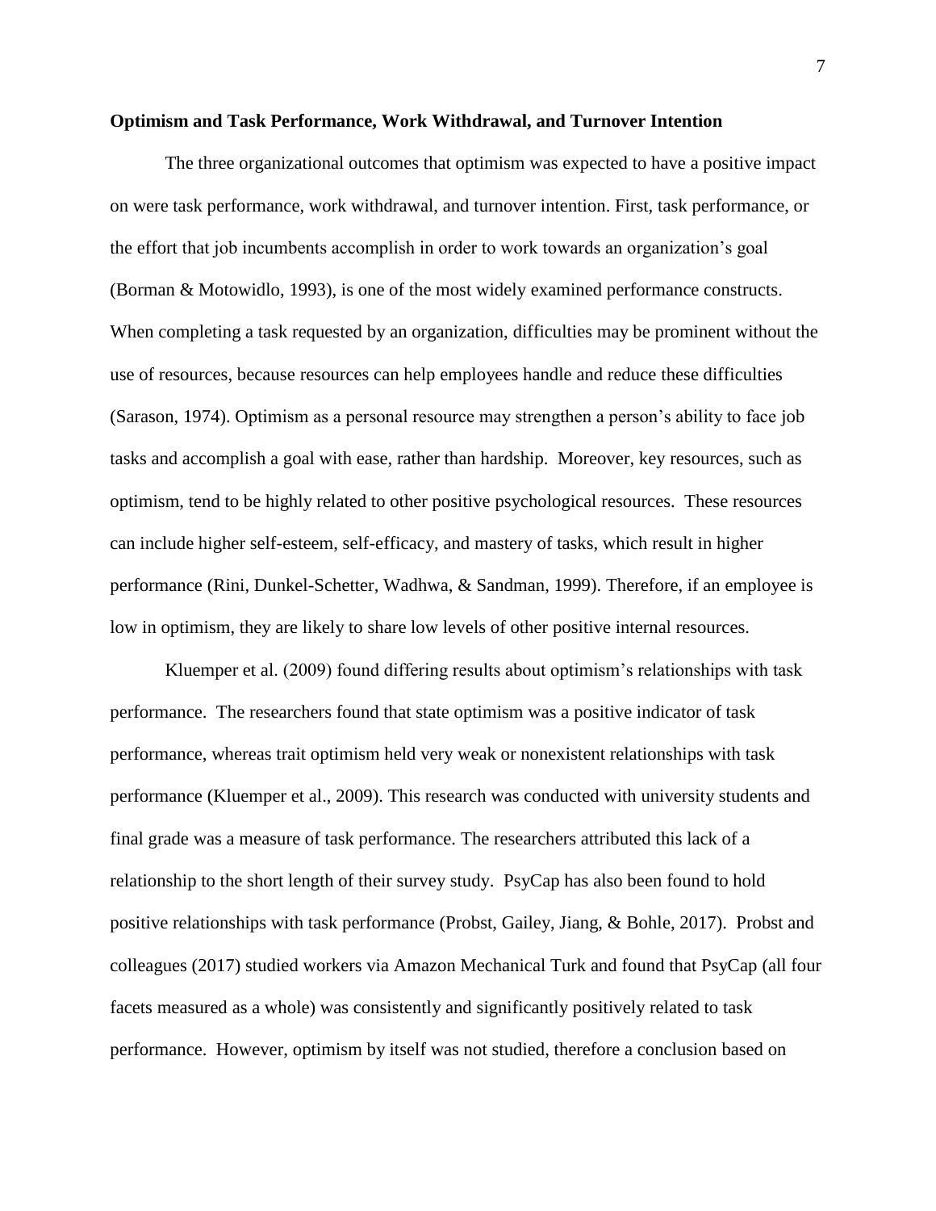**Optimism and Task Performance, Work Withdrawal, and Turnover Intention**

The three organizational outcomes that optimism was expected to have a positive impact on were task performance, work withdrawal, and turnover intention. First, task performance, or the effort that job incumbents accomplish in order to work towards an organization's goal (Borman & Motowidlo, 1993), is one of the most widely examined performance constructs. When completing a task requested by an organization, difficulties may be prominent without the use of resources, because resources can help employees handle and reduce these difficulties (Sarason, 1974). Optimism as a personal resource may strengthen a person's ability to face job tasks and accomplish a goal with ease, rather than hardship. Moreover, key resources, such as optimism, tend to be highly related to other positive psychological resources. These resources can include higher self-esteem, self-efficacy, and mastery of tasks, which result in higher performance (Rini, Dunkel-Schetter, Wadhwa, & Sandman, 1999). Therefore, if an employee is low in optimism, they are likely to share low levels of other positive internal resources.

Kluemper et al. (2009) found differing results about optimism's relationships with task performance. The researchers found that state optimism was a positive indicator of task performance, whereas trait optimism held very weak or nonexistent relationships with task performance (Kluemper et al., 2009). This research was conducted with university students and final grade was a measure of task performance. The researchers attributed this lack of a relationship to the short length of their survey study. PsyCap has also been found to hold positive relationships with task performance (Probst, Gailey, Jiang, & Bohle, 2017). Probst and colleagues (2017) studied workers via Amazon Mechanical Turk and found that PsyCap (all four facets measured as a whole) was consistently and significantly positively related to task performance. However, optimism by itself was not studied, therefore a conclusion based on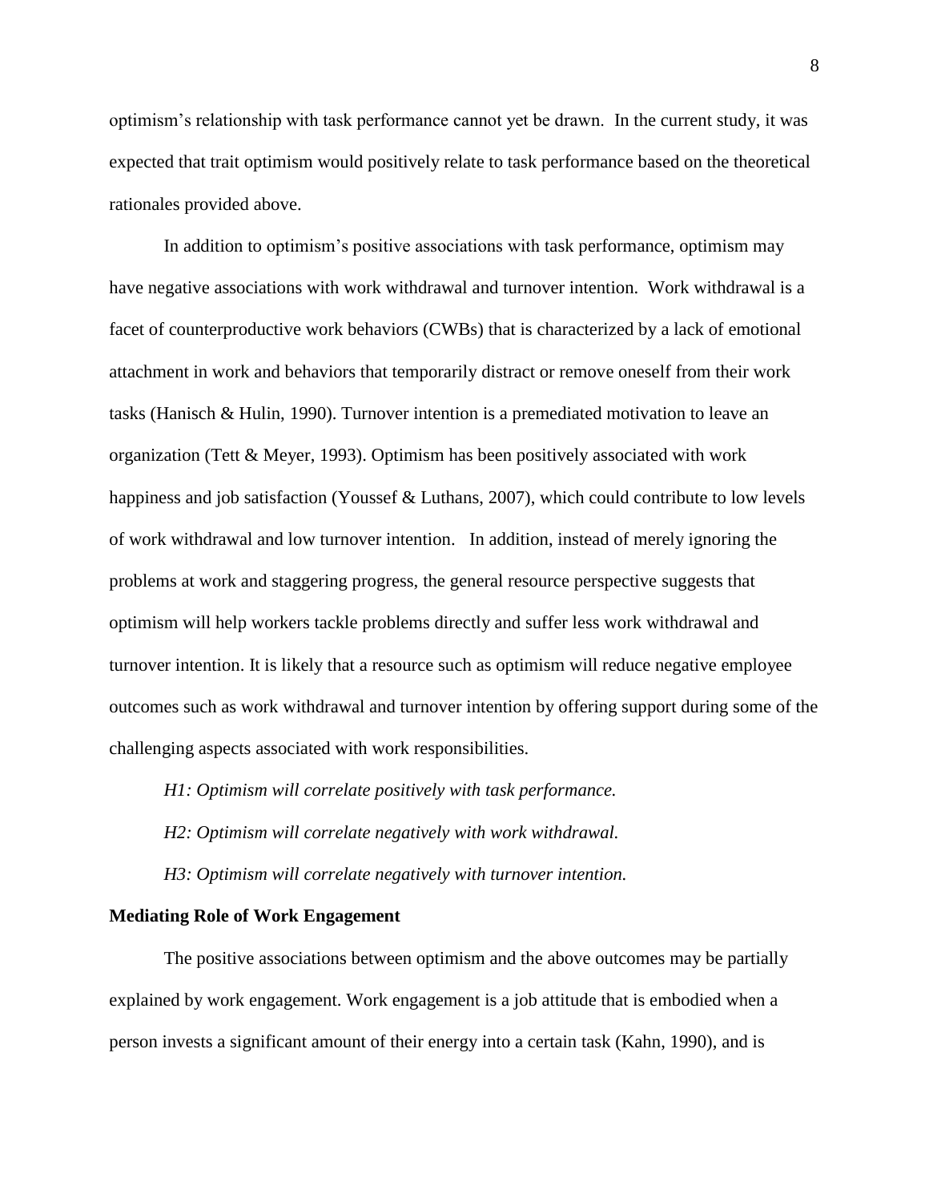optimism's relationship with task performance cannot yet be drawn. In the current study, it was expected that trait optimism would positively relate to task performance based on the theoretical rationales provided above.

In addition to optimism's positive associations with task performance, optimism may have negative associations with work withdrawal and turnover intention. Work withdrawal is a facet of counterproductive work behaviors (CWBs) that is characterized by a lack of emotional attachment in work and behaviors that temporarily distract or remove oneself from their work tasks (Hanisch & Hulin, 1990). Turnover intention is a premediated motivation to leave an organization (Tett & Meyer, 1993). Optimism has been positively associated with work happiness and job satisfaction (Youssef & Luthans, 2007), which could contribute to low levels of work withdrawal and low turnover intention. In addition, instead of merely ignoring the problems at work and staggering progress, the general resource perspective suggests that optimism will help workers tackle problems directly and suffer less work withdrawal and turnover intention. It is likely that a resource such as optimism will reduce negative employee outcomes such as work withdrawal and turnover intention by offering support during some of the challenging aspects associated with work responsibilities.

*H1: Optimism will correlate positively with task performance.*

*H2: Optimism will correlate negatively with work withdrawal.*

*H3: Optimism will correlate negatively with turnover intention.*

**Mediating Role of Work Engagement**

The positive associations between optimism and the above outcomes may be partially explained by work engagement. Work engagement is a job attitude that is embodied when a person invests a significant amount of their energy into a certain task (Kahn, 1990), and is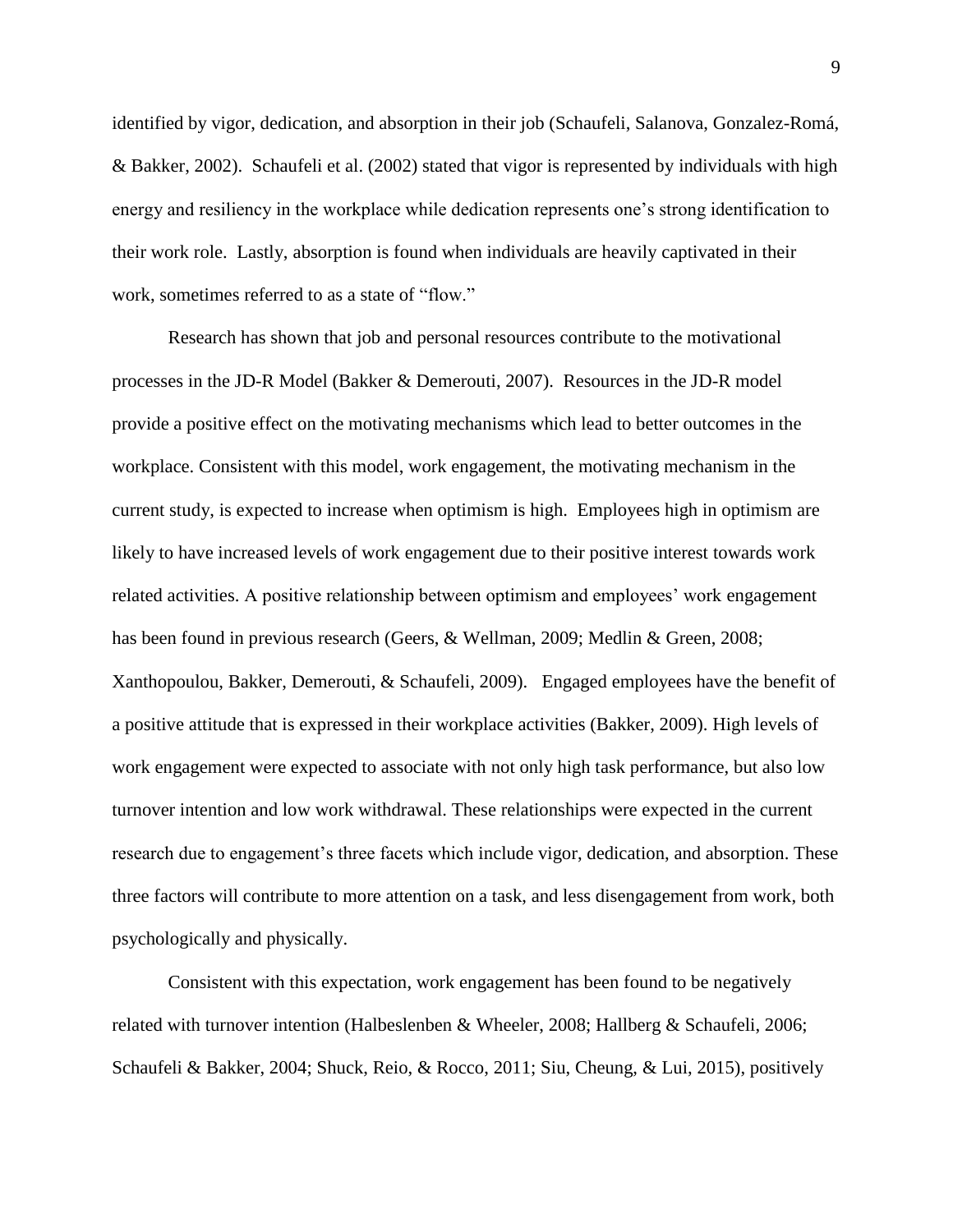identified by vigor, dedication, and absorption in their job (Schaufeli, Salanova, Gonzalez-Romá, & Bakker, 2002). Schaufeli et al. (2002) stated that vigor is represented by individuals with high energy and resiliency in the workplace while dedication represents one's strong identification to their work role. Lastly, absorption is found when individuals are heavily captivated in their work, sometimes referred to as a state of "flow."

Research has shown that job and personal resources contribute to the motivational processes in the JD-R Model (Bakker & Demerouti, 2007). Resources in the JD-R model provide a positive effect on the motivating mechanisms which lead to better outcomes in the workplace. Consistent with this model, work engagement, the motivating mechanism in the current study, is expected to increase when optimism is high. Employees high in optimism are likely to have increased levels of work engagement due to their positive interest towards work related activities. A positive relationship between optimism and employees' work engagement has been found in previous research (Geers, & Wellman, 2009; Medlin & Green, 2008; Xanthopoulou, Bakker, Demerouti, & Schaufeli, 2009). Engaged employees have the benefit of a positive attitude that is expressed in their workplace activities (Bakker, 2009). High levels of work engagement were expected to associate with not only high task performance, but also low turnover intention and low work withdrawal. These relationships were expected in the current research due to engagement's three facets which include vigor, dedication, and absorption. These three factors will contribute to more attention on a task, and less disengagement from work, both psychologically and physically.

Consistent with this expectation, work engagement has been found to be negatively related with turnover intention (Halbeslenben & Wheeler, 2008; Hallberg & Schaufeli, 2006; Schaufeli & Bakker, 2004; Shuck, Reio, & Rocco, 2011; Siu, Cheung, & Lui, 2015), positively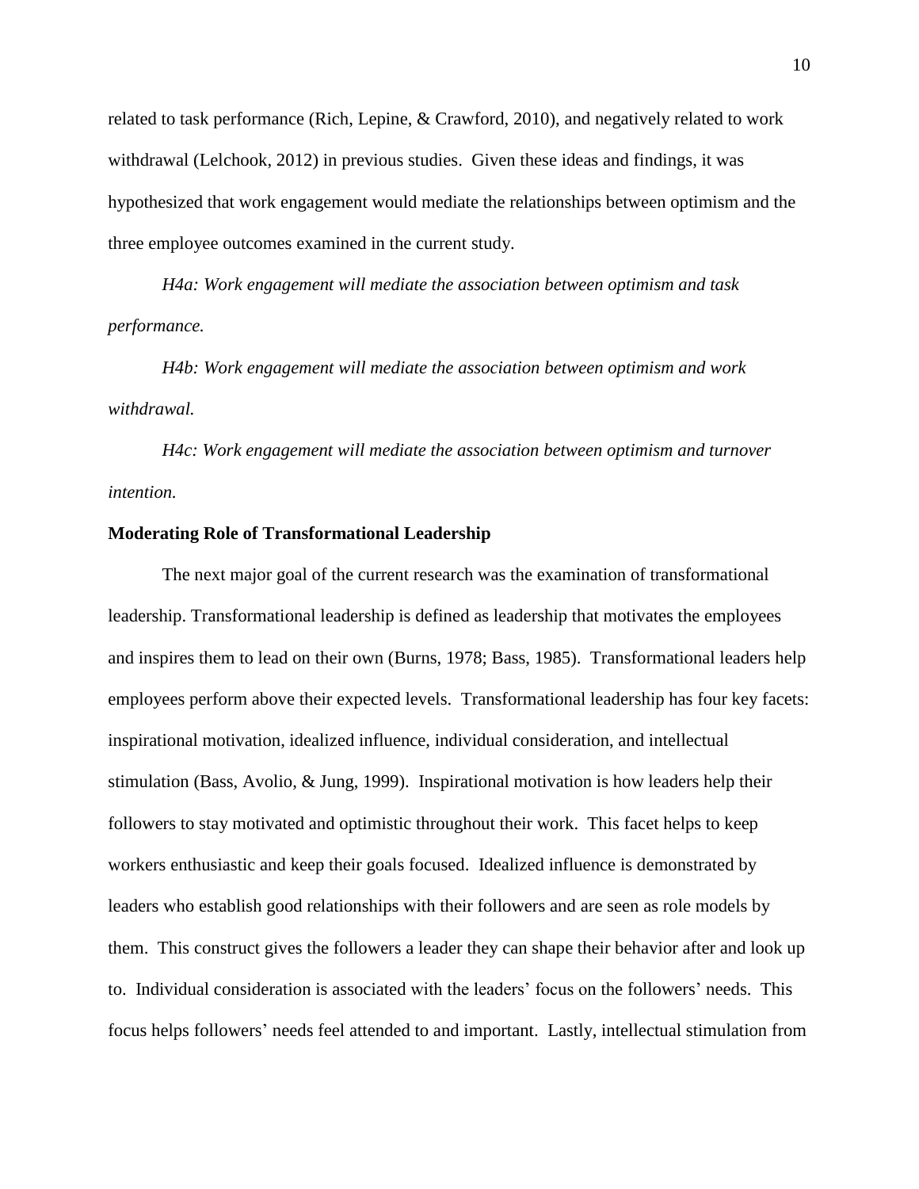related to task performance (Rich, Lepine, & Crawford, 2010), and negatively related to work withdrawal (Lelchook, 2012) in previous studies. Given these ideas and findings, it was hypothesized that work engagement would mediate the relationships between optimism and the three employee outcomes examined in the current study.

*H4a: Work engagement will mediate the association between optimism and task performance.*

*H4b: Work engagement will mediate the association between optimism and work withdrawal.*

*H4c: Work engagement will mediate the association between optimism and turnover intention.*

**Moderating Role of Transformational Leadership**

The next major goal of the current research was the examination of transformational leadership. Transformational leadership is defined as leadership that motivates the employees and inspires them to lead on their own (Burns, 1978; Bass, 1985). Transformational leaders help employees perform above their expected levels. Transformational leadership has four key facets: inspirational motivation, idealized influence, individual consideration, and intellectual stimulation (Bass, Avolio, & Jung, 1999). Inspirational motivation is how leaders help their followers to stay motivated and optimistic throughout their work. This facet helps to keep workers enthusiastic and keep their goals focused. Idealized influence is demonstrated by leaders who establish good relationships with their followers and are seen as role models by them. This construct gives the followers a leader they can shape their behavior after and look up to. Individual consideration is associated with the leaders' focus on the followers' needs. This focus helps followers' needs feel attended to and important. Lastly, intellectual stimulation from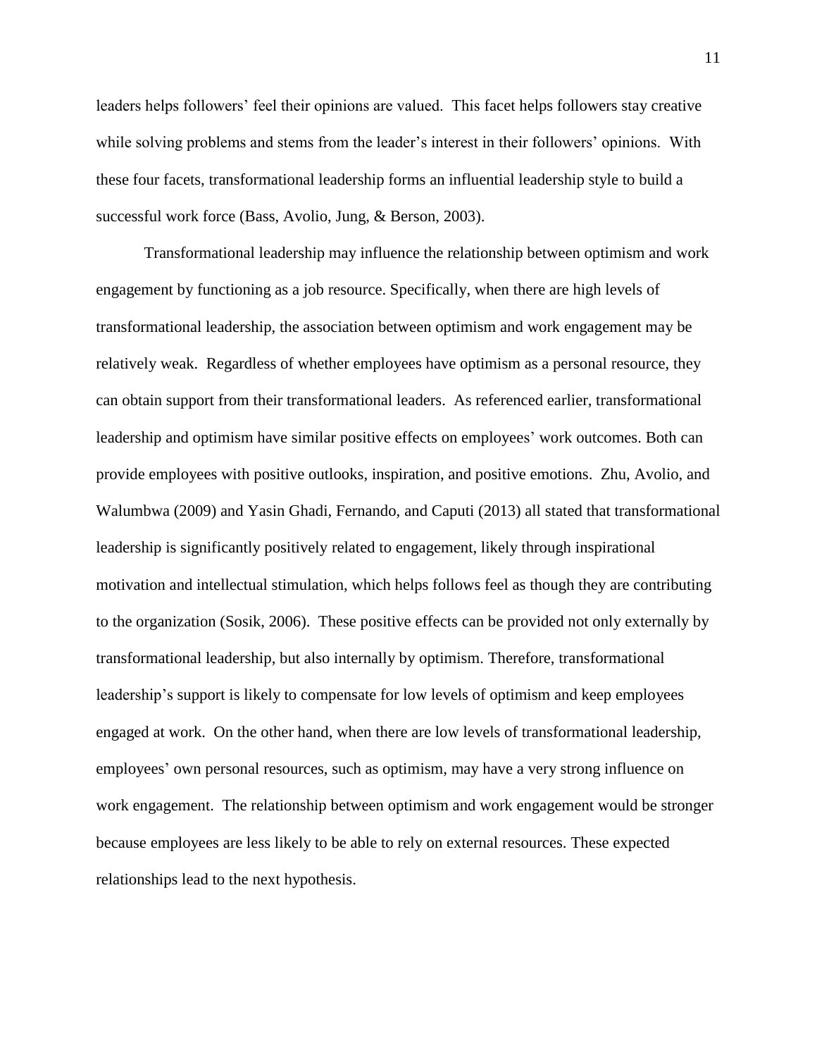leaders helps followers' feel their opinions are valued. This facet helps followers stay creative while solving problems and stems from the leader's interest in their followers' opinions. With these four facets, transformational leadership forms an influential leadership style to build a successful work force (Bass, Avolio, Jung, & Berson, 2003).

Transformational leadership may influence the relationship between optimism and work engagement by functioning as a job resource. Specifically, when there are high levels of transformational leadership, the association between optimism and work engagement may be relatively weak. Regardless of whether employees have optimism as a personal resource, they can obtain support from their transformational leaders. As referenced earlier, transformational leadership and optimism have similar positive effects on employees' work outcomes. Both can provide employees with positive outlooks, inspiration, and positive emotions. Zhu, Avolio, and Walumbwa (2009) and Yasin Ghadi, Fernando, and Caputi (2013) all stated that transformational leadership is significantly positively related to engagement, likely through inspirational motivation and intellectual stimulation, which helps follows feel as though they are contributing to the organization (Sosik, 2006). These positive effects can be provided not only externally by transformational leadership, but also internally by optimism. Therefore, transformational leadership's support is likely to compensate for low levels of optimism and keep employees engaged at work. On the other hand, when there are low levels of transformational leadership, employees' own personal resources, such as optimism, may have a very strong influence on work engagement. The relationship between optimism and work engagement would be stronger because employees are less likely to be able to rely on external resources. These expected relationships lead to the next hypothesis.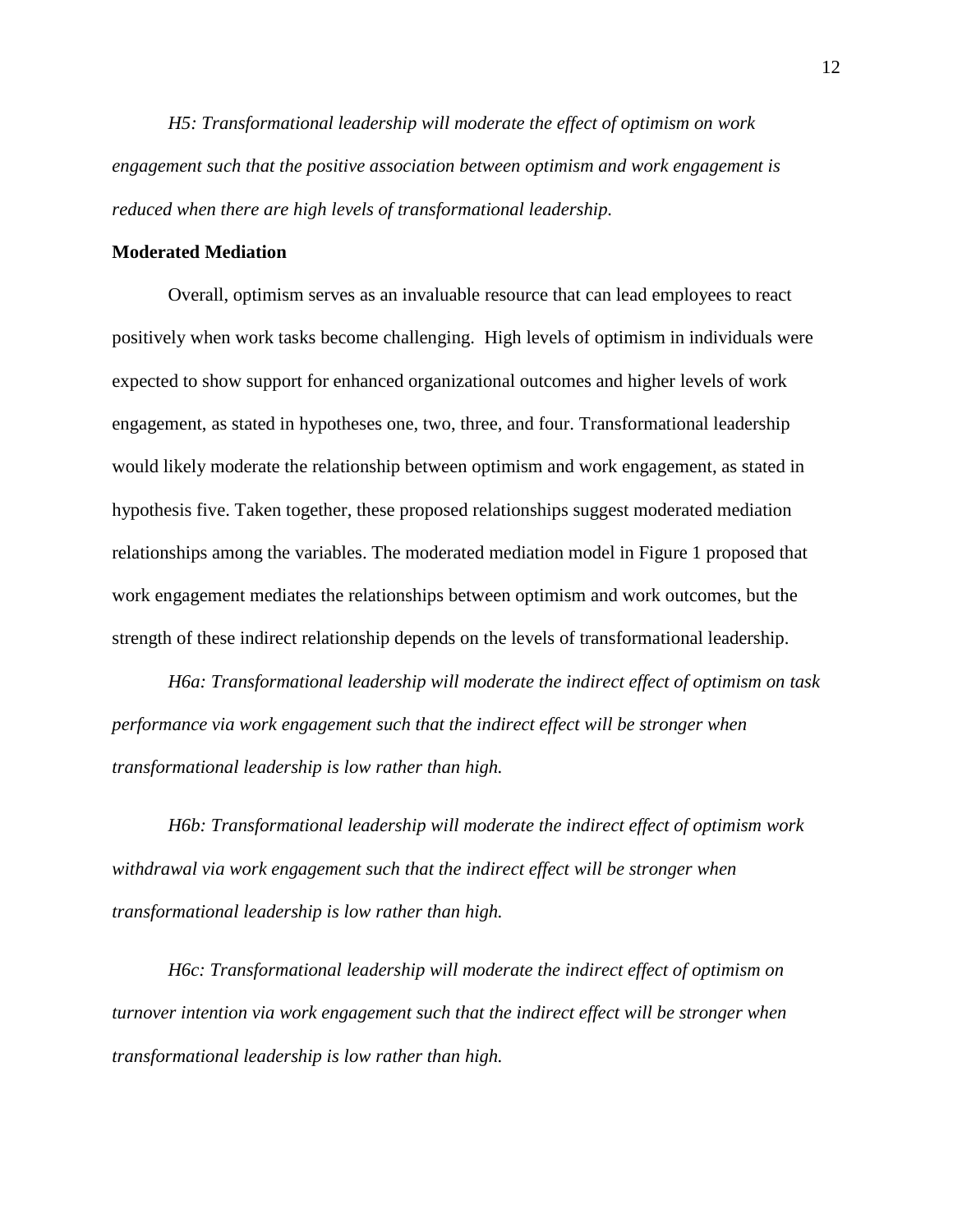*H5: Transformational leadership will moderate the effect of optimism on work engagement such that the positive association between optimism and work engagement is reduced when there are high levels of transformational leadership.*

**Moderated Mediation**

Overall, optimism serves as an invaluable resource that can lead employees to react positively when work tasks become challenging. High levels of optimism in individuals were expected to show support for enhanced organizational outcomes and higher levels of work engagement, as stated in hypotheses one, two, three, and four. Transformational leadership would likely moderate the relationship between optimism and work engagement, as stated in hypothesis five. Taken together, these proposed relationships suggest moderated mediation relationships among the variables. The moderated mediation model in Figure 1 proposed that work engagement mediates the relationships between optimism and work outcomes, but the strength of these indirect relationship depends on the levels of transformational leadership.

*H6a: Transformational leadership will moderate the indirect effect of optimism on task performance via work engagement such that the indirect effect will be stronger when transformational leadership is low rather than high.*

*H6b: Transformational leadership will moderate the indirect effect of optimism work withdrawal via work engagement such that the indirect effect will be stronger when transformational leadership is low rather than high.*

*H6c: Transformational leadership will moderate the indirect effect of optimism on turnover intention via work engagement such that the indirect effect will be stronger when transformational leadership is low rather than high.*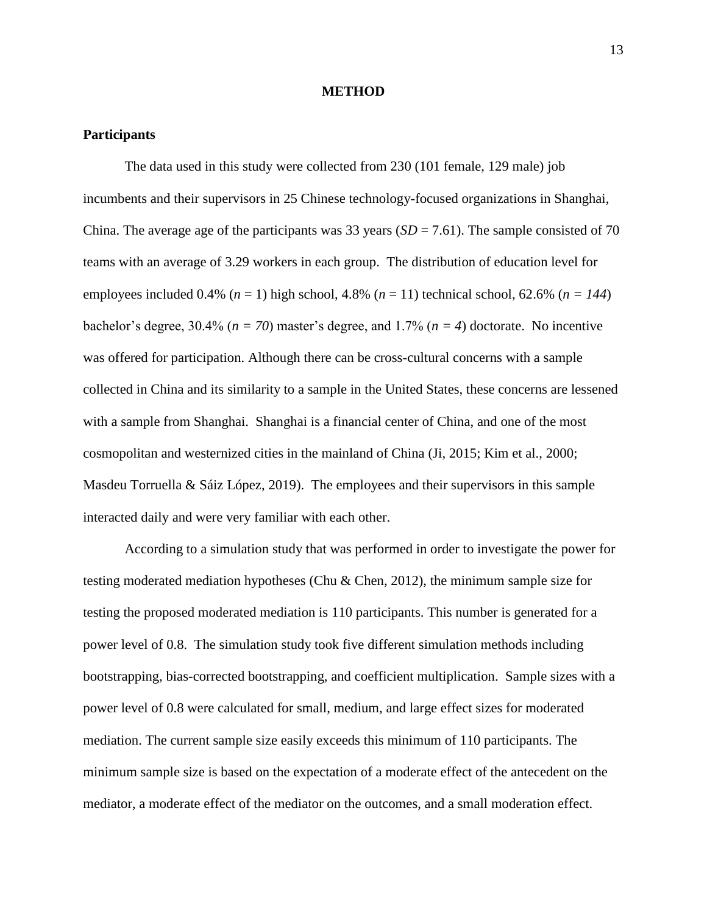# METHOD

## Participants

The data used in this study were collected from 230 (101 female, 129 male) job incumbents and their supervisors in 25 Chinese technology-focused organizations in Shanghai, China. The average age of the participants was 33 years (*SD* = 7.61). The sample consisted of 70 teams with an average of 3.29 workers in each group. The distribution of education level for employees included 0.4% (*n* = 1) high school, 4.8% (*n* = 11) technical school, 62.6% (*n = 144*) bachelor's degree, 30.4% (*n = 70*) master's degree, and 1.7% (*n = 4*) doctorate. No incentive was offered for participation. Although there can be cross-cultural concerns with a sample collected in China and its similarity to a sample in the United States, these concerns are lessened with a sample from Shanghai. Shanghai is a financial center of China, and one of the most cosmopolitan and westernized cities in the mainland of China (Ji, 2015; Kim et al., 2000; Masdeu Torruella & Sáiz López, 2019). The employees and their supervisors in this sample interacted daily and were very familiar with each other.

According to a simulation study that was performed in order to investigate the power for testing moderated mediation hypotheses (Chu & Chen, 2012), the minimum sample size for testing the proposed moderated mediation is 110 participants. This number is generated for a power level of 0.8. The simulation study took five different simulation methods including bootstrapping, bias-corrected bootstrapping, and coefficient multiplication. Sample sizes with a power level of 0.8 were calculated for small, medium, and large effect sizes for moderated mediation. The current sample size easily exceeds this minimum of 110 participants. The minimum sample size is based on the expectation of a moderate effect of the antecedent on the mediator, a moderate effect of the mediator on the outcomes, and a small moderation effect.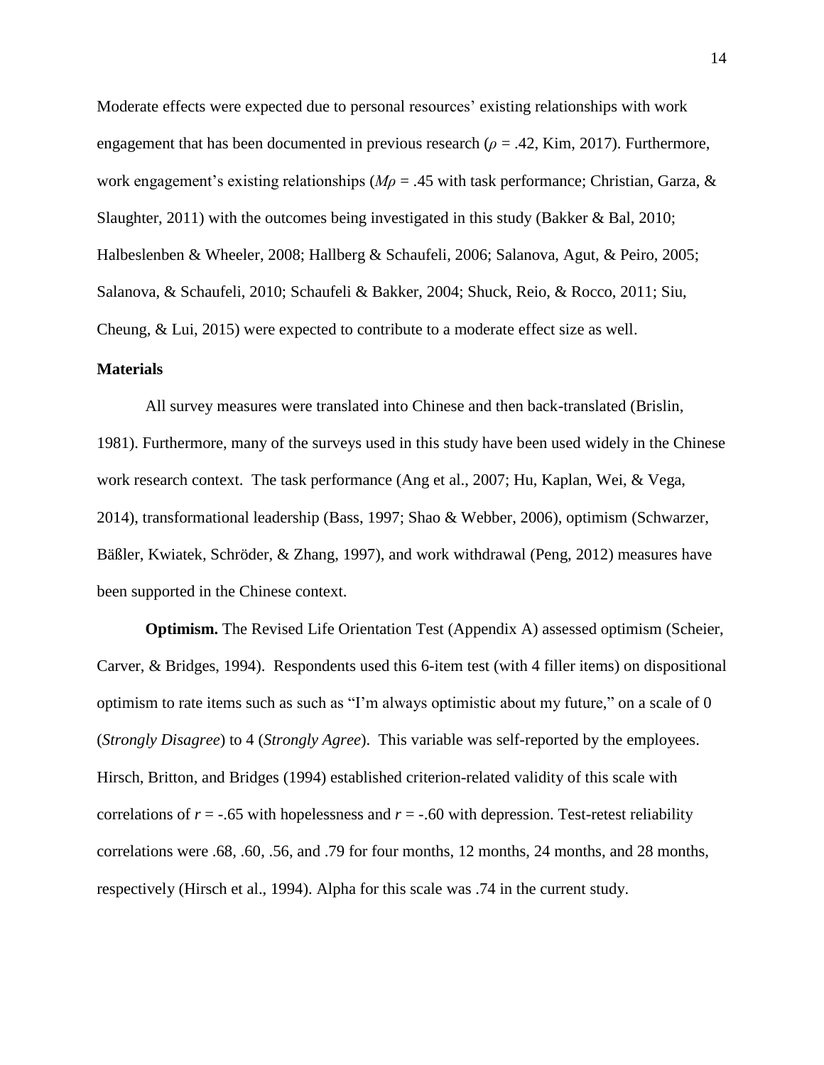Moderate effects were expected due to personal resources' existing relationships with work engagement that has been documented in previous research ($\rho$ = .42, Kim, 2017). Furthermore, work engagement's existing relationships ($M\rho$ = .45 with task performance; Christian, Garza, & Slaughter, 2011) with the outcomes being investigated in this study (Bakker & Bal, 2010; Halbeslenben & Wheeler, 2008; Hallberg & Schaufeli, 2006; Salanova, Agut, & Peiro, 2005; Salanova, & Schaufeli, 2010; Schaufeli & Bakker, 2004; Shuck, Reio, & Rocco, 2011; Siu, Cheung, & Lui, 2015) were expected to contribute to a moderate effect size as well.

## Materials

All survey measures were translated into Chinese and then back-translated (Brislin, 1981). Furthermore, many of the surveys used in this study have been used widely in the Chinese work research context. The task performance (Ang et al., 2007; Hu, Kaplan, Wei, & Vega, 2014), transformational leadership (Bass, 1997; Shao & Webber, 2006), optimism (Schwarzer, Bäßler, Kwiatek, Schröder, & Zhang, 1997), and work withdrawal (Peng, 2012) measures have been supported in the Chinese context.

**Optimism.** The Revised Life Orientation Test (Appendix A) assessed optimism (Scheier, Carver, & Bridges, 1994). Respondents used this 6-item test (with 4 filler items) on dispositional optimism to rate items such as such as "I'm always optimistic about my future," on a scale of 0 (*Strongly Disagree*) to 4 (*Strongly Agree*). This variable was self-reported by the employees. Hirsch, Britton, and Bridges (1994) established criterion-related validity of this scale with correlations of $r$ = -.65 with hopelessness and $r$ = -.60 with depression. Test-retest reliability correlations were .68, .60, .56, and .79 for four months, 12 months, 24 months, and 28 months, respectively (Hirsch et al., 1994). Alpha for this scale was .74 in the current study.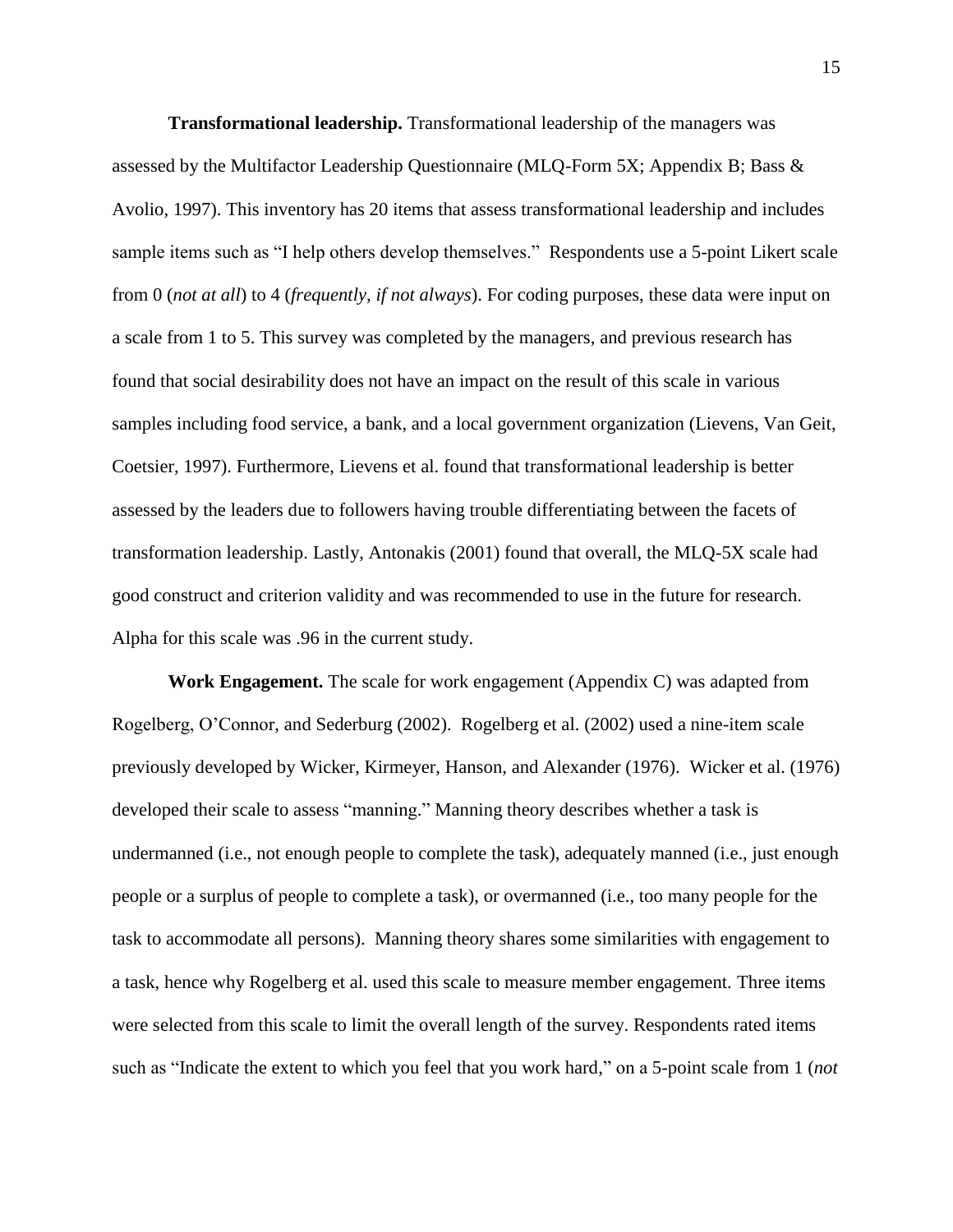**Transformational leadership.** Transformational leadership of the managers was assessed by the Multifactor Leadership Questionnaire (MLQ-Form 5X; Appendix B; Bass & Avolio, 1997). This inventory has 20 items that assess transformational leadership and includes sample items such as "I help others develop themselves." Respondents use a 5-point Likert scale from 0 (*not at all*) to 4 (*frequently, if not always*). For coding purposes, these data were input on a scale from 1 to 5. This survey was completed by the managers, and previous research has found that social desirability does not have an impact on the result of this scale in various samples including food service, a bank, and a local government organization (Lievens, Van Geit, Coetsier, 1997). Furthermore, Lievens et al. found that transformational leadership is better assessed by the leaders due to followers having trouble differentiating between the facets of transformation leadership. Lastly, Antonakis (2001) found that overall, the MLQ-5X scale had good construct and criterion validity and was recommended to use in the future for research. Alpha for this scale was .96 in the current study.

**Work Engagement.** The scale for work engagement (Appendix C) was adapted from Rogelberg, O'Connor, and Sederburg (2002). Rogelberg et al. (2002) used a nine-item scale previously developed by Wicker, Kirmeyer, Hanson, and Alexander (1976). Wicker et al. (1976) developed their scale to assess "manning." Manning theory describes whether a task is undermanned (i.e., not enough people to complete the task), adequately manned (i.e., just enough people or a surplus of people to complete a task), or overmanned (i.e., too many people for the task to accommodate all persons). Manning theory shares some similarities with engagement to a task, hence why Rogelberg et al. used this scale to measure member engagement. Three items were selected from this scale to limit the overall length of the survey. Respondents rated items such as "Indicate the extent to which you feel that you work hard," on a 5-point scale from 1 (*not*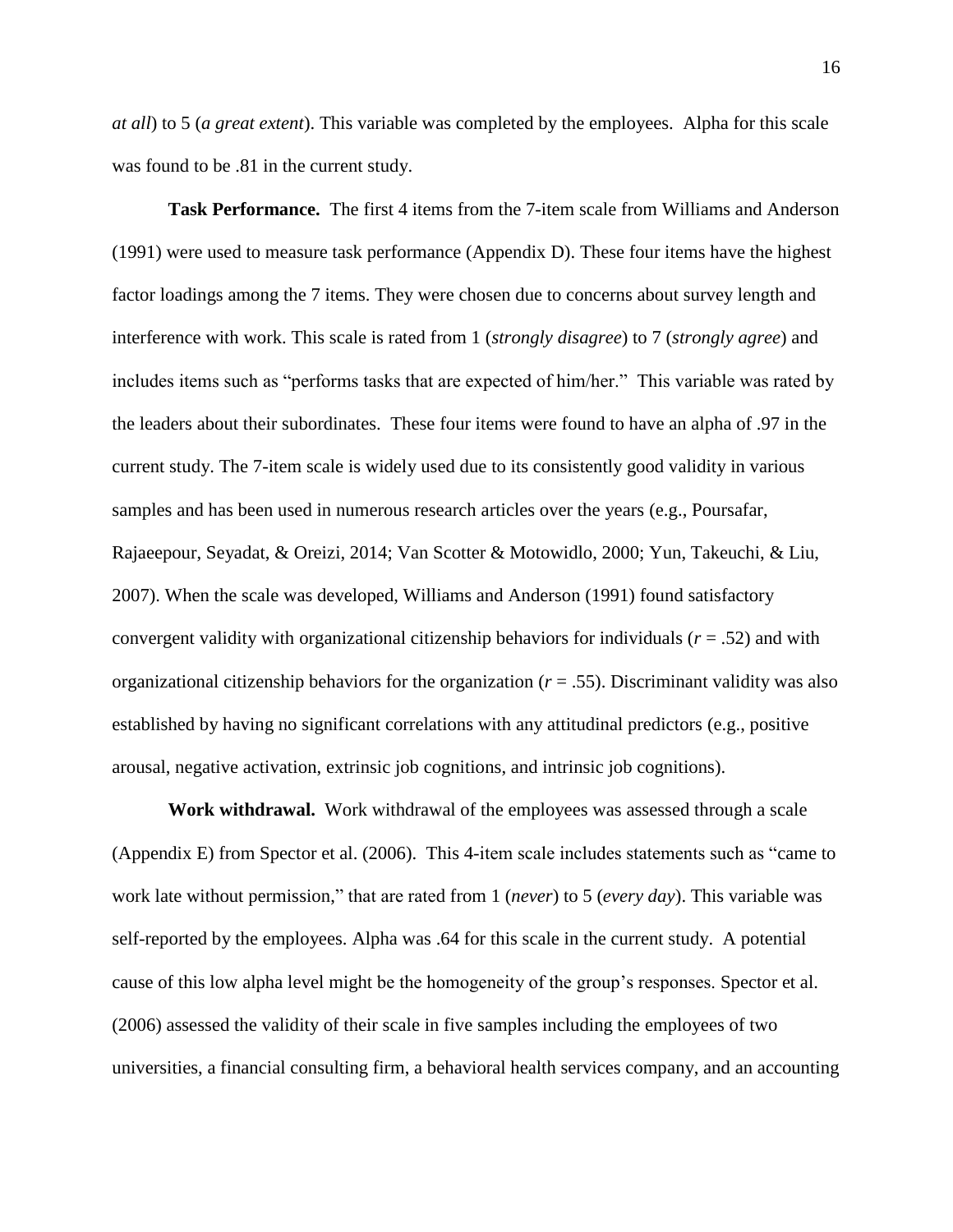*at all*) to 5 (*a great extent*). This variable was completed by the employees. Alpha for this scale was found to be .81 in the current study.

**Task Performance.** The first 4 items from the 7-item scale from Williams and Anderson (1991) were used to measure task performance (Appendix D). These four items have the highest factor loadings among the 7 items. They were chosen due to concerns about survey length and interference with work. This scale is rated from 1 (*strongly disagree*) to 7 (*strongly agree*) and includes items such as "performs tasks that are expected of him/her." This variable was rated by the leaders about their subordinates. These four items were found to have an alpha of .97 in the current study. The 7-item scale is widely used due to its consistently good validity in various samples and has been used in numerous research articles over the years (e.g., Poursafar, Rajaeepour, Seyadat, & Oreizi, 2014; Van Scotter & Motowidlo, 2000; Yun, Takeuchi, & Liu, 2007). When the scale was developed, Williams and Anderson (1991) found satisfactory convergent validity with organizational citizenship behaviors for individuals ($r$ = .52) and with organizational citizenship behaviors for the organization ($r$ = .55). Discriminant validity was also established by having no significant correlations with any attitudinal predictors (e.g., positive arousal, negative activation, extrinsic job cognitions, and intrinsic job cognitions).

**Work withdrawal.** Work withdrawal of the employees was assessed through a scale (Appendix E) from Spector et al. (2006). This 4-item scale includes statements such as "came to work late without permission," that are rated from 1 (*never*) to 5 (*every day*). This variable was self-reported by the employees. Alpha was .64 for this scale in the current study. A potential cause of this low alpha level might be the homogeneity of the group's responses. Spector et al. (2006) assessed the validity of their scale in five samples including the employees of two universities, a financial consulting firm, a behavioral health services company, and an accounting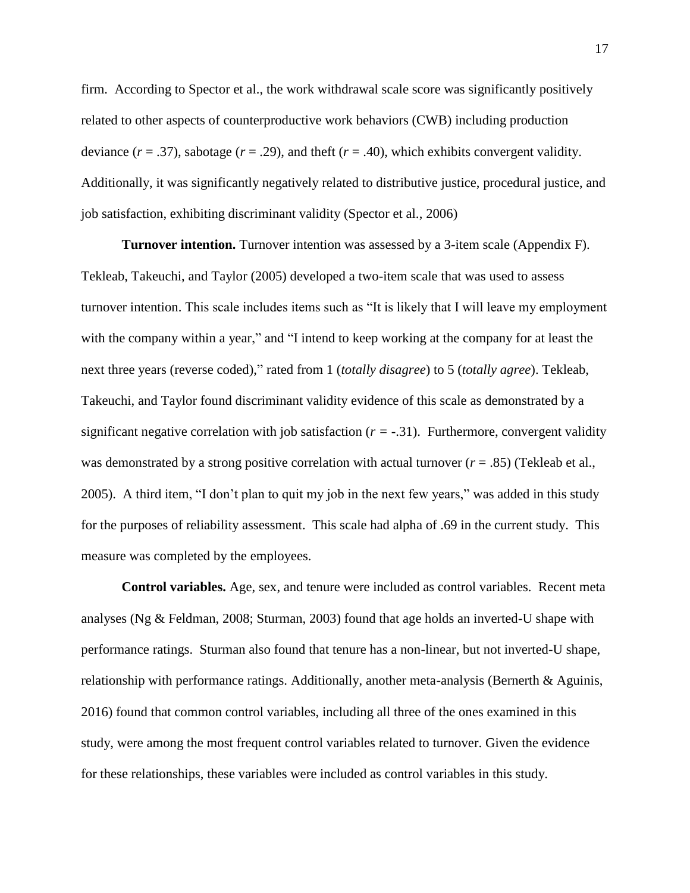firm. According to Spector et al., the work withdrawal scale score was significantly positively related to other aspects of counterproductive work behaviors (CWB) including production deviance ($r$ = .37), sabotage ($r$ = .29), and theft ($r$ = .40), which exhibits convergent validity. Additionally, it was significantly negatively related to distributive justice, procedural justice, and job satisfaction, exhibiting discriminant validity (Spector et al., 2006)

**Turnover intention.** Turnover intention was assessed by a 3-item scale (Appendix F). Tekleab, Takeuchi, and Taylor (2005) developed a two-item scale that was used to assess turnover intention. This scale includes items such as "It is likely that I will leave my employment with the company within a year," and "I intend to keep working at the company for at least the next three years (reverse coded)," rated from 1 (*totally disagree*) to 5 (*totally agree*). Tekleab, Takeuchi, and Taylor found discriminant validity evidence of this scale as demonstrated by a significant negative correlation with job satisfaction ($r$ = -.31). Furthermore, convergent validity was demonstrated by a strong positive correlation with actual turnover ($r$ = .85) (Tekleab et al., 2005). A third item, "I don't plan to quit my job in the next few years," was added in this study for the purposes of reliability assessment. This scale had alpha of .69 in the current study. This measure was completed by the employees.

**Control variables.** Age, sex, and tenure were included as control variables. Recent meta analyses (Ng & Feldman, 2008; Sturman, 2003) found that age holds an inverted-U shape with performance ratings. Sturman also found that tenure has a non-linear, but not inverted-U shape, relationship with performance ratings. Additionally, another meta-analysis (Bernerth & Aguinis, 2016) found that common control variables, including all three of the ones examined in this study, were among the most frequent control variables related to turnover. Given the evidence for these relationships, these variables were included as control variables in this study.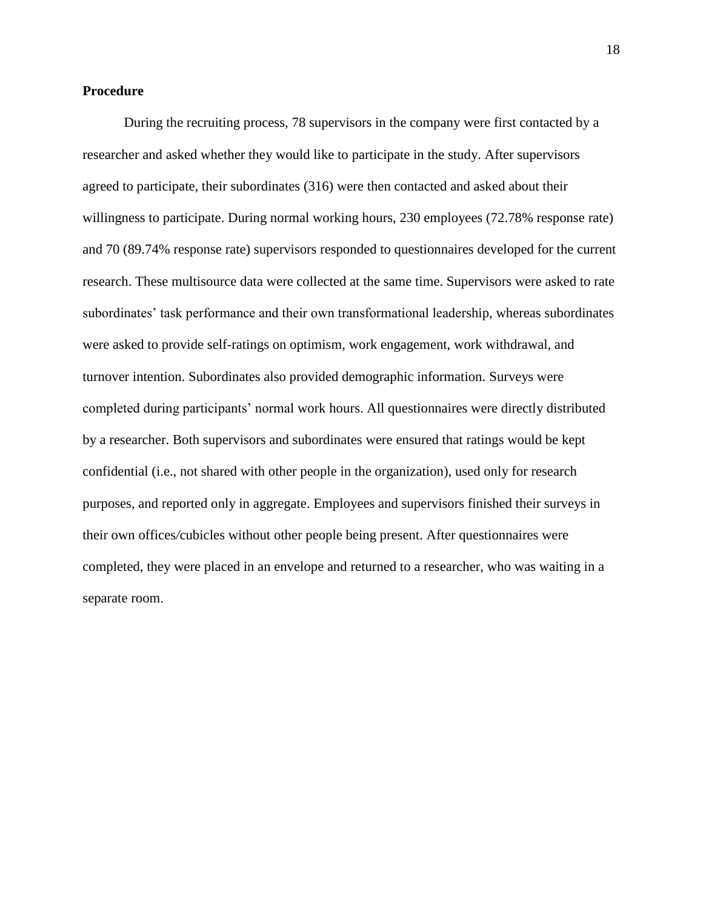**Procedure**

During the recruiting process, 78 supervisors in the company were first contacted by a researcher and asked whether they would like to participate in the study. After supervisors agreed to participate, their subordinates (316) were then contacted and asked about their willingness to participate. During normal working hours, 230 employees (72.78% response rate) and 70 (89.74% response rate) supervisors responded to questionnaires developed for the current research. These multisource data were collected at the same time. Supervisors were asked to rate subordinates' task performance and their own transformational leadership, whereas subordinates were asked to provide self-ratings on optimism, work engagement, work withdrawal, and turnover intention. Subordinates also provided demographic information. Surveys were completed during participants' normal work hours. All questionnaires were directly distributed by a researcher. Both supervisors and subordinates were ensured that ratings would be kept confidential (i.e., not shared with other people in the organization), used only for research purposes, and reported only in aggregate. Employees and supervisors finished their surveys in their own offices/cubicles without other people being present. After questionnaires were completed, they were placed in an envelope and returned to a researcher, who was waiting in a separate room.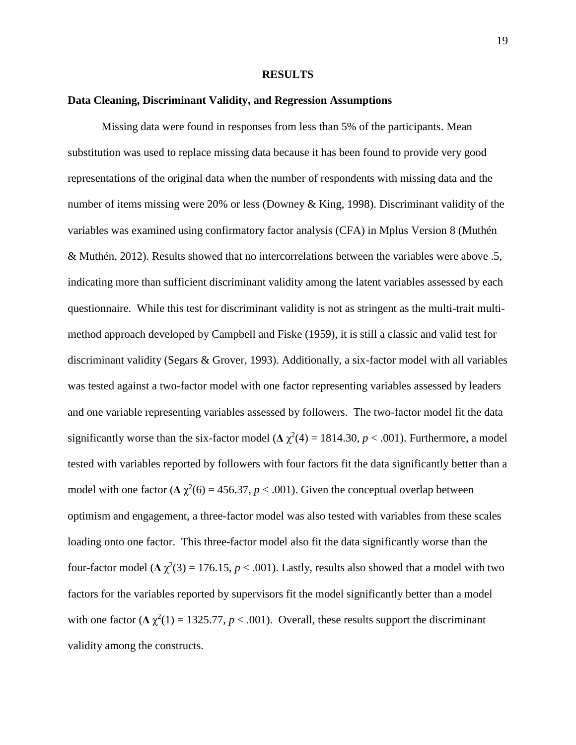# RESULTS

## Data Cleaning, Discriminant Validity, and Regression Assumptions

Missing data were found in responses from less than 5% of the participants. Mean substitution was used to replace missing data because it has been found to provide very good representations of the original data when the number of respondents with missing data and the number of items missing were 20% or less (Downey & King, 1998). Discriminant validity of the variables was examined using confirmatory factor analysis (CFA) in Mplus Version 8 (Muthén & Muthén, 2012). Results showed that no intercorrelations between the variables were above .5, indicating more than sufficient discriminant validity among the latent variables assessed by each questionnaire. While this test for discriminant validity is not as stringent as the multi-trait multi-method approach developed by Campbell and Fiske (1959), it is still a classic and valid test for discriminant validity (Segars & Grover, 1993). Additionally, a six-factor model with all variables was tested against a two-factor model with one factor representing variables assessed by leaders and one variable representing variables assessed by followers. The two-factor model fit the data significantly worse than the six-factor model ($\Delta \chi^2(4) = 1814.30$, $p < .001$). Furthermore, a model tested with variables reported by followers with four factors fit the data significantly better than a model with one factor ($\Delta \chi^2(6) = 456.37$, $p < .001$). Given the conceptual overlap between optimism and engagement, a three-factor model was also tested with variables from these scales loading onto one factor. This three-factor model also fit the data significantly worse than the four-factor model ($\Delta \chi^2(3) = 176.15$, $p < .001$). Lastly, results also showed that a model with two factors for the variables reported by supervisors fit the model significantly better than a model with one factor ($\Delta \chi^2(1) = 1325.77$, $p < .001$). Overall, these results support the discriminant validity among the constructs.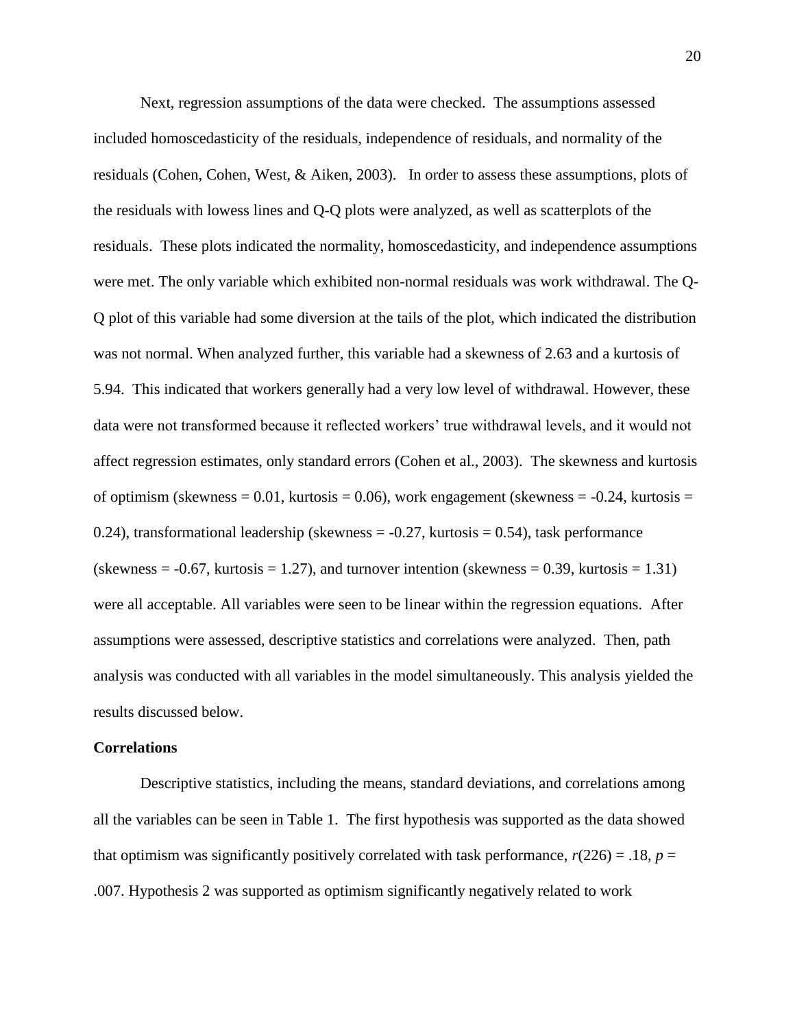Next, regression assumptions of the data were checked. The assumptions assessed included homoscedasticity of the residuals, independence of residuals, and normality of the residuals (Cohen, Cohen, West, & Aiken, 2003). In order to assess these assumptions, plots of the residuals with lowess lines and Q-Q plots were analyzed, as well as scatterplots of the residuals. These plots indicated the normality, homoscedasticity, and independence assumptions were met. The only variable which exhibited non-normal residuals was work withdrawal. The Q-Q plot of this variable had some diversion at the tails of the plot, which indicated the distribution was not normal. When analyzed further, this variable had a skewness of 2.63 and a kurtosis of 5.94. This indicated that workers generally had a very low level of withdrawal. However, these data were not transformed because it reflected workers' true withdrawal levels, and it would not affect regression estimates, only standard errors (Cohen et al., 2003). The skewness and kurtosis of optimism (skewness = 0.01, kurtosis = 0.06), work engagement (skewness = -0.24, kurtosis = 0.24), transformational leadership (skewness = -0.27, kurtosis = 0.54), task performance (skewness = -0.67, kurtosis = 1.27), and turnover intention (skewness = 0.39, kurtosis = 1.31) were all acceptable. All variables were seen to be linear within the regression equations. After assumptions were assessed, descriptive statistics and correlations were analyzed. Then, path analysis was conducted with all variables in the model simultaneously. This analysis yielded the results discussed below.

**Correlations**

Descriptive statistics, including the means, standard deviations, and correlations among all the variables can be seen in Table 1. The first hypothesis was supported as the data showed that optimism was significantly positively correlated with task performance, $r(226) = .18$, $p = .007$. Hypothesis 2 was supported as optimism significantly negatively related to work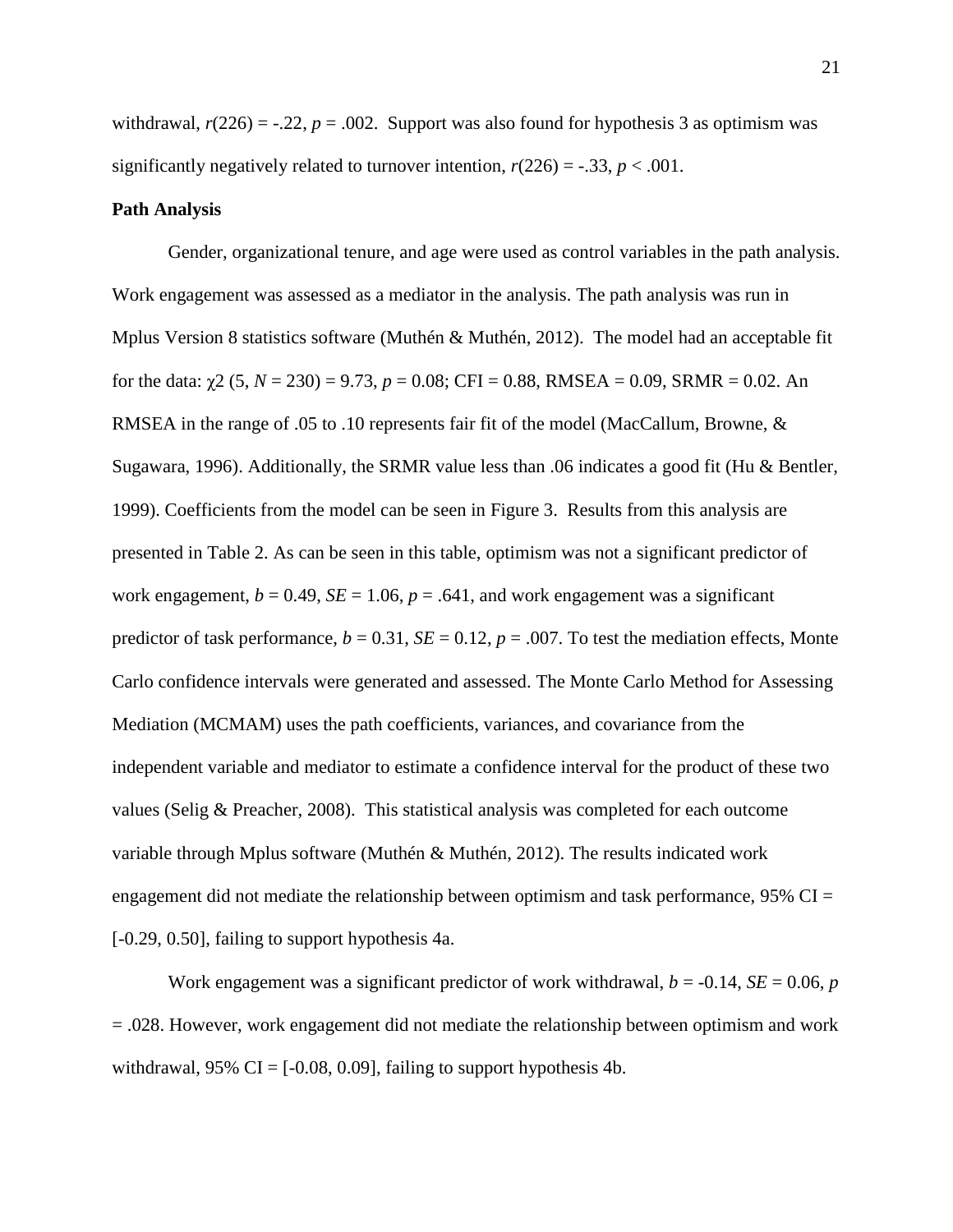withdrawal, $r(226) = -.22$, $p = .002$. Support was also found for hypothesis 3 as optimism was significantly negatively related to turnover intention, $r(226) = -.33$, $p < .001$.

**Path Analysis**

Gender, organizational tenure, and age were used as control variables in the path analysis. Work engagement was assessed as a mediator in the analysis. The path analysis was run in Mplus Version 8 statistics software (Muthén & Muthén, 2012). The model had an acceptable fit for the data: $\chi2$ (5, $N = 230$) = 9.73, $p = 0.08$; CFI = 0.88, RMSEA = 0.09, SRMR = 0.02. An RMSEA in the range of .05 to .10 represents fair fit of the model (MacCallum, Browne, & Sugawara, 1996). Additionally, the SRMR value less than .06 indicates a good fit (Hu & Bentler, 1999). Coefficients from the model can be seen in Figure 3. Results from this analysis are presented in Table 2. As can be seen in this table, optimism was not a significant predictor of work engagement, $b = 0.49$, $SE = 1.06$, $p = .641$, and work engagement was a significant predictor of task performance, $b = 0.31$, $SE = 0.12$, $p = .007$. To test the mediation effects, Monte Carlo confidence intervals were generated and assessed. The Monte Carlo Method for Assessing Mediation (MCMAM) uses the path coefficients, variances, and covariance from the independent variable and mediator to estimate a confidence interval for the product of these two values (Selig & Preacher, 2008). This statistical analysis was completed for each outcome variable through Mplus software (Muthén & Muthén, 2012). The results indicated work engagement did not mediate the relationship between optimism and task performance, 95% CI = [-0.29, 0.50], failing to support hypothesis 4a.

Work engagement was a significant predictor of work withdrawal, $b = -0.14$, $SE = 0.06$, $p = .028$. However, work engagement did not mediate the relationship between optimism and work withdrawal, 95% CI = [-0.08, 0.09], failing to support hypothesis 4b.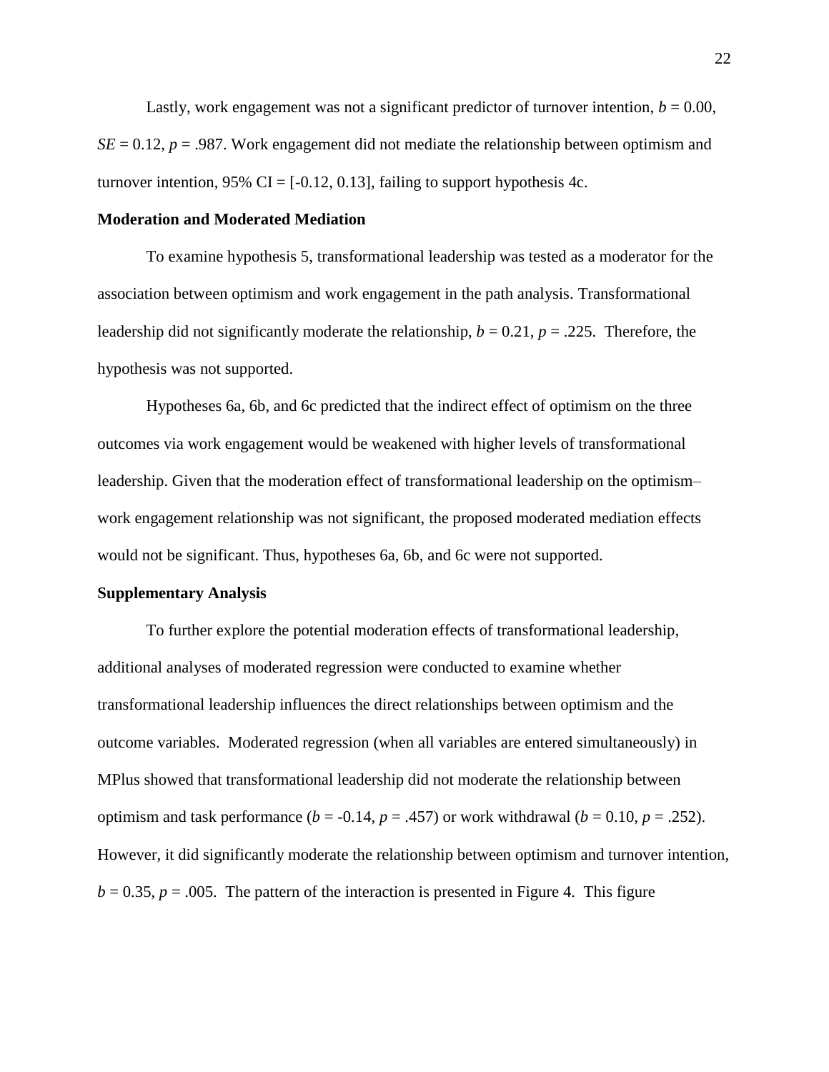Lastly, work engagement was not a significant predictor of turnover intention, $b = 0.00$, $SE = 0.12$, $p = .987$. Work engagement did not mediate the relationship between optimism and turnover intention, 95% CI = [-0.12, 0.13], failing to support hypothesis 4c.

## Moderation and Moderated Mediation

To examine hypothesis 5, transformational leadership was tested as a moderator for the association between optimism and work engagement in the path analysis. Transformational leadership did not significantly moderate the relationship, $b = 0.21$, $p = .225$. Therefore, the hypothesis was not supported.

Hypotheses 6a, 6b, and 6c predicted that the indirect effect of optimism on the three outcomes via work engagement would be weakened with higher levels of transformational leadership. Given that the moderation effect of transformational leadership on the optimism–work engagement relationship was not significant, the proposed moderated mediation effects would not be significant. Thus, hypotheses 6a, 6b, and 6c were not supported.

## Supplementary Analysis

To further explore the potential moderation effects of transformational leadership, additional analyses of moderated regression were conducted to examine whether transformational leadership influences the direct relationships between optimism and the outcome variables. Moderated regression (when all variables are entered simultaneously) in MPlus showed that transformational leadership did not moderate the relationship between optimism and task performance ($b = -0.14$, $p = .457$) or work withdrawal ($b = 0.10$, $p = .252$). However, it did significantly moderate the relationship between optimism and turnover intention, $b = 0.35$, $p = .005$. The pattern of the interaction is presented in Figure 4. This figure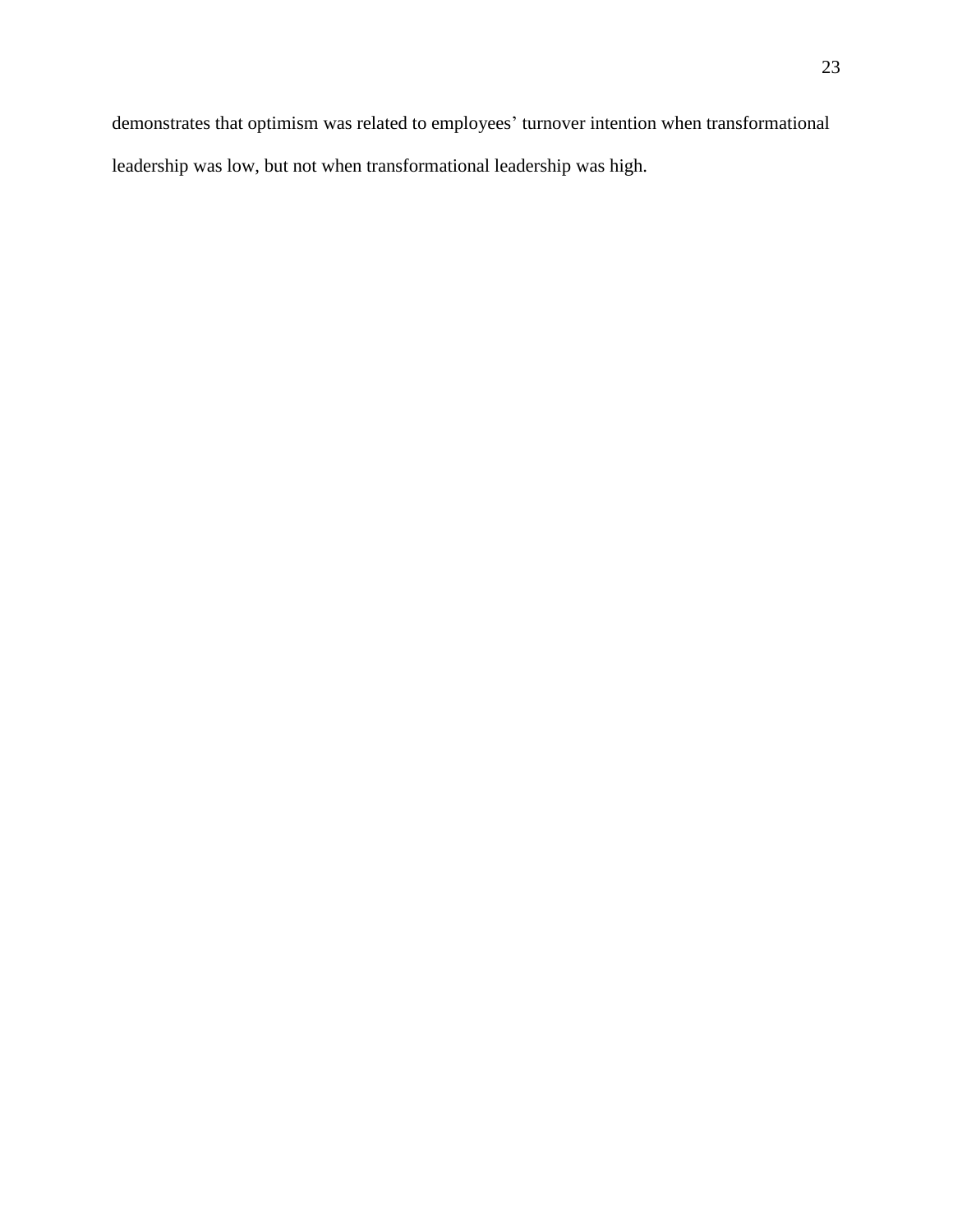demonstrates that optimism was related to employees’ turnover intention when transformational leadership was low, but not when transformational leadership was high.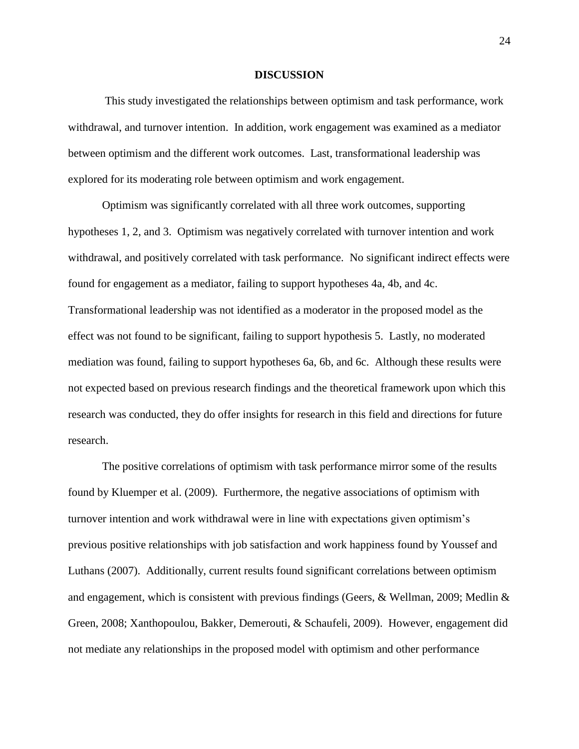# DISCUSSION

This study investigated the relationships between optimism and task performance, work withdrawal, and turnover intention. In addition, work engagement was examined as a mediator between optimism and the different work outcomes. Last, transformational leadership was explored for its moderating role between optimism and work engagement.

Optimism was significantly correlated with all three work outcomes, supporting hypotheses 1, 2, and 3. Optimism was negatively correlated with turnover intention and work withdrawal, and positively correlated with task performance. No significant indirect effects were found for engagement as a mediator, failing to support hypotheses 4a, 4b, and 4c. Transformational leadership was not identified as a moderator in the proposed model as the effect was not found to be significant, failing to support hypothesis 5. Lastly, no moderated mediation was found, failing to support hypotheses 6a, 6b, and 6c. Although these results were not expected based on previous research findings and the theoretical framework upon which this research was conducted, they do offer insights for research in this field and directions for future research.

The positive correlations of optimism with task performance mirror some of the results found by Kluemper et al. (2009). Furthermore, the negative associations of optimism with turnover intention and work withdrawal were in line with expectations given optimism's previous positive relationships with job satisfaction and work happiness found by Youssef and Luthans (2007). Additionally, current results found significant correlations between optimism and engagement, which is consistent with previous findings (Geers, & Wellman, 2009; Medlin & Green, 2008; Xanthopoulou, Bakker, Demerouti, & Schaufeli, 2009). However, engagement did not mediate any relationships in the proposed model with optimism and other performance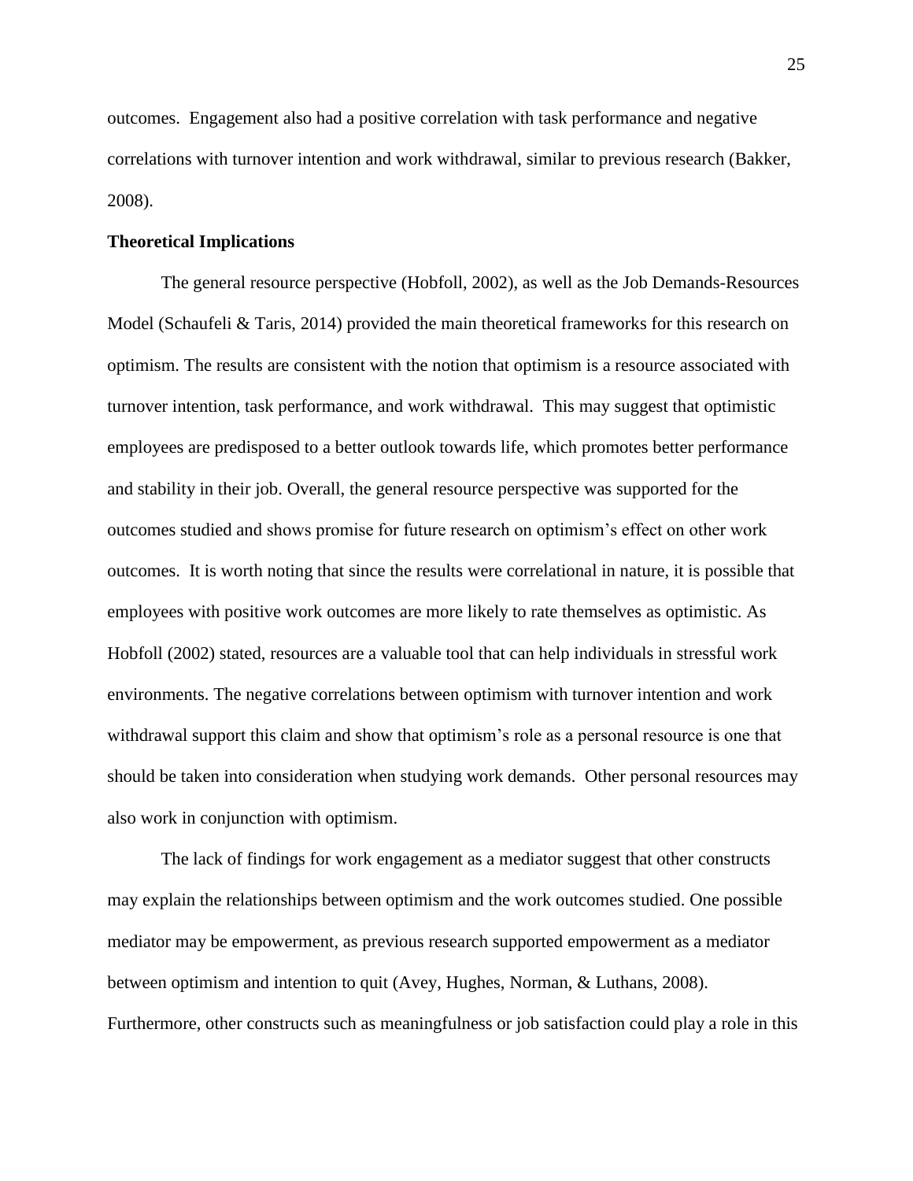outcomes. Engagement also had a positive correlation with task performance and negative correlations with turnover intention and work withdrawal, similar to previous research (Bakker, 2008).

## Theoretical Implications

The general resource perspective (Hobfoll, 2002), as well as the Job Demands-Resources Model (Schaufeli & Taris, 2014) provided the main theoretical frameworks for this research on optimism. The results are consistent with the notion that optimism is a resource associated with turnover intention, task performance, and work withdrawal. This may suggest that optimistic employees are predisposed to a better outlook towards life, which promotes better performance and stability in their job. Overall, the general resource perspective was supported for the outcomes studied and shows promise for future research on optimism's effect on other work outcomes. It is worth noting that since the results were correlational in nature, it is possible that employees with positive work outcomes are more likely to rate themselves as optimistic. As Hobfoll (2002) stated, resources are a valuable tool that can help individuals in stressful work environments. The negative correlations between optimism with turnover intention and work withdrawal support this claim and show that optimism's role as a personal resource is one that should be taken into consideration when studying work demands. Other personal resources may also work in conjunction with optimism.

The lack of findings for work engagement as a mediator suggest that other constructs may explain the relationships between optimism and the work outcomes studied. One possible mediator may be empowerment, as previous research supported empowerment as a mediator between optimism and intention to quit (Avey, Hughes, Norman, & Luthans, 2008). Furthermore, other constructs such as meaningfulness or job satisfaction could play a role in this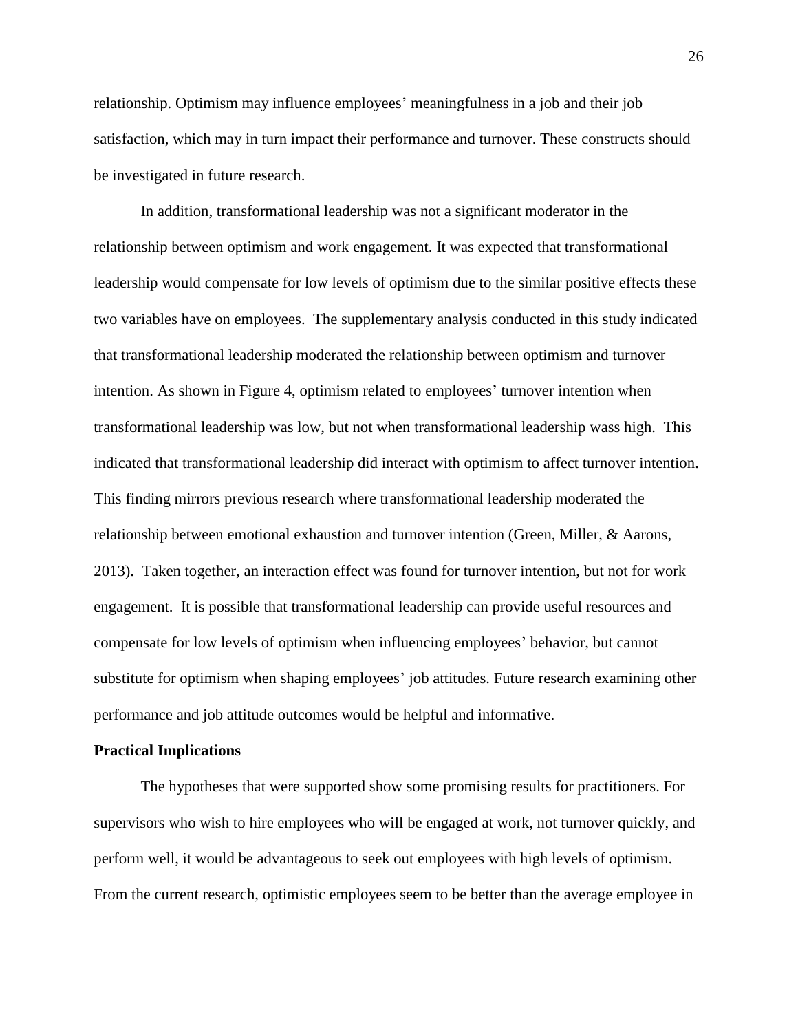relationship. Optimism may influence employees' meaningfulness in a job and their job satisfaction, which may in turn impact their performance and turnover. These constructs should be investigated in future research.

In addition, transformational leadership was not a significant moderator in the relationship between optimism and work engagement. It was expected that transformational leadership would compensate for low levels of optimism due to the similar positive effects these two variables have on employees. The supplementary analysis conducted in this study indicated that transformational leadership moderated the relationship between optimism and turnover intention. As shown in Figure 4, optimism related to employees' turnover intention when transformational leadership was low, but not when transformational leadership wass high. This indicated that transformational leadership did interact with optimism to affect turnover intention. This finding mirrors previous research where transformational leadership moderated the relationship between emotional exhaustion and turnover intention (Green, Miller, & Aarons, 2013). Taken together, an interaction effect was found for turnover intention, but not for work engagement. It is possible that transformational leadership can provide useful resources and compensate for low levels of optimism when influencing employees' behavior, but cannot substitute for optimism when shaping employees' job attitudes. Future research examining other performance and job attitude outcomes would be helpful and informative.

**Practical Implications**

The hypotheses that were supported show some promising results for practitioners. For supervisors who wish to hire employees who will be engaged at work, not turnover quickly, and perform well, it would be advantageous to seek out employees with high levels of optimism. From the current research, optimistic employees seem to be better than the average employee in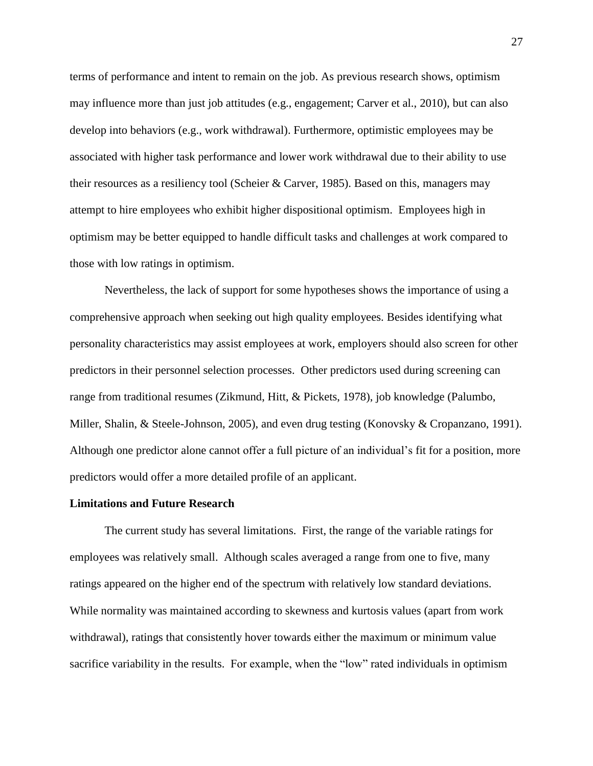terms of performance and intent to remain on the job. As previous research shows, optimism may influence more than just job attitudes (e.g., engagement; Carver et al., 2010), but can also develop into behaviors (e.g., work withdrawal). Furthermore, optimistic employees may be associated with higher task performance and lower work withdrawal due to their ability to use their resources as a resiliency tool (Scheier & Carver, 1985). Based on this, managers may attempt to hire employees who exhibit higher dispositional optimism. Employees high in optimism may be better equipped to handle difficult tasks and challenges at work compared to those with low ratings in optimism.

Nevertheless, the lack of support for some hypotheses shows the importance of using a comprehensive approach when seeking out high quality employees. Besides identifying what personality characteristics may assist employees at work, employers should also screen for other predictors in their personnel selection processes. Other predictors used during screening can range from traditional resumes (Zikmund, Hitt, & Pickets, 1978), job knowledge (Palumbo, Miller, Shalin, & Steele-Johnson, 2005), and even drug testing (Konovsky & Cropanzano, 1991). Although one predictor alone cannot offer a full picture of an individual's fit for a position, more predictors would offer a more detailed profile of an applicant.

**Limitations and Future Research**

The current study has several limitations. First, the range of the variable ratings for employees was relatively small. Although scales averaged a range from one to five, many ratings appeared on the higher end of the spectrum with relatively low standard deviations. While normality was maintained according to skewness and kurtosis values (apart from work withdrawal), ratings that consistently hover towards either the maximum or minimum value sacrifice variability in the results. For example, when the "low" rated individuals in optimism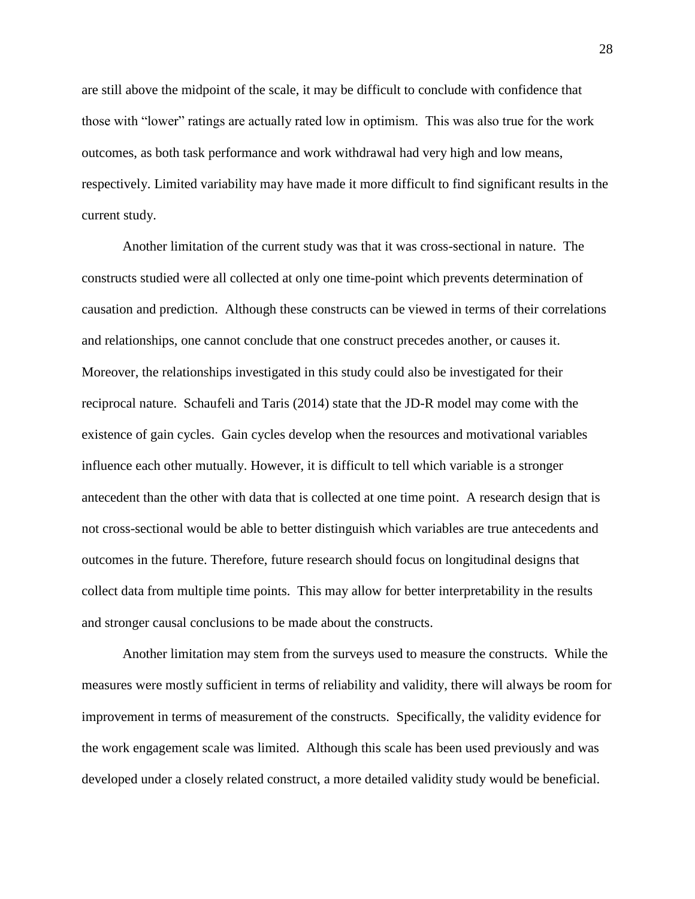are still above the midpoint of the scale, it may be difficult to conclude with confidence that those with "lower" ratings are actually rated low in optimism. This was also true for the work outcomes, as both task performance and work withdrawal had very high and low means, respectively. Limited variability may have made it more difficult to find significant results in the current study.

Another limitation of the current study was that it was cross-sectional in nature. The constructs studied were all collected at only one time-point which prevents determination of causation and prediction. Although these constructs can be viewed in terms of their correlations and relationships, one cannot conclude that one construct precedes another, or causes it. Moreover, the relationships investigated in this study could also be investigated for their reciprocal nature. Schaufeli and Taris (2014) state that the JD-R model may come with the existence of gain cycles. Gain cycles develop when the resources and motivational variables influence each other mutually. However, it is difficult to tell which variable is a stronger antecedent than the other with data that is collected at one time point. A research design that is not cross-sectional would be able to better distinguish which variables are true antecedents and outcomes in the future. Therefore, future research should focus on longitudinal designs that collect data from multiple time points. This may allow for better interpretability in the results and stronger causal conclusions to be made about the constructs.

Another limitation may stem from the surveys used to measure the constructs. While the measures were mostly sufficient in terms of reliability and validity, there will always be room for improvement in terms of measurement of the constructs. Specifically, the validity evidence for the work engagement scale was limited. Although this scale has been used previously and was developed under a closely related construct, a more detailed validity study would be beneficial.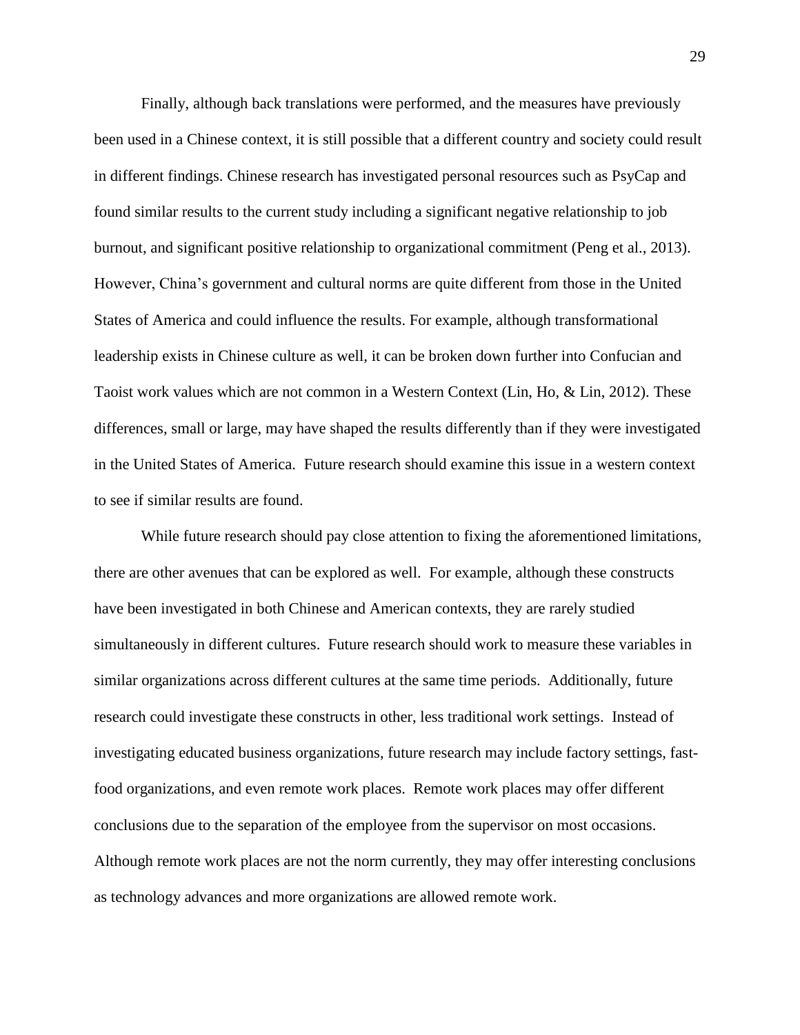Finally, although back translations were performed, and the measures have previously been used in a Chinese context, it is still possible that a different country and society could result in different findings. Chinese research has investigated personal resources such as PsyCap and found similar results to the current study including a significant negative relationship to job burnout, and significant positive relationship to organizational commitment (Peng et al., 2013). However, China's government and cultural norms are quite different from those in the United States of America and could influence the results. For example, although transformational leadership exists in Chinese culture as well, it can be broken down further into Confucian and Taoist work values which are not common in a Western Context (Lin, Ho, & Lin, 2012). These differences, small or large, may have shaped the results differently than if they were investigated in the United States of America. Future research should examine this issue in a western context to see if similar results are found.

While future research should pay close attention to fixing the aforementioned limitations, there are other avenues that can be explored as well. For example, although these constructs have been investigated in both Chinese and American contexts, they are rarely studied simultaneously in different cultures. Future research should work to measure these variables in similar organizations across different cultures at the same time periods. Additionally, future research could investigate these constructs in other, less traditional work settings. Instead of investigating educated business organizations, future research may include factory settings, fast-food organizations, and even remote work places. Remote work places may offer different conclusions due to the separation of the employee from the supervisor on most occasions. Although remote work places are not the norm currently, they may offer interesting conclusions as technology advances and more organizations are allowed remote work.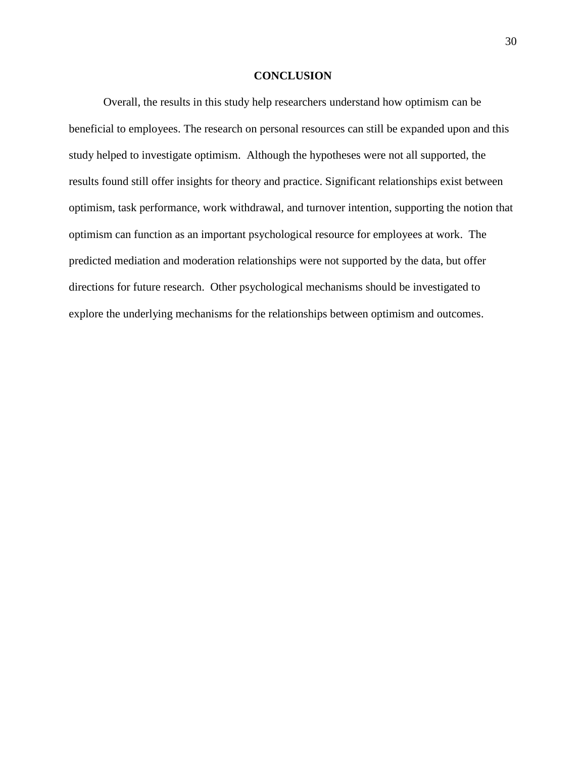## CONCLUSION

Overall, the results in this study help researchers understand how optimism can be beneficial to employees. The research on personal resources can still be expanded upon and this study helped to investigate optimism. Although the hypotheses were not all supported, the results found still offer insights for theory and practice. Significant relationships exist between optimism, task performance, work withdrawal, and turnover intention, supporting the notion that optimism can function as an important psychological resource for employees at work. The predicted mediation and moderation relationships were not supported by the data, but offer directions for future research. Other psychological mechanisms should be investigated to explore the underlying mechanisms for the relationships between optimism and outcomes.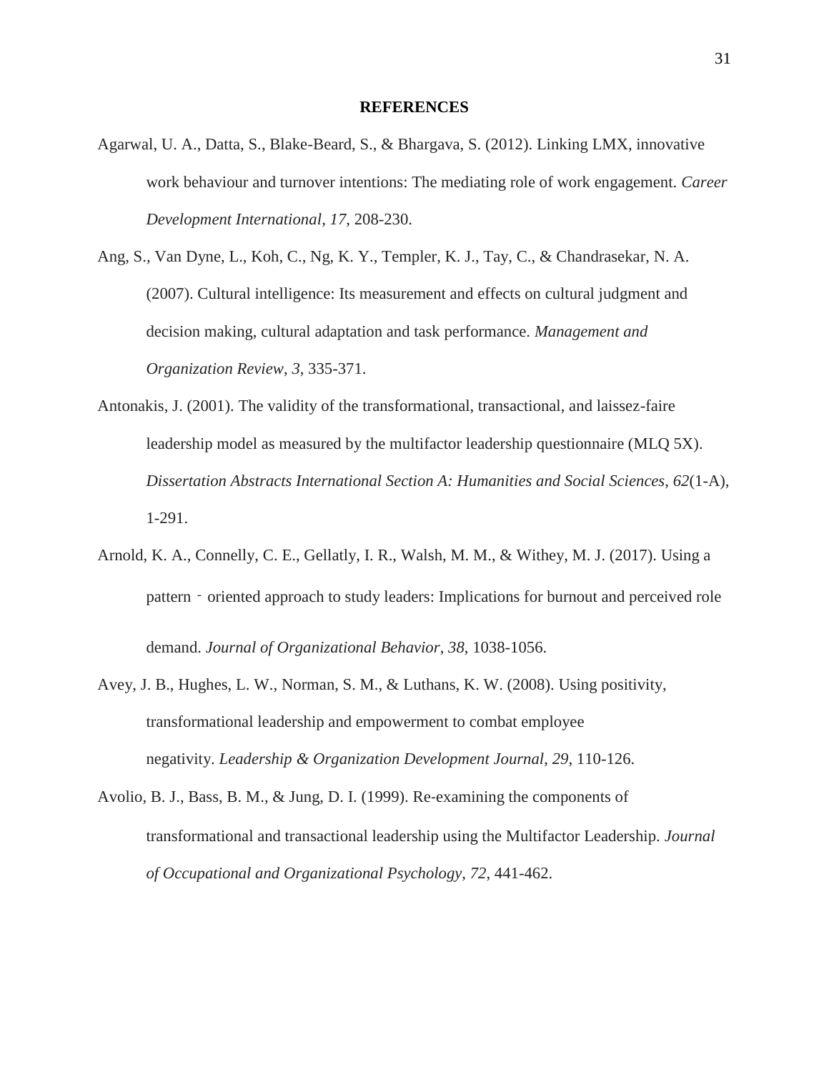**REFERENCES**

Agarwal, U. A., Datta, S., Blake-Beard, S., & Bhargava, S. (2012). Linking LMX, innovative work behaviour and turnover intentions: The mediating role of work engagement. *Career Development International*, *17*, 208-230.

Ang, S., Van Dyne, L., Koh, C., Ng, K. Y., Templer, K. J., Tay, C., & Chandrasekar, N. A. (2007). Cultural intelligence: Its measurement and effects on cultural judgment and decision making, cultural adaptation and task performance. *Management and Organization Review*, *3*, 335-371.

Antonakis, J. (2001). The validity of the transformational, transactional, and laissez-faire leadership model as measured by the multifactor leadership questionnaire (MLQ 5X). *Dissertation Abstracts International Section A: Humanities and Social Sciences*, *62*(1-A), 1-291.

Arnold, K. A., Connelly, C. E., Gellatly, I. R., Walsh, M. M., & Withey, M. J. (2017). Using a pattern‐oriented approach to study leaders: Implications for burnout and perceived role demand. *Journal of Organizational Behavior*, *38*, 1038-1056.

Avey, J. B., Hughes, L. W., Norman, S. M., & Luthans, K. W. (2008). Using positivity, transformational leadership and empowerment to combat employee negativity. *Leadership & Organization Development Journal*, *29*, 110-126.

Avolio, B. J., Bass, B. M., & Jung, D. I. (1999). Re-examining the components of transformational and transactional leadership using the Multifactor Leadership. *Journal of Occupational and Organizational Psychology*, *72*, 441-462.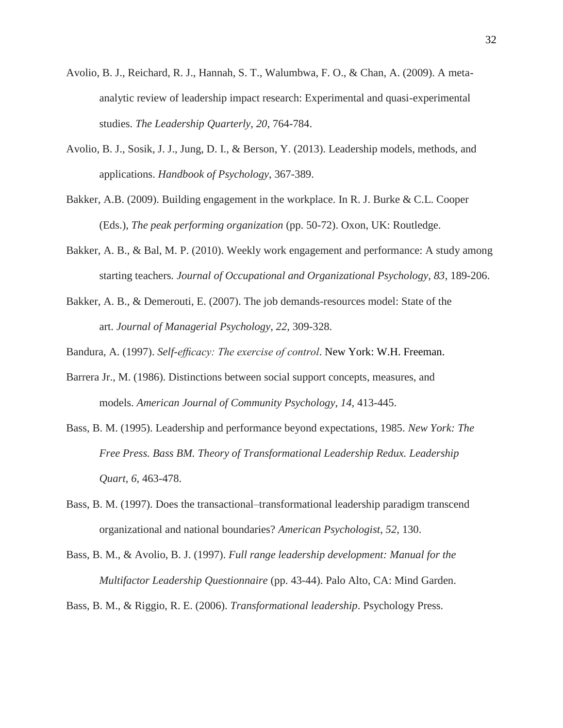Avolio, B. J., Reichard, R. J., Hannah, S. T., Walumbwa, F. O., & Chan, A. (2009). A meta-analytic review of leadership impact research: Experimental and quasi-experimental studies. *The Leadership Quarterly*, *20*, 764-784.

Avolio, B. J., Sosik, J. J., Jung, D. I., & Berson, Y. (2013). Leadership models, methods, and applications. *Handbook of Psychology*, 367-389.

Bakker, A.B. (2009). Building engagement in the workplace. In R. J. Burke & C.L. Cooper (Eds.), *The peak performing organization* (pp. 50-72). Oxon, UK: Routledge.

Bakker, A. B., & Bal, M. P. (2010). Weekly work engagement and performance: A study among starting teachers*. Journal of Occupational and Organizational Psychology, 83*, 189-206.

Bakker, A. B., & Demerouti, E. (2007). The job demands-resources model: State of the art. *Journal of Managerial Psychology*, *22*, 309-328.

Bandura, A. (1997). *Self-efficacy: The exercise of control*. New York: W.H. Freeman.

Barrera Jr., M. (1986). Distinctions between social support concepts, measures, and models. *American Journal of Community Psychology*, *14*, 413-445.

Bass, B. M. (1995). Leadership and performance beyond expectations, 1985. *New York: The Free Press. Bass BM. Theory of Transformational Leadership Redux. Leadership Quart*, *6*, 463-478.

Bass, B. M. (1997). Does the transactional–transformational leadership paradigm transcend organizational and national boundaries? *American Psychologist, 52*, 130.

Bass, B. M., & Avolio, B. J. (1997). *Full range leadership development: Manual for the Multifactor Leadership Questionnaire* (pp. 43-44). Palo Alto, CA: Mind Garden.

Bass, B. M., & Riggio, R. E. (2006). *Transformational leadership*. Psychology Press.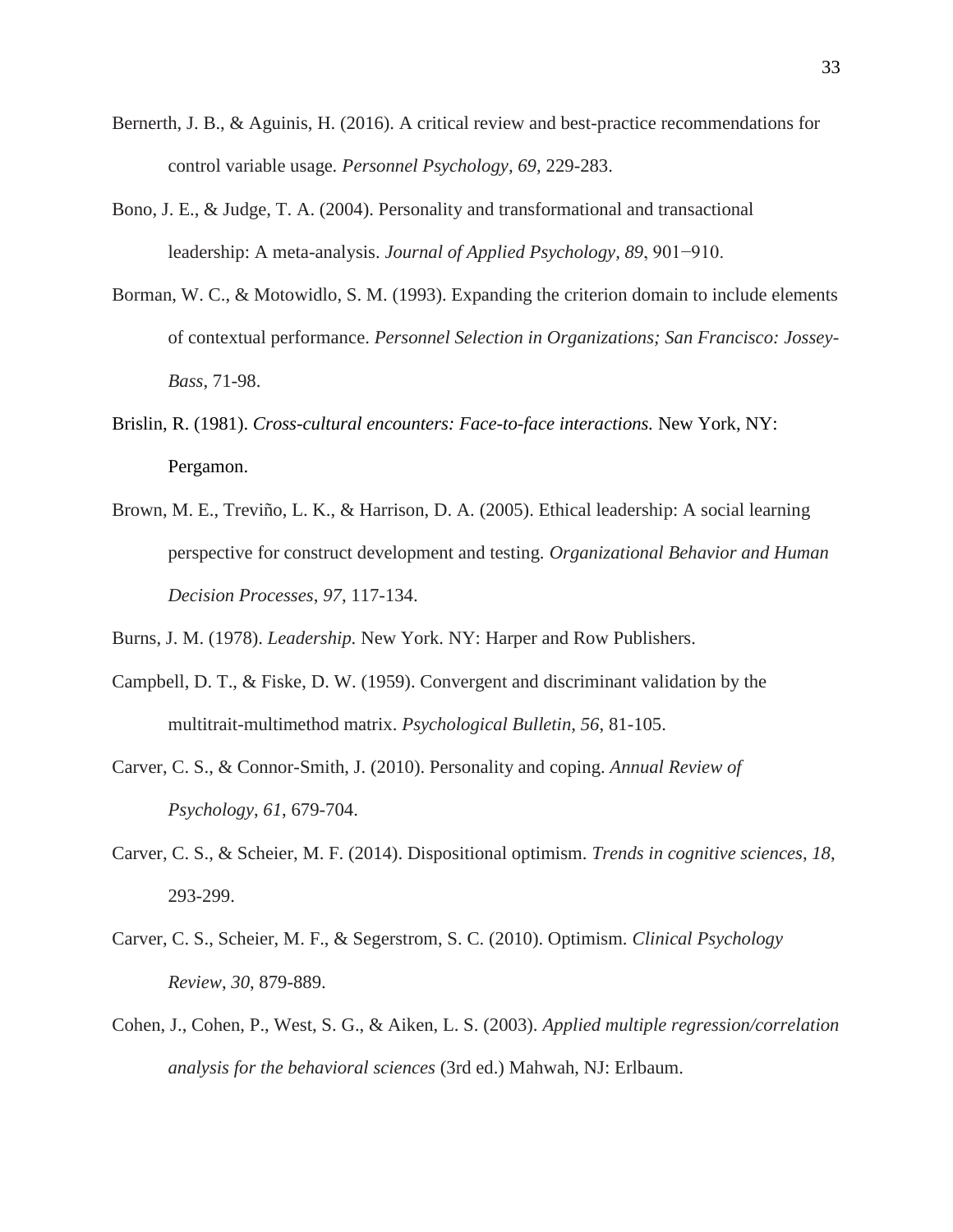Bernerth, J. B., & Aguinis, H. (2016). A critical review and best-practice recommendations for control variable usage. *Personnel Psychology, 69,* 229-283.

Bono, J. E., & Judge, T. A. (2004). Personality and transformational and transactional leadership: A meta-analysis. *Journal of Applied Psychology, 89*, 901−910.

Borman, W. C., & Motowidlo, S. M. (1993). Expanding the criterion domain to include elements of contextual performance. *Personnel Selection in Organizations; San Francisco: Jossey-Bass*, 71-98.

Brislin, R. (1981). *Cross-cultural encounters: Face-to-face interactions.* New York, NY: Pergamon.

Brown, M. E., Treviño, L. K., & Harrison, D. A. (2005). Ethical leadership: A social learning perspective for construct development and testing. *Organizational Behavior and Human Decision Processes*, *97*, 117-134.

Burns, J. M. (1978). *Leadership.* New York. NY: Harper and Row Publishers.

Campbell, D. T., & Fiske, D. W. (1959). Convergent and discriminant validation by the multitrait-multimethod matrix. *Psychological Bulletin, 56*, 81-105.

Carver, C. S., & Connor-Smith, J. (2010). Personality and coping. *Annual Review of Psychology*, *61*, 679-704.

Carver, C. S., & Scheier, M. F. (2014). Dispositional optimism. *Trends in cognitive sciences*, *18*, 293-299.

Carver, C. S., Scheier, M. F., & Segerstrom, S. C. (2010). Optimism. *Clinical Psychology Review*, *30*, 879-889.

Cohen, J., Cohen, P., West, S. G., & Aiken, L. S. (2003). *Applied multiple regression/correlation analysis for the behavioral sciences* (3rd ed.) Mahwah, NJ: Erlbaum.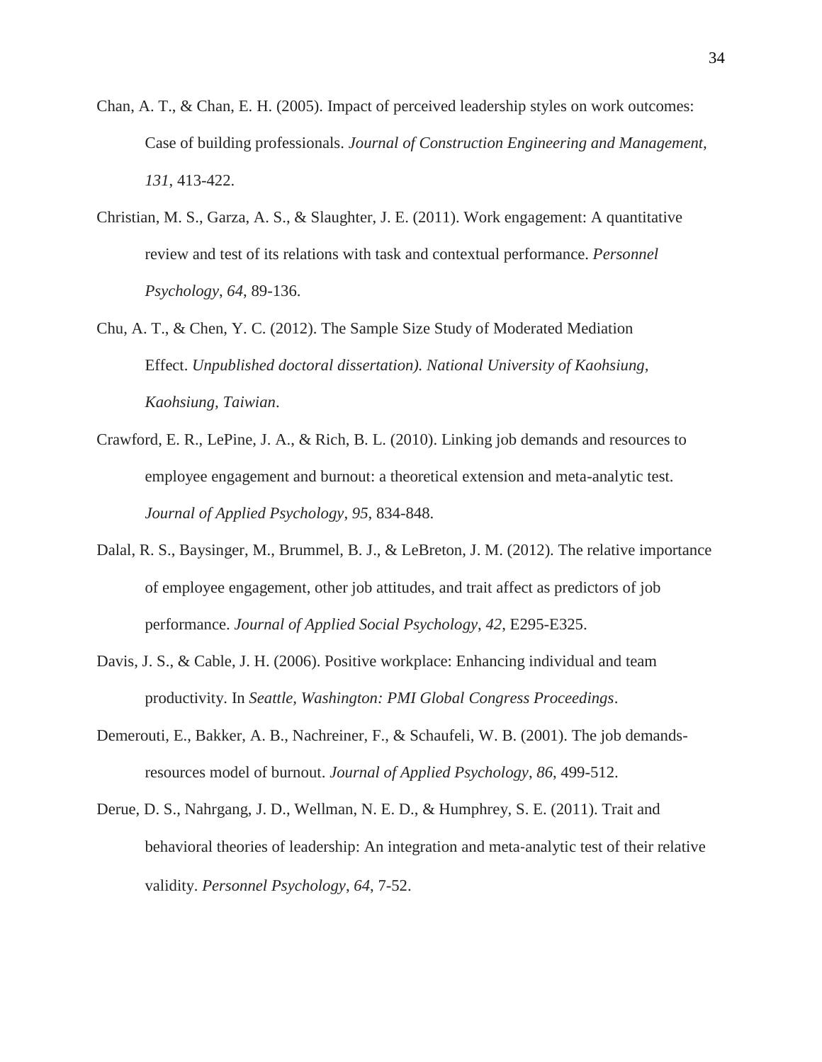Chan, A. T., & Chan, E. H. (2005). Impact of perceived leadership styles on work outcomes: Case of building professionals. *Journal of Construction Engineering and Management*, *131*, 413-422.

Christian, M. S., Garza, A. S., & Slaughter, J. E. (2011). Work engagement: A quantitative review and test of its relations with task and contextual performance. *Personnel Psychology*, *64*, 89-136.

Chu, A. T., & Chen, Y. C. (2012). The Sample Size Study of Moderated Mediation Effect. *Unpublished doctoral dissertation). National University of Kaohsiung, Kaohsiung, Taiwian*.

Crawford, E. R., LePine, J. A., & Rich, B. L. (2010). Linking job demands and resources to employee engagement and burnout: a theoretical extension and meta-analytic test. *Journal of Applied Psychology*, *95*, 834-848.

Dalal, R. S., Baysinger, M., Brummel, B. J., & LeBreton, J. M. (2012). The relative importance of employee engagement, other job attitudes, and trait affect as predictors of job performance. *Journal of Applied Social Psychology*, *42*, E295-E325.

Davis, J. S., & Cable, J. H. (2006). Positive workplace: Enhancing individual and team productivity. In *Seattle, Washington: PMI Global Congress Proceedings*.

Demerouti, E., Bakker, A. B., Nachreiner, F., & Schaufeli, W. B. (2001). The job demands-resources model of burnout. *Journal of Applied Psychology*, *86*, 499-512.

Derue, D. S., Nahrgang, J. D., Wellman, N. E. D., & Humphrey, S. E. (2011). Trait and behavioral theories of leadership: An integration and meta-analytic test of their relative validity. *Personnel Psychology*, *64*, 7-52.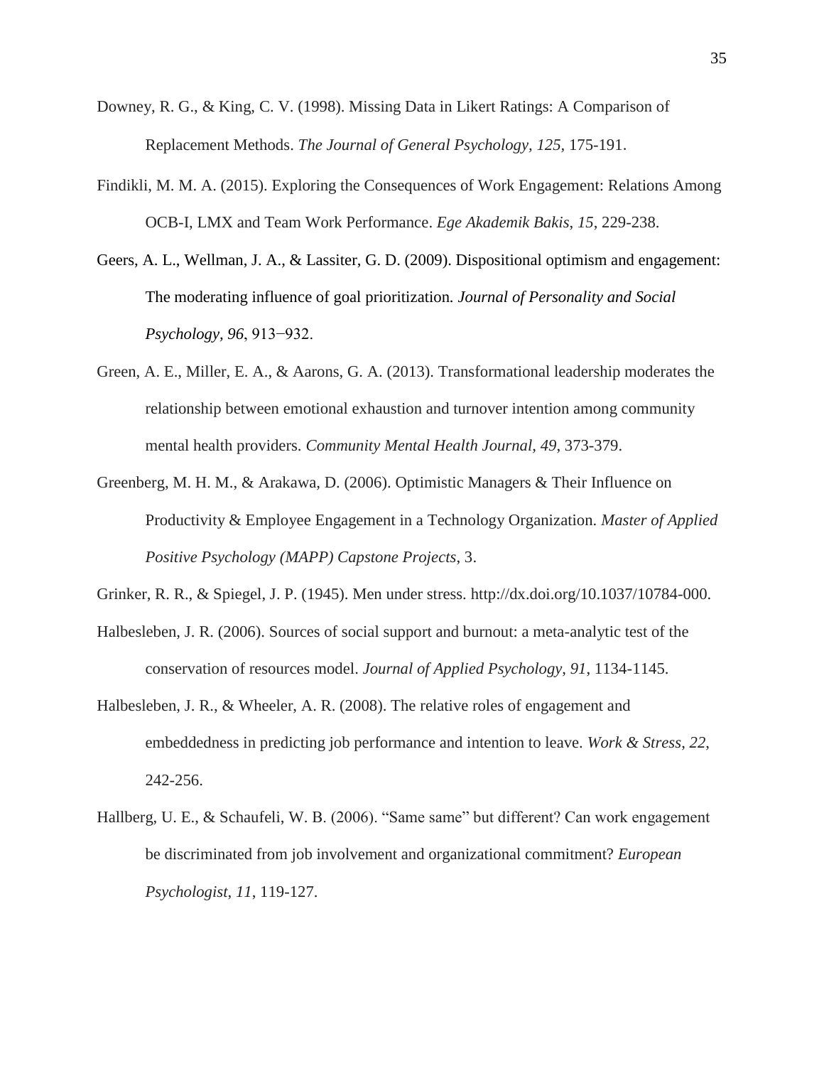Downey, R. G., & King, C. V. (1998). Missing Data in Likert Ratings: A Comparison of Replacement Methods. *The Journal of General Psychology, 125*, 175-191.

Findikli, M. M. A. (2015). Exploring the Consequences of Work Engagement: Relations Among OCB-I, LMX and Team Work Performance. *Ege Akademik Bakis*, *15*, 229-238.

Geers, A. L., Wellman, J. A., & Lassiter, G. D. (2009). Dispositional optimism and engagement: The moderating influence of goal prioritization*. Journal of Personality and Social Psychology, 96*, 913−932.

Green, A. E., Miller, E. A., & Aarons, G. A. (2013). Transformational leadership moderates the relationship between emotional exhaustion and turnover intention among community mental health providers. *Community Mental Health Journal*, *49*, 373-379.

Greenberg, M. H. M., & Arakawa, D. (2006). Optimistic Managers & Their Influence on Productivity & Employee Engagement in a Technology Organization. *Master of Applied Positive Psychology (MAPP) Capstone Projects*, 3.

Grinker, R. R., & Spiegel, J. P. (1945). Men under stress. http://dx.doi.org/10.1037/10784-000.

Halbesleben, J. R. (2006). Sources of social support and burnout: a meta-analytic test of the conservation of resources model. *Journal of Applied Psychology*, *91*, 1134-1145.

Halbesleben, J. R., & Wheeler, A. R. (2008). The relative roles of engagement and embeddedness in predicting job performance and intention to leave. *Work & Stress*, *22*, 242-256.

Hallberg, U. E., & Schaufeli, W. B. (2006). "Same same" but different? Can work engagement be discriminated from job involvement and organizational commitment? *European Psychologist*, *11*, 119-127.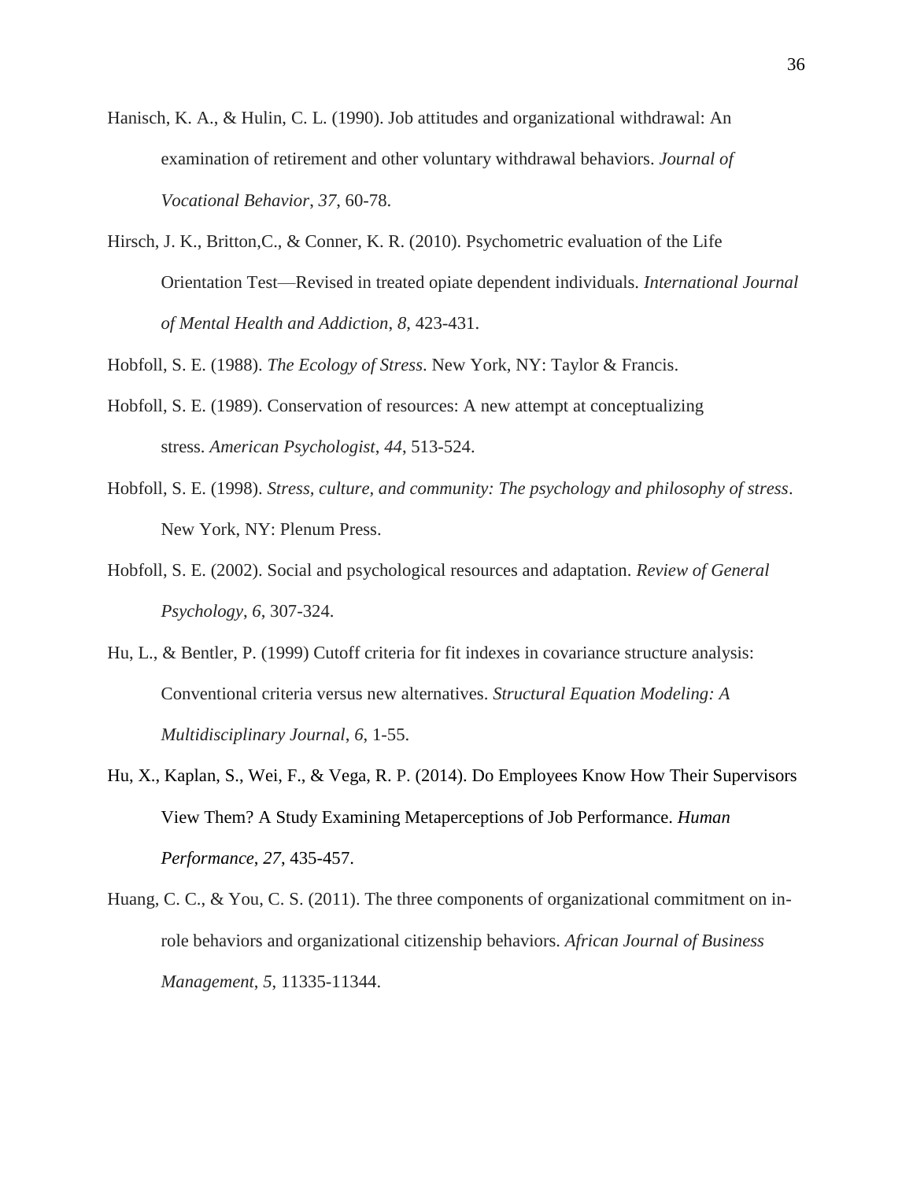Hanisch, K. A., & Hulin, C. L. (1990). Job attitudes and organizational withdrawal: An examination of retirement and other voluntary withdrawal behaviors. *Journal of Vocational Behavior*, *37*, 60-78.

Hirsch, J. K., Britton,C., & Conner, K. R. (2010). Psychometric evaluation of the Life Orientation Test—Revised in treated opiate dependent individuals. *International Journal of Mental Health and Addiction*, *8*, 423-431.

Hobfoll, S. E. (1988). *The Ecology of Stress*. New York, NY: Taylor & Francis.

Hobfoll, S. E. (1989). Conservation of resources: A new attempt at conceptualizing stress. *American Psychologist*, *44*, 513-524.

Hobfoll, S. E. (1998). *Stress, culture, and community: The psychology and philosophy of stress*. New York, NY: Plenum Press.

Hobfoll, S. E. (2002). Social and psychological resources and adaptation. *Review of General Psychology*, *6*, 307-324.

Hu, L., & Bentler, P. (1999) Cutoff criteria for fit indexes in covariance structure analysis: Conventional criteria versus new alternatives. *Structural Equation Modeling: A Multidisciplinary Journal*, *6*, 1-55.

Hu, X., Kaplan, S., Wei, F., & Vega, R. P. (2014). Do Employees Know How Their Supervisors View Them? A Study Examining Metaperceptions of Job Performance. *Human Performance*, *27*, 435-457.

Huang, C. C., & You, C. S. (2011). The three components of organizational commitment on in-role behaviors and organizational citizenship behaviors. *African Journal of Business Management*, *5*, 11335-11344.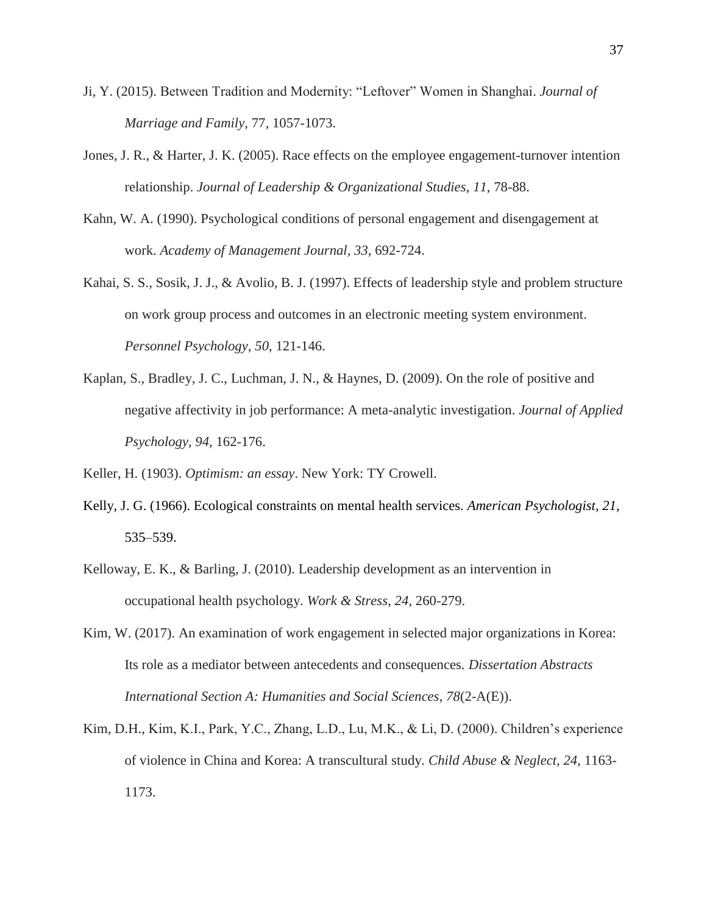Ji, Y. (2015). Between Tradition and Modernity: "Leftover" Women in Shanghai. *Journal of Marriage and Family*, 77, 1057-1073.

Jones, J. R., & Harter, J. K. (2005). Race effects on the employee engagement-turnover intention relationship. *Journal of Leadership & Organizational Studies*, *11*, 78-88.

Kahn, W. A. (1990). Psychological conditions of personal engagement and disengagement at work. *Academy of Management Journal*, *33*, 692-724.

Kahai, S. S., Sosik, J. J., & Avolio, B. J. (1997). Effects of leadership style and problem structure on work group process and outcomes in an electronic meeting system environment. *Personnel Psychology, 50*, 121-146.

Kaplan, S., Bradley, J. C., Luchman, J. N., & Haynes, D. (2009). On the role of positive and negative affectivity in job performance: A meta-analytic investigation. *Journal of Applied Psychology*, *94*, 162-176.

Keller, H. (1903). *Optimism: an essay*. New York: TY Crowell.

Kelly, J. G. (1966). Ecological constraints on mental health services. *American Psychologist, 21,* 535–539.

Kelloway, E. K., & Barling, J. (2010). Leadership development as an intervention in occupational health psychology. *Work & Stress*, *24*, 260-279.

Kim, W. (2017). An examination of work engagement in selected major organizations in Korea: Its role as a mediator between antecedents and consequences. *Dissertation Abstracts International Section A: Humanities and Social Sciences*, *78*(2-A(E)).

Kim, D.H., Kim, K.I., Park, Y.C., Zhang, L.D., Lu, M.K., & Li, D. (2000). Children's experience of violence in China and Korea: A transcultural study. *Child Abuse & Neglect*, *24*, 1163-1173.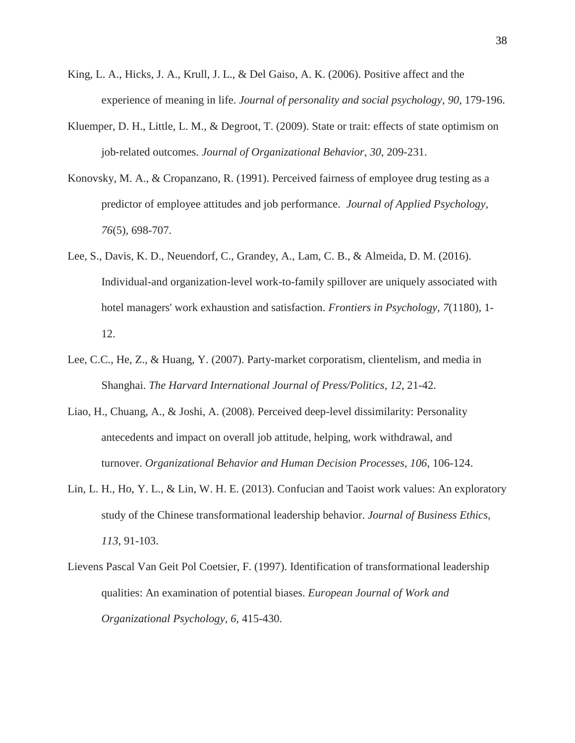King, L. A., Hicks, J. A., Krull, J. L., & Del Gaiso, A. K. (2006). Positive affect and the experience of meaning in life. *Journal of personality and social psychology*, *90*, 179-196.

Kluemper, D. H., Little, L. M., & Degroot, T. (2009). State or trait: effects of state optimism on job-related outcomes. *Journal of Organizational Behavior*, *30*, 209-231.

Konovsky, M. A., & Cropanzano, R. (1991). Perceived fairness of employee drug testing as a predictor of employee attitudes and job performance. *Journal of Applied Psychology, 76*(5), 698-707.

Lee, S., Davis, K. D., Neuendorf, C., Grandey, A., Lam, C. B., & Almeida, D. M. (2016). Individual-and organization-level work-to-family spillover are uniquely associated with hotel managers' work exhaustion and satisfaction. *Frontiers in Psychology*, *7*(1180), 1-12.

Lee, C.C., He, Z., & Huang, Y. (2007). Party-market corporatism, clientelism, and media in Shanghai. *The Harvard International Journal of Press/Politics, 12*, 21-42.

Liao, H., Chuang, A., & Joshi, A. (2008). Perceived deep-level dissimilarity: Personality antecedents and impact on overall job attitude, helping, work withdrawal, and turnover. *Organizational Behavior and Human Decision Processes*, *106*, 106-124.

Lin, L. H., Ho, Y. L., & Lin, W. H. E. (2013). Confucian and Taoist work values: An exploratory study of the Chinese transformational leadership behavior. *Journal of Business Ethics*, *113*, 91-103.

Lievens Pascal Van Geit Pol Coetsier, F. (1997). Identification of transformational leadership qualities: An examination of potential biases. *European Journal of Work and Organizational Psychology*, *6*, 415-430.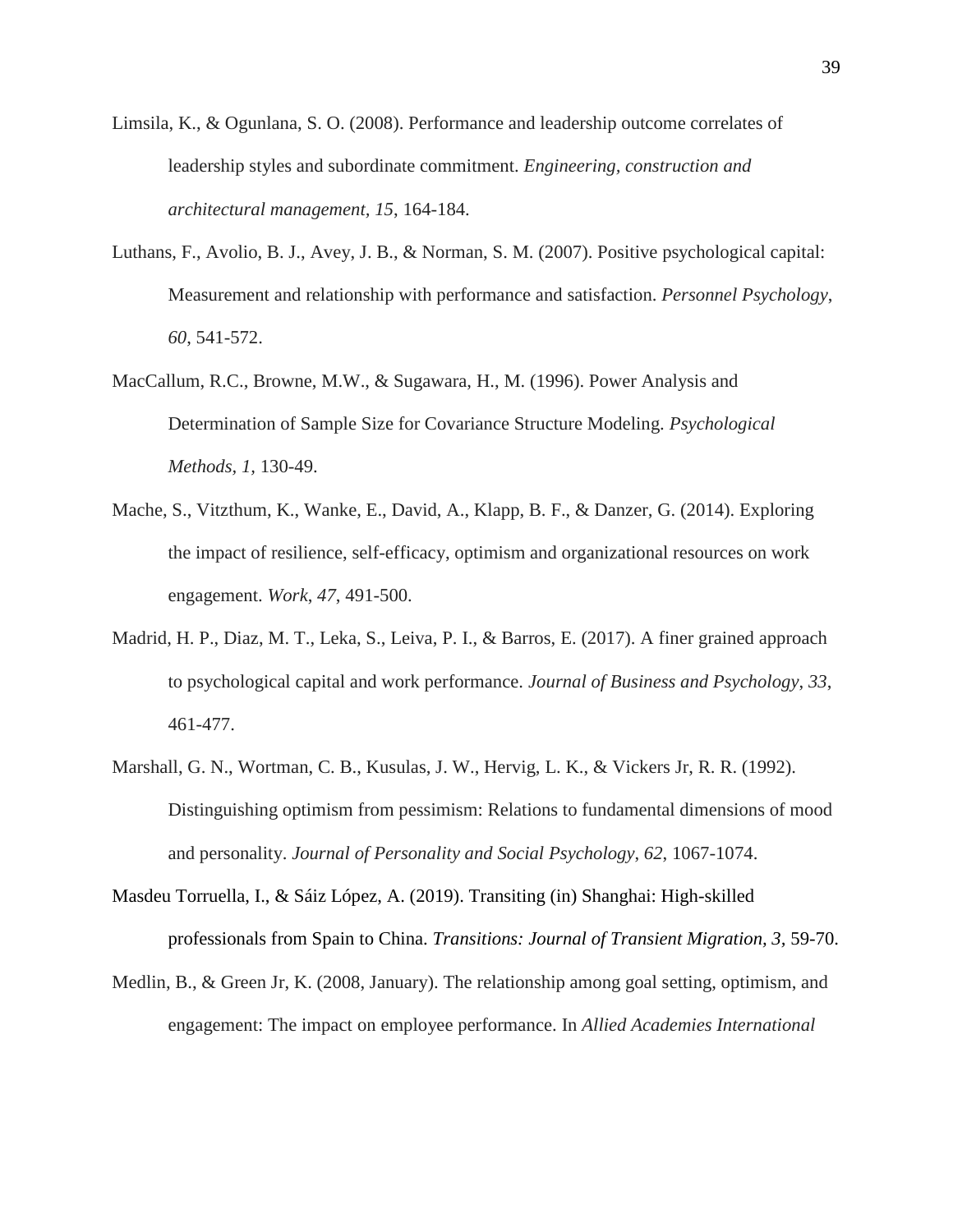Limsila, K., & Ogunlana, S. O. (2008). Performance and leadership outcome correlates of leadership styles and subordinate commitment. *Engineering, construction and architectural management, 15*, 164-184.

Luthans, F., Avolio, B. J., Avey, J. B., & Norman, S. M. (2007). Positive psychological capital: Measurement and relationship with performance and satisfaction. *Personnel Psychology*, *60*, 541-572.

MacCallum, R.C., Browne, M.W., & Sugawara, H., M. (1996). Power Analysis and Determination of Sample Size for Covariance Structure Modeling. *Psychological Methods, 1,* 130-49.

Mache, S., Vitzthum, K., Wanke, E., David, A., Klapp, B. F., & Danzer, G. (2014). Exploring the impact of resilience, self-efficacy, optimism and organizational resources on work engagement. *Work*, *47*, 491-500.

Madrid, H. P., Diaz, M. T., Leka, S., Leiva, P. I., & Barros, E. (2017). A finer grained approach to psychological capital and work performance. *Journal of Business and Psychology*, *33*, 461-477.

Marshall, G. N., Wortman, C. B., Kusulas, J. W., Hervig, L. K., & Vickers Jr, R. R. (1992). Distinguishing optimism from pessimism: Relations to fundamental dimensions of mood and personality. *Journal of Personality and Social Psychology*, *62*, 1067-1074.

Masdeu Torruella, I., & Sáiz López, A. (2019). Transiting (in) Shanghai: High-skilled professionals from Spain to China. *Transitions: Journal of Transient Migration, 3,* 59-70.

Medlin, B., & Green Jr, K. (2008, January). The relationship among goal setting, optimism, and engagement: The impact on employee performance. In *Allied Academies International*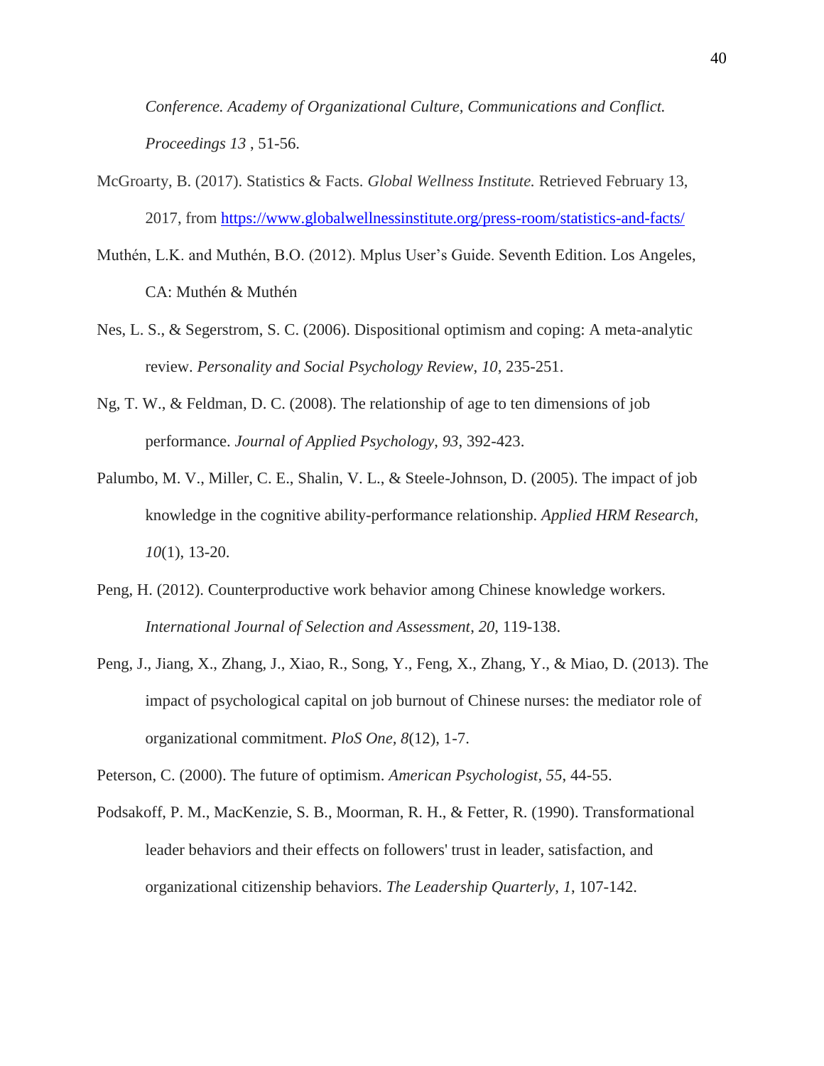*Conference. Academy of Organizational Culture, Communications and Conflict. Proceedings 13* , 51-56.

McGroarty, B. (2017). Statistics & Facts. *Global Wellness Institute.* Retrieved February 13, 2017, from https://www.globalwellnessinstitute.org/press-room/statistics-and-facts/

Muthén, L.K. and Muthén, B.O. (2012). Mplus User's Guide. Seventh Edition. Los Angeles, CA: Muthén & Muthén

Nes, L. S., & Segerstrom, S. C. (2006). Dispositional optimism and coping: A meta-analytic review. *Personality and Social Psychology Review*, *10*, 235-251.

Ng, T. W., & Feldman, D. C. (2008). The relationship of age to ten dimensions of job performance. *Journal of Applied Psychology*, *93*, 392-423.

Palumbo, M. V., Miller, C. E., Shalin, V. L., & Steele-Johnson, D. (2005). The impact of job knowledge in the cognitive ability-performance relationship. *Applied HRM Research*, *10*(1), 13-20.

Peng, H. (2012). Counterproductive work behavior among Chinese knowledge workers. *International Journal of Selection and Assessment*, *20*, 119-138.

Peng, J., Jiang, X., Zhang, J., Xiao, R., Song, Y., Feng, X., Zhang, Y., & Miao, D. (2013). The impact of psychological capital on job burnout of Chinese nurses: the mediator role of organizational commitment. *PloS One*, *8*(12), 1-7.

Peterson, C. (2000). The future of optimism. *American Psychologist, 55*, 44-55.

Podsakoff, P. M., MacKenzie, S. B., Moorman, R. H., & Fetter, R. (1990). Transformational leader behaviors and their effects on followers' trust in leader, satisfaction, and organizational citizenship behaviors. *The Leadership Quarterly*, *1*, 107-142.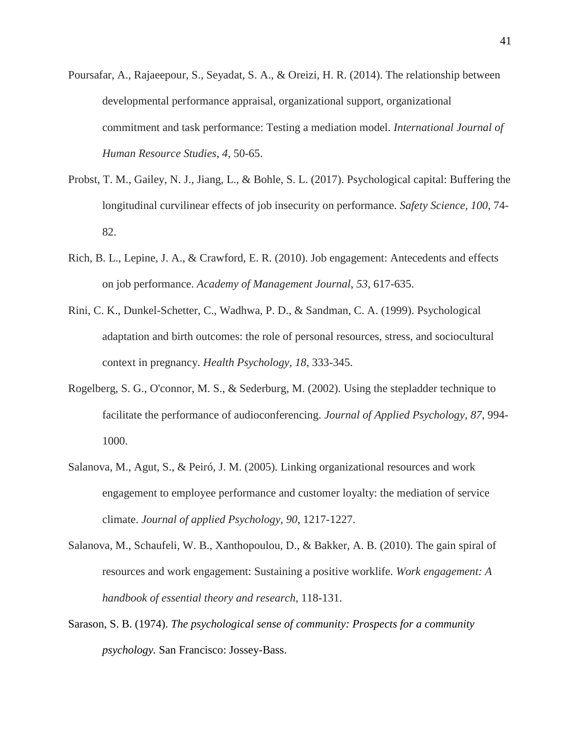Poursafar, A., Rajaeepour, S., Seyadat, S. A., & Oreizi, H. R. (2014). The relationship between developmental performance appraisal, organizational support, organizational commitment and task performance: Testing a mediation model. *International Journal of Human Resource Studies*, *4*, 50-65.

Probst, T. M., Gailey, N. J., Jiang, L., & Bohle, S. L. (2017). Psychological capital: Buffering the longitudinal curvilinear effects of job insecurity on performance. *Safety Science*, *100*, 74-82.

Rich, B. L., Lepine, J. A., & Crawford, E. R. (2010). Job engagement: Antecedents and effects on job performance. *Academy of Management Journal*, *53*, 617-635.

Rini, C. K., Dunkel-Schetter, C., Wadhwa, P. D., & Sandman, C. A. (1999). Psychological adaptation and birth outcomes: the role of personal resources, stress, and sociocultural context in pregnancy. *Health Psychology*, *18*, 333-345.

Rogelberg, S. G., O'connor, M. S., & Sederburg, M. (2002). Using the stepladder technique to facilitate the performance of audioconferencing. *Journal of Applied Psychology*, *87*, 994-1000.

Salanova, M., Agut, S., & Peiró, J. M. (2005). Linking organizational resources and work engagement to employee performance and customer loyalty: the mediation of service climate. *Journal of applied Psychology*, *90*, 1217-1227.

Salanova, M., Schaufeli, W. B., Xanthopoulou, D., & Bakker, A. B. (2010). The gain spiral of resources and work engagement: Sustaining a positive worklife. *Work engagement: A handbook of essential theory and research*, 118-131.

Sarason, S. B. (1974). *The psychological sense of community: Prospects for a community psychology.* San Francisco: Jossey-Bass.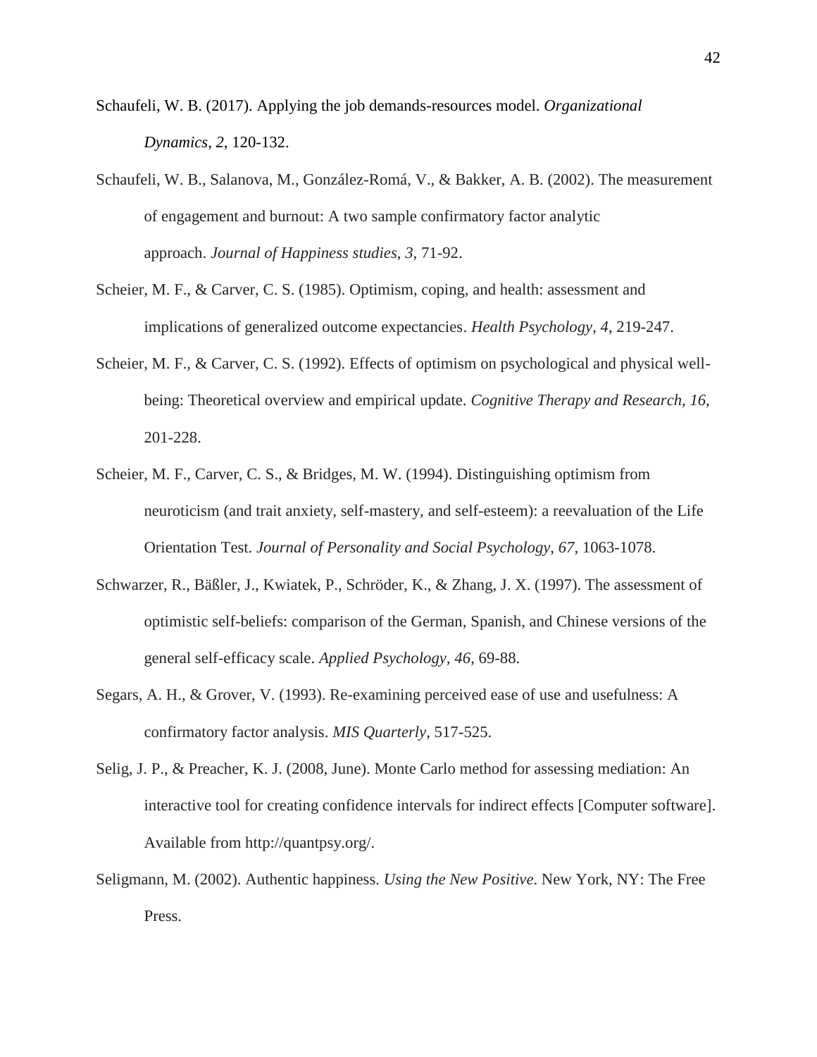Schaufeli, W. B. (2017). Applying the job demands-resources model. *Organizational Dynamics*, *2*, 120-132.

Schaufeli, W. B., Salanova, M., González-Romá, V., & Bakker, A. B. (2002). The measurement of engagement and burnout: A two sample confirmatory factor analytic approach. *Journal of Happiness studies*, *3*, 71-92.

Scheier, M. F., & Carver, C. S. (1985). Optimism, coping, and health: assessment and implications of generalized outcome expectancies. *Health Psychology*, *4*, 219-247.

Scheier, M. F., & Carver, C. S. (1992). Effects of optimism on psychological and physical well-being: Theoretical overview and empirical update. *Cognitive Therapy and Research*, *16*, 201-228.

Scheier, M. F., Carver, C. S., & Bridges, M. W. (1994). Distinguishing optimism from neuroticism (and trait anxiety, self-mastery, and self-esteem): a reevaluation of the Life Orientation Test. *Journal of Personality and Social Psychology*, *67*, 1063-1078.

Schwarzer, R., Bäßler, J., Kwiatek, P., Schröder, K., & Zhang, J. X. (1997). The assessment of optimistic self-beliefs: comparison of the German, Spanish, and Chinese versions of the general self-efficacy scale. *Applied Psychology*, *46*, 69-88.

Segars, A. H., & Grover, V. (1993). Re-examining perceived ease of use and usefulness: A confirmatory factor analysis. *MIS Quarterly*, 517-525.

Selig, J. P., & Preacher, K. J. (2008, June). Monte Carlo method for assessing mediation: An interactive tool for creating confidence intervals for indirect effects [Computer software]. Available from http://quantpsy.org/.

Seligmann, M. (2002). Authentic happiness. *Using the New Positive*. New York, NY: The Free Press.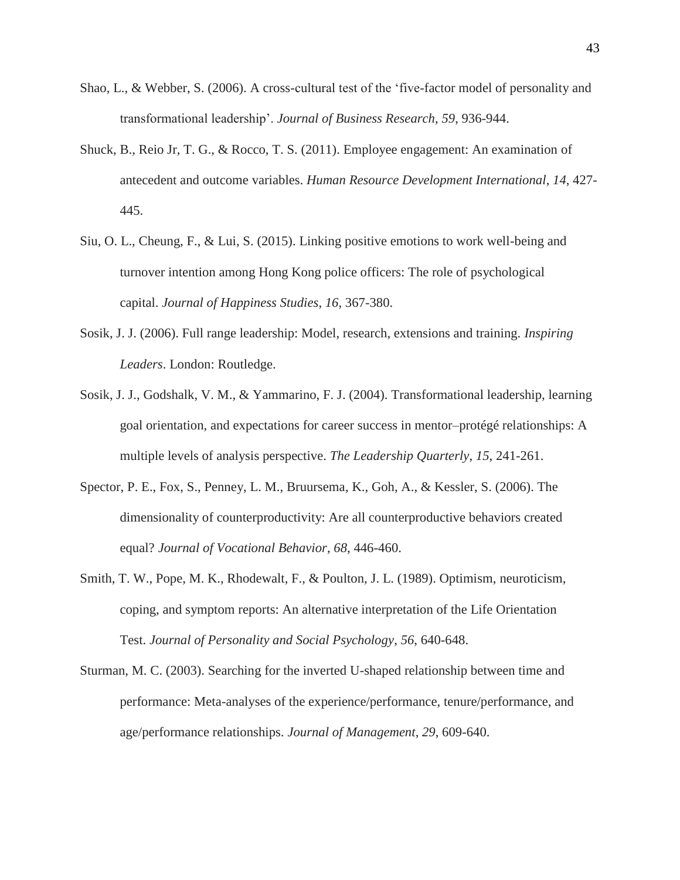Shao, L., & Webber, S. (2006). A cross-cultural test of the 'five-factor model of personality and transformational leadership'. *Journal of Business Research*, *59*, 936-944.

Shuck, B., Reio Jr, T. G., & Rocco, T. S. (2011). Employee engagement: An examination of antecedent and outcome variables. *Human Resource Development International*, *14*, 427-445.

Siu, O. L., Cheung, F., & Lui, S. (2015). Linking positive emotions to work well-being and turnover intention among Hong Kong police officers: The role of psychological capital. *Journal of Happiness Studies*, *16*, 367-380.

Sosik, J. J. (2006). Full range leadership: Model, research, extensions and training. *Inspiring Leaders*. London: Routledge.

Sosik, J. J., Godshalk, V. M., & Yammarino, F. J. (2004). Transformational leadership, learning goal orientation, and expectations for career success in mentor–protégé relationships: A multiple levels of analysis perspective. *The Leadership Quarterly*, *15*, 241-261.

Spector, P. E., Fox, S., Penney, L. M., Bruursema, K., Goh, A., & Kessler, S. (2006). The dimensionality of counterproductivity: Are all counterproductive behaviors created equal? *Journal of Vocational Behavior*, *68*, 446-460.

Smith, T. W., Pope, M. K., Rhodewalt, F., & Poulton, J. L. (1989). Optimism, neuroticism, coping, and symptom reports: An alternative interpretation of the Life Orientation Test. *Journal of Personality and Social Psychology*, *56*, 640-648.

Sturman, M. C. (2003). Searching for the inverted U-shaped relationship between time and performance: Meta-analyses of the experience/performance, tenure/performance, and age/performance relationships. *Journal of Management*, *29*, 609-640.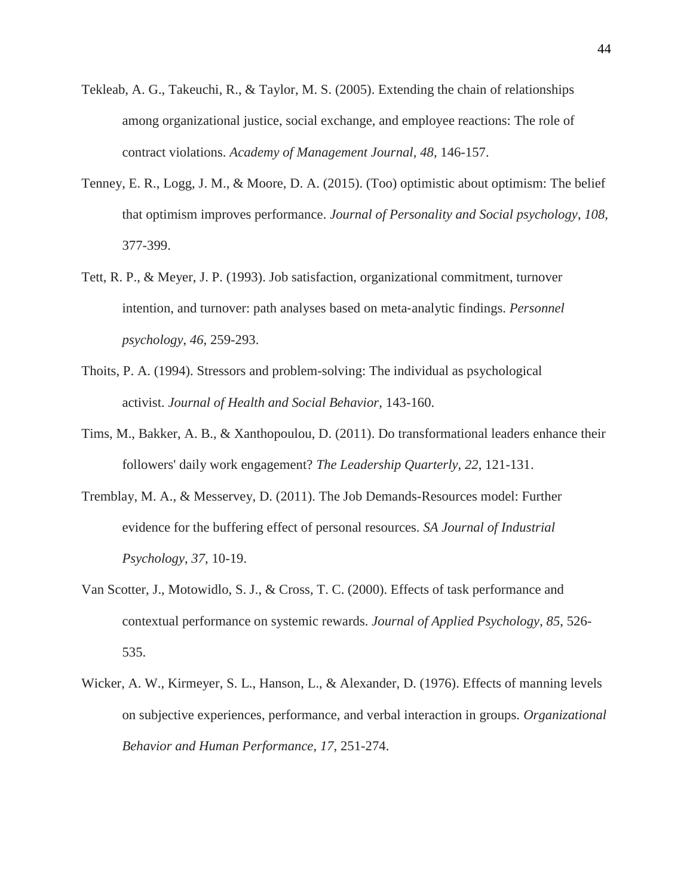Tekleab, A. G., Takeuchi, R., & Taylor, M. S. (2005). Extending the chain of relationships among organizational justice, social exchange, and employee reactions: The role of contract violations. *Academy of Management Journal*, *48*, 146-157.

Tenney, E. R., Logg, J. M., & Moore, D. A. (2015). (Too) optimistic about optimism: The belief that optimism improves performance. *Journal of Personality and Social psychology*, *108*, 377-399.

Tett, R. P., & Meyer, J. P. (1993). Job satisfaction, organizational commitment, turnover intention, and turnover: path analyses based on meta-analytic findings. *Personnel psychology*, *46*, 259-293.

Thoits, P. A. (1994). Stressors and problem-solving: The individual as psychological activist. *Journal of Health and Social Behavior*, 143-160.

Tims, M., Bakker, A. B., & Xanthopoulou, D. (2011). Do transformational leaders enhance their followers' daily work engagement? *The Leadership Quarterly*, *22*, 121-131.

Tremblay, M. A., & Messervey, D. (2011). The Job Demands-Resources model: Further evidence for the buffering effect of personal resources. *SA Journal of Industrial Psychology*, *37*, 10-19.

Van Scotter, J., Motowidlo, S. J., & Cross, T. C. (2000). Effects of task performance and contextual performance on systemic rewards. *Journal of Applied Psychology*, *85*, 526-535.

Wicker, A. W., Kirmeyer, S. L., Hanson, L., & Alexander, D. (1976). Effects of manning levels on subjective experiences, performance, and verbal interaction in groups. *Organizational Behavior and Human Performance*, *17*, 251-274.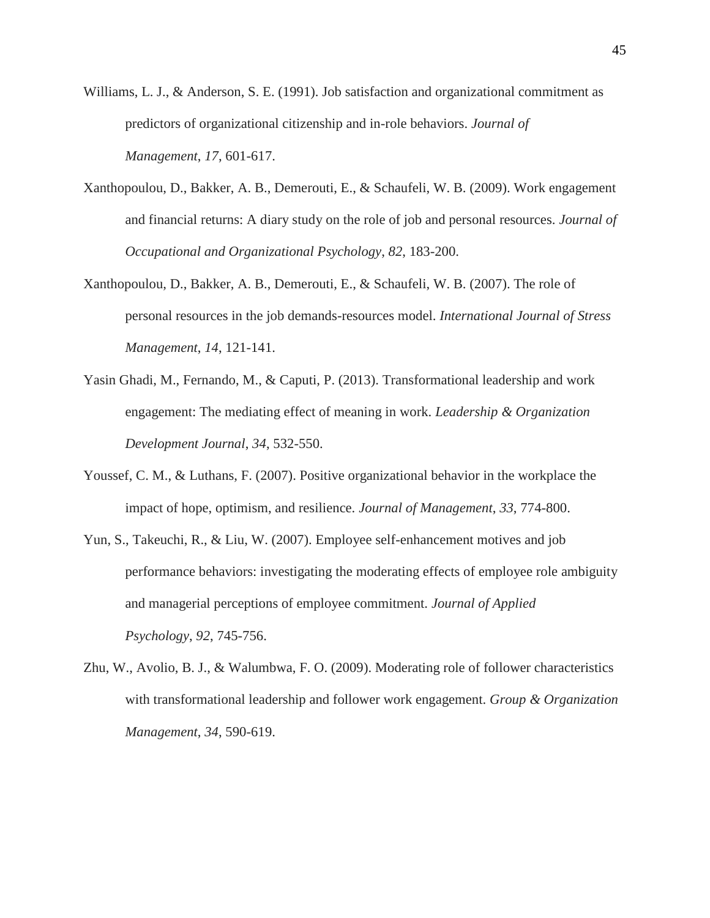Williams, L. J., & Anderson, S. E. (1991). Job satisfaction and organizational commitment as predictors of organizational citizenship and in-role behaviors. *Journal of Management*, *17*, 601-617.

Xanthopoulou, D., Bakker, A. B., Demerouti, E., & Schaufeli, W. B. (2009). Work engagement and financial returns: A diary study on the role of job and personal resources. *Journal of Occupational and Organizational Psychology*, *82*, 183-200.

Xanthopoulou, D., Bakker, A. B., Demerouti, E., & Schaufeli, W. B. (2007). The role of personal resources in the job demands-resources model. *International Journal of Stress Management*, *14*, 121-141.

Yasin Ghadi, M., Fernando, M., & Caputi, P. (2013). Transformational leadership and work engagement: The mediating effect of meaning in work. *Leadership & Organization Development Journal*, *34*, 532-550.

Youssef, C. M., & Luthans, F. (2007). Positive organizational behavior in the workplace the impact of hope, optimism, and resilience. *Journal of Management*, *33*, 774-800.

Yun, S., Takeuchi, R., & Liu, W. (2007). Employee self-enhancement motives and job performance behaviors: investigating the moderating effects of employee role ambiguity and managerial perceptions of employee commitment. *Journal of Applied Psychology*, *92*, 745-756.

Zhu, W., Avolio, B. J., & Walumbwa, F. O. (2009). Moderating role of follower characteristics with transformational leadership and follower work engagement. *Group & Organization Management*, *34*, 590-619.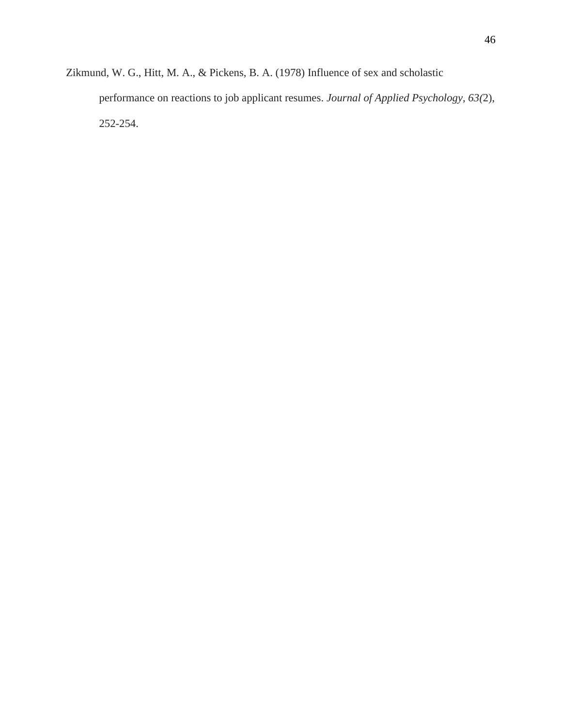Zikmund, W. G., Hitt, M. A., & Pickens, B. A. (1978) Influence of sex and scholastic performance on reactions to job applicant resumes. *Journal of Applied Psychology, 63(*2), 252-254.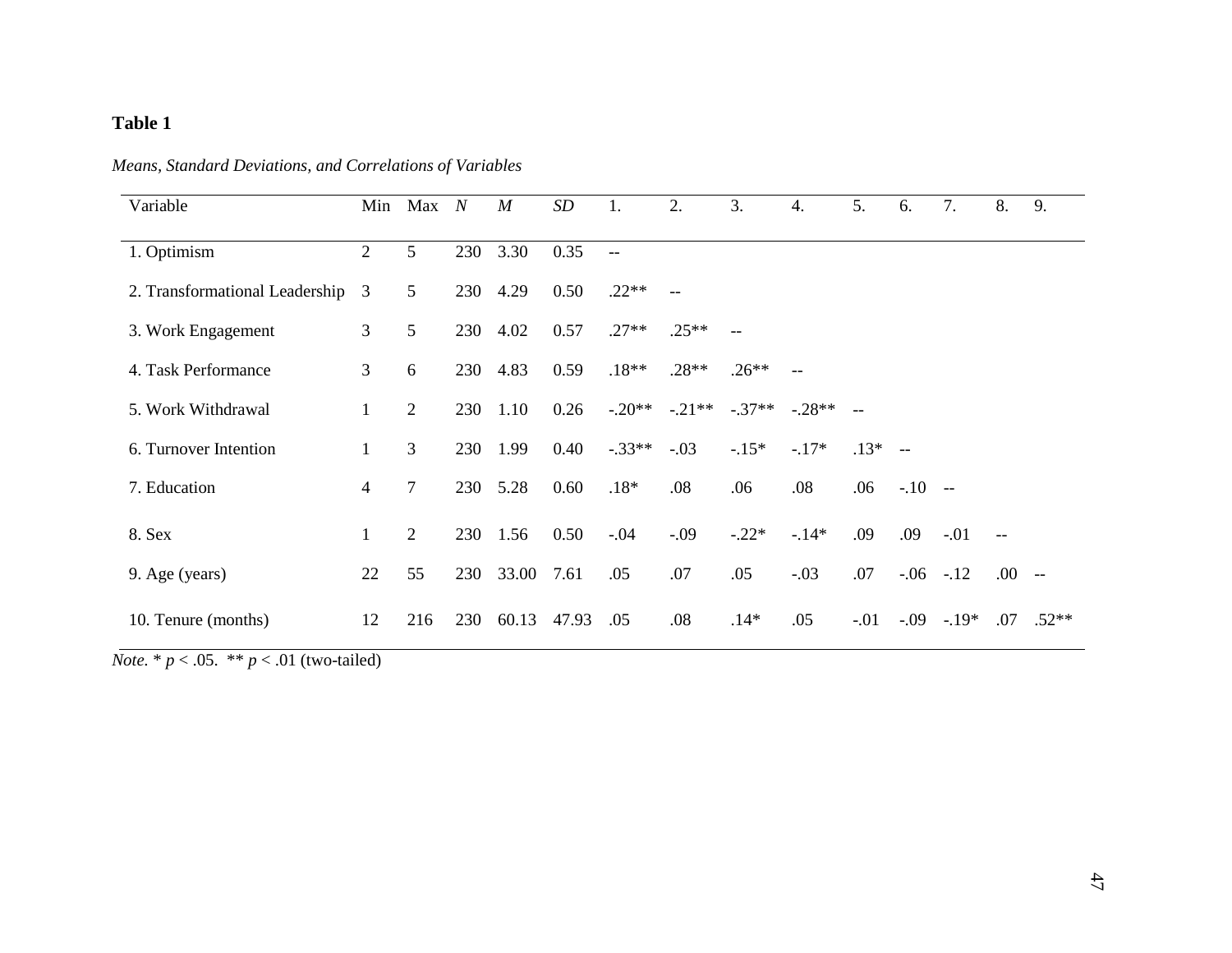**Table 1**

*Means, Standard Deviations, and Correlations of Variables*

| Variable | Min | Max | *N* | *M* | *SD* | 1. | 2. | 3. | 4. | 5. | 6. | 7. | 8. | 9. |
|---|---|---|---|---|---|---|---|---|---|---|---|---|---|---|
| 1. Optimism | 2 | 5 | 230 | 3.30 | 0.35 | -- | | | | | | | | |
| 2. Transformational Leadership | 3 | 5 | 230 | 4.29 | 0.50 | .22** | -- | | | | | | | |
| 3. Work Engagement | 3 | 5 | 230 | 4.02 | 0.57 | .27** | .25** | -- | | | | | | |
| 4. Task Performance | 3 | 6 | 230 | 4.83 | 0.59 | .18** | .28** | .26** | -- | | | | | |
| 5. Work Withdrawal | 1 | 2 | 230 | 1.10 | 0.26 | -.20** | -.21** | -.37** | -.28** | -- | | | | |
| 6. Turnover Intention | 1 | 3 | 230 | 1.99 | 0.40 | -.33** | -.03 | -.15* | -.17* | .13* | -- | | | |
| 7. Education | 4 | 7 | 230 | 5.28 | 0.60 | .18* | .08 | .06 | .08 | .06 | -.10 | -- | | |
| 8. Sex | 1 | 2 | 230 | 1.56 | 0.50 | -.04 | -.09 | -.22* | -.14* | .09 | .09 | -.01 | -- | |
| 9. Age (years) | 22 | 55 | 230 | 33.00 | 7.61 | .05 | .07 | .05 | -.03 | .07 | -.06 | -.12 | .00 | -- |
| 10. Tenure (months) | 12 | 216 | 230 | 60.13 | 47.93 | .05 | .08 | .14* | .05 | -.01 | -.09 | -.19* | .07 | .52** |

*Note.* * $p < .05$. ** $p < .01$ (two-tailed)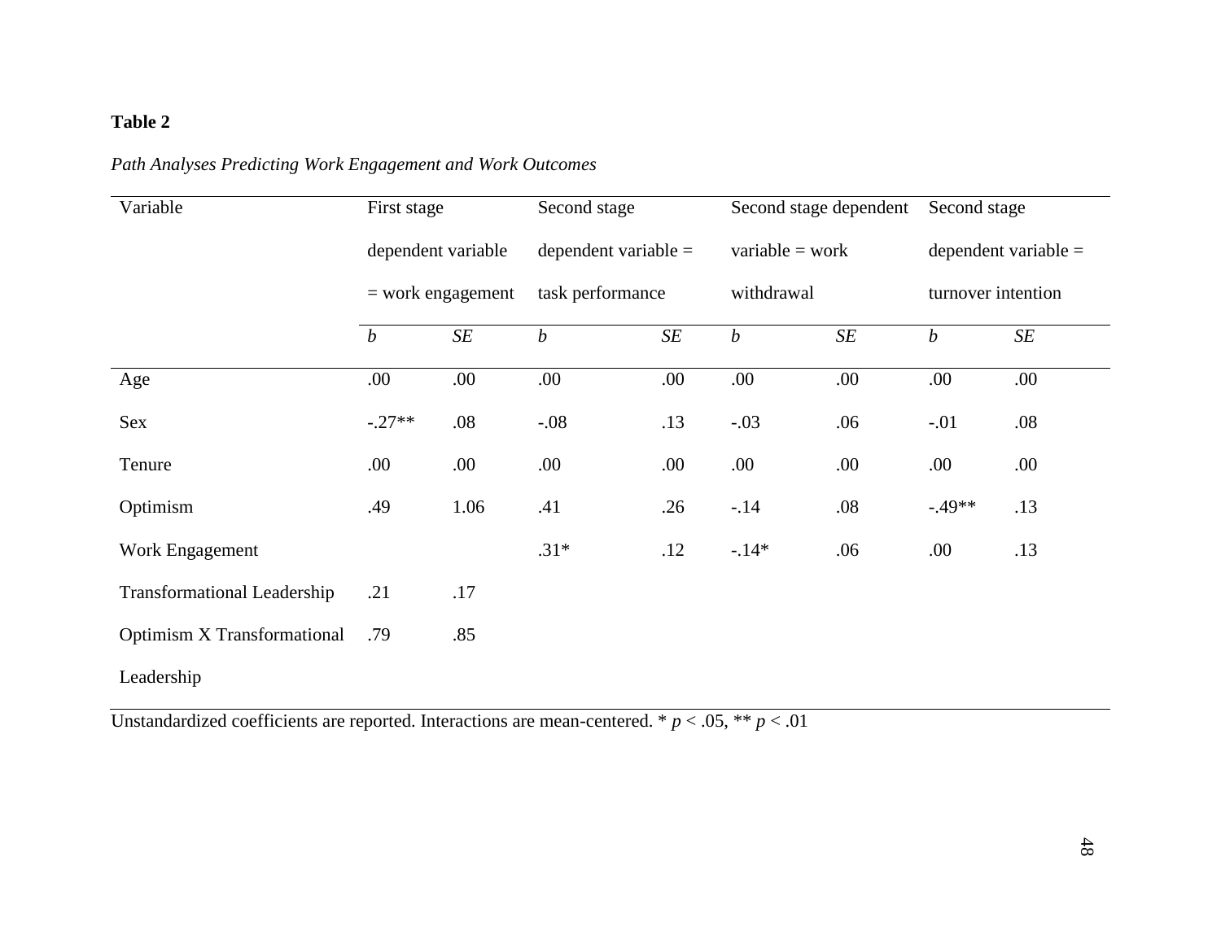**Table 2**

*Path Analyses Predicting Work Engagement and Work Outcomes*

| Variable | First stage dependent variable = work engagement | | Second stage dependent variable = task performance | | Second stage dependent variable = work withdrawal | | Second stage dependent variable = turnover intention | |
|---|---|---|---|---|---|---|---|---|
| | *b* | *SE* | *b* | *SE* | *b* | *SE* | *b* | *SE* |
| Age | .00 | .00 | .00 | .00 | .00 | .00 | .00 | .00 |
| Sex | -.27** | .08 | -.08 | .13 | -.03 | .06 | -.01 | .08 |
| Tenure | .00 | .00 | .00 | .00 | .00 | .00 | .00 | .00 |
| Optimism | .49 | 1.06 | .41 | .26 | -.14 | .08 | -.49** | .13 |
| Work Engagement | | | .31* | .12 | -.14* | .06 | .00 | .13 |
| Transformational Leadership | .21 | .17 | | | | | | |
| Optimism X Transformational Leadership | .79 | .85 | | | | | | |

Unstandardized coefficients are reported. Interactions are mean-centered. * $p < .05$, ** $p < .01$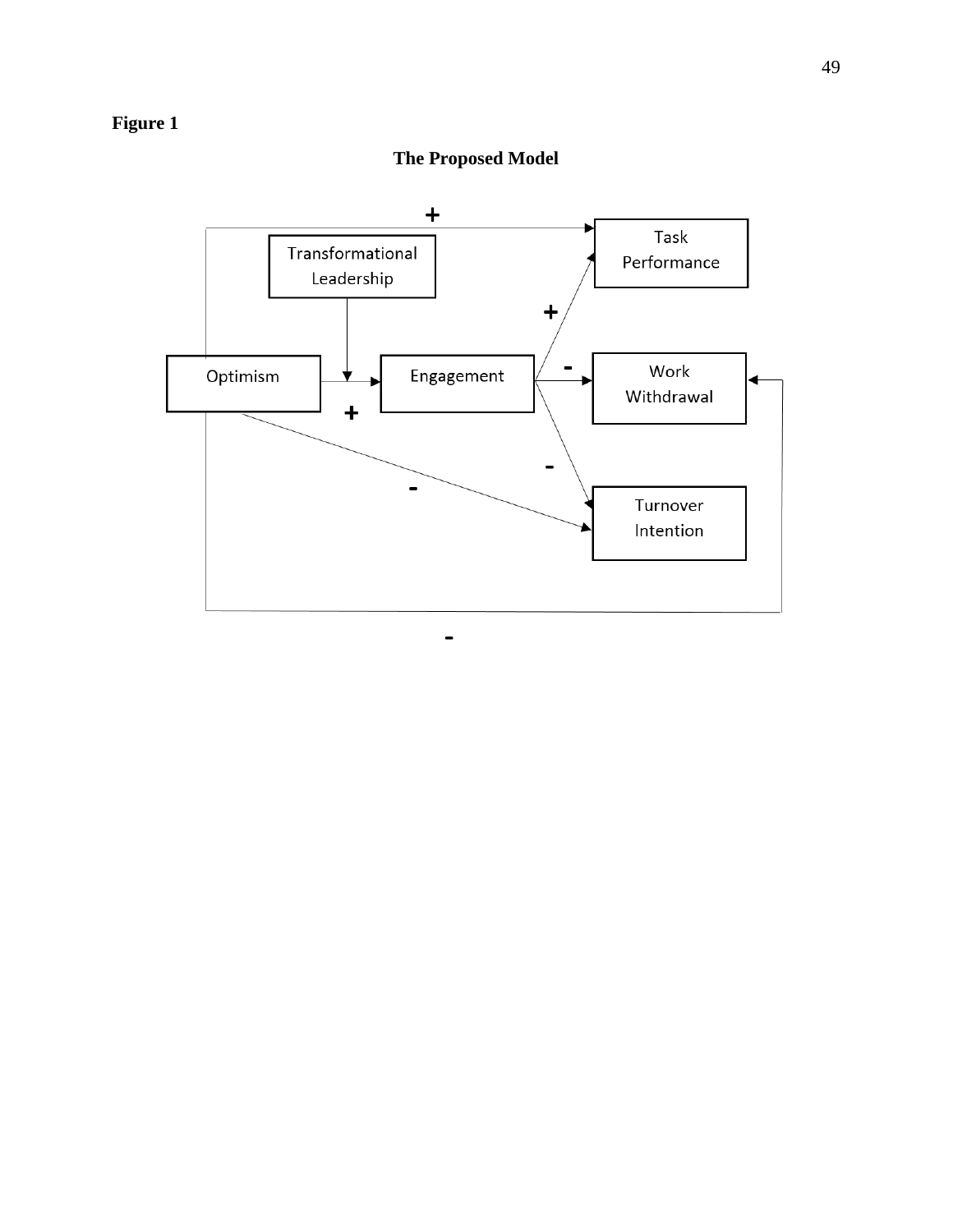**Figure 1**

**The Proposed Model**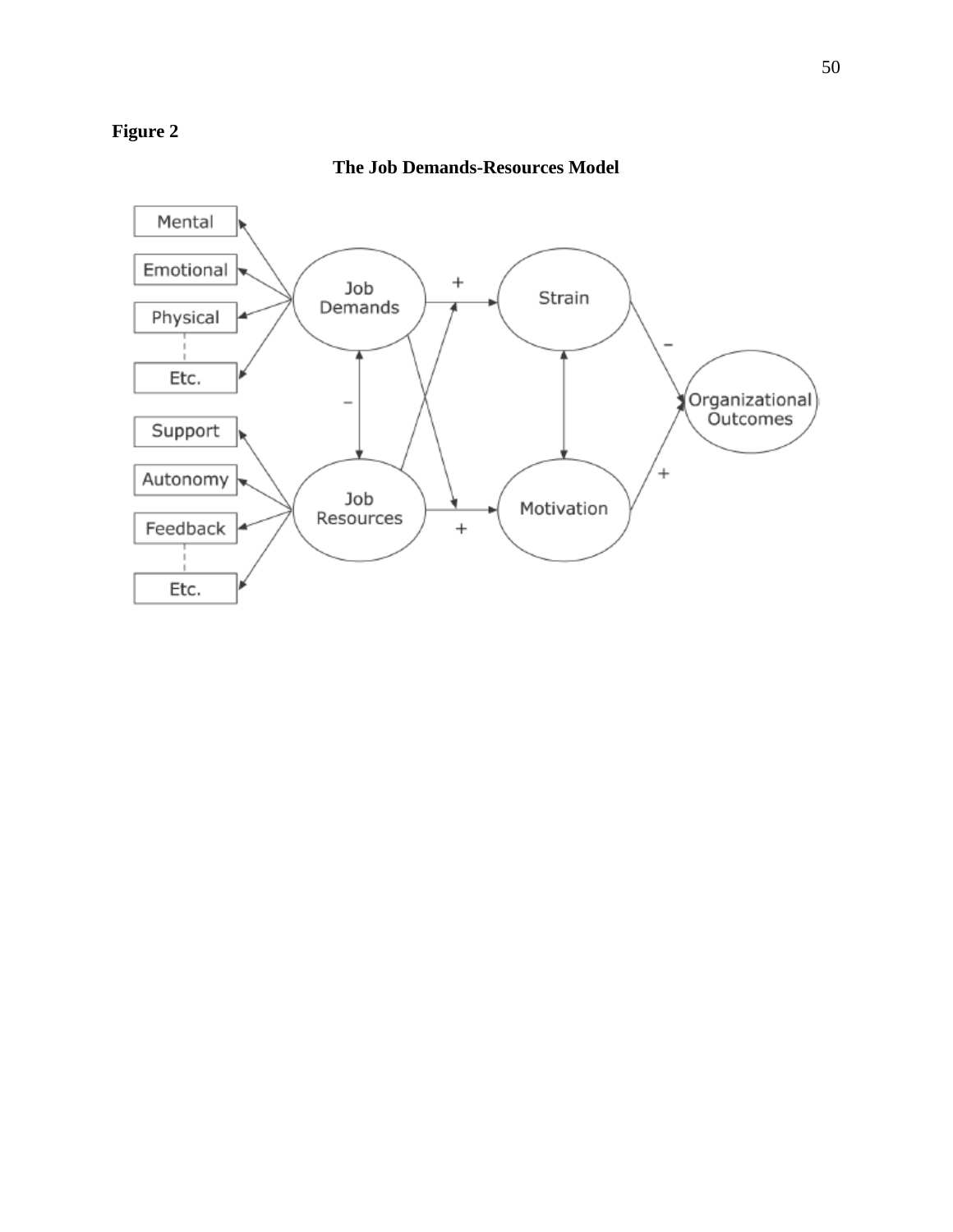**Figure 2**

**The Job Demands-Resources Model**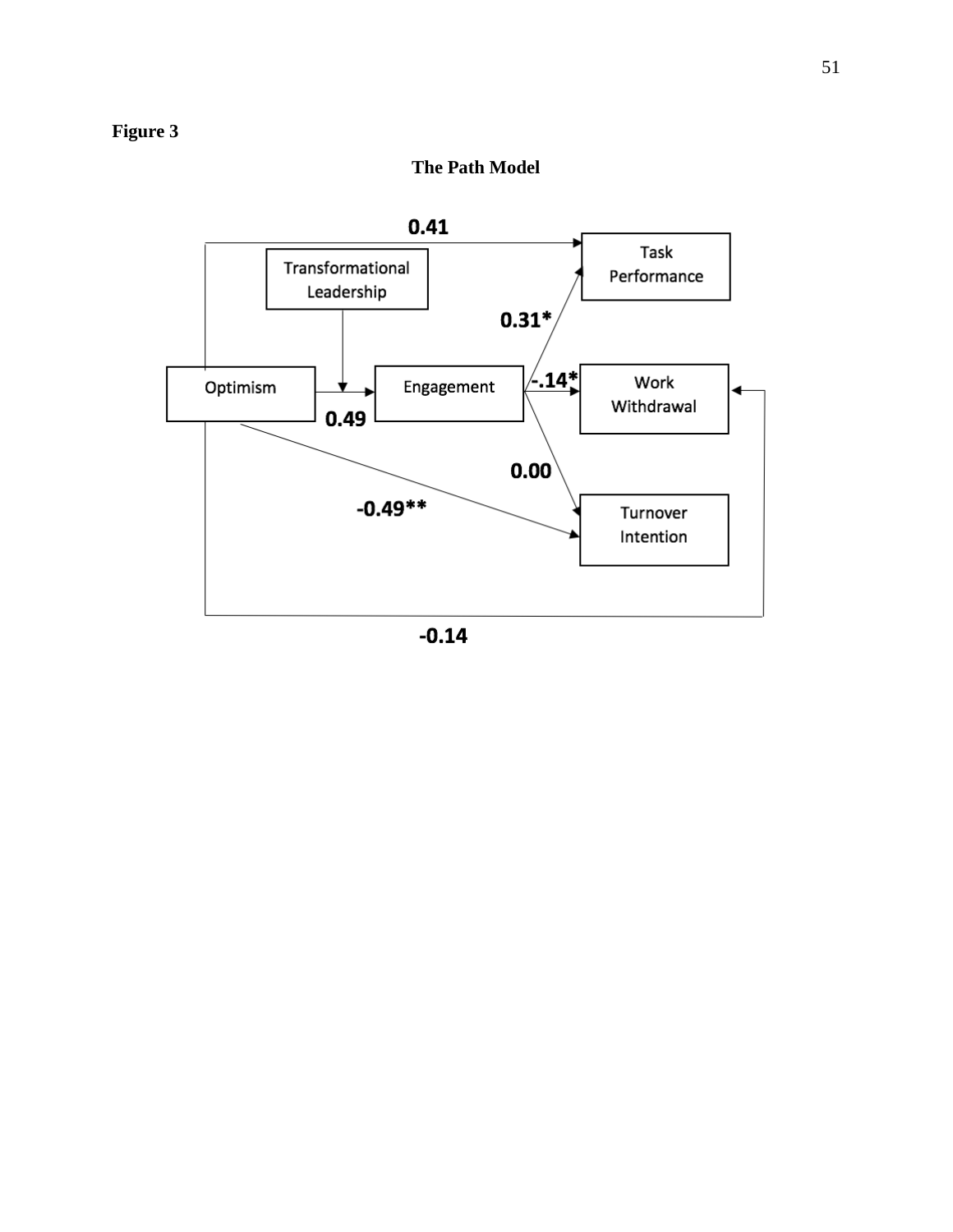**Figure 3**

**The Path Model**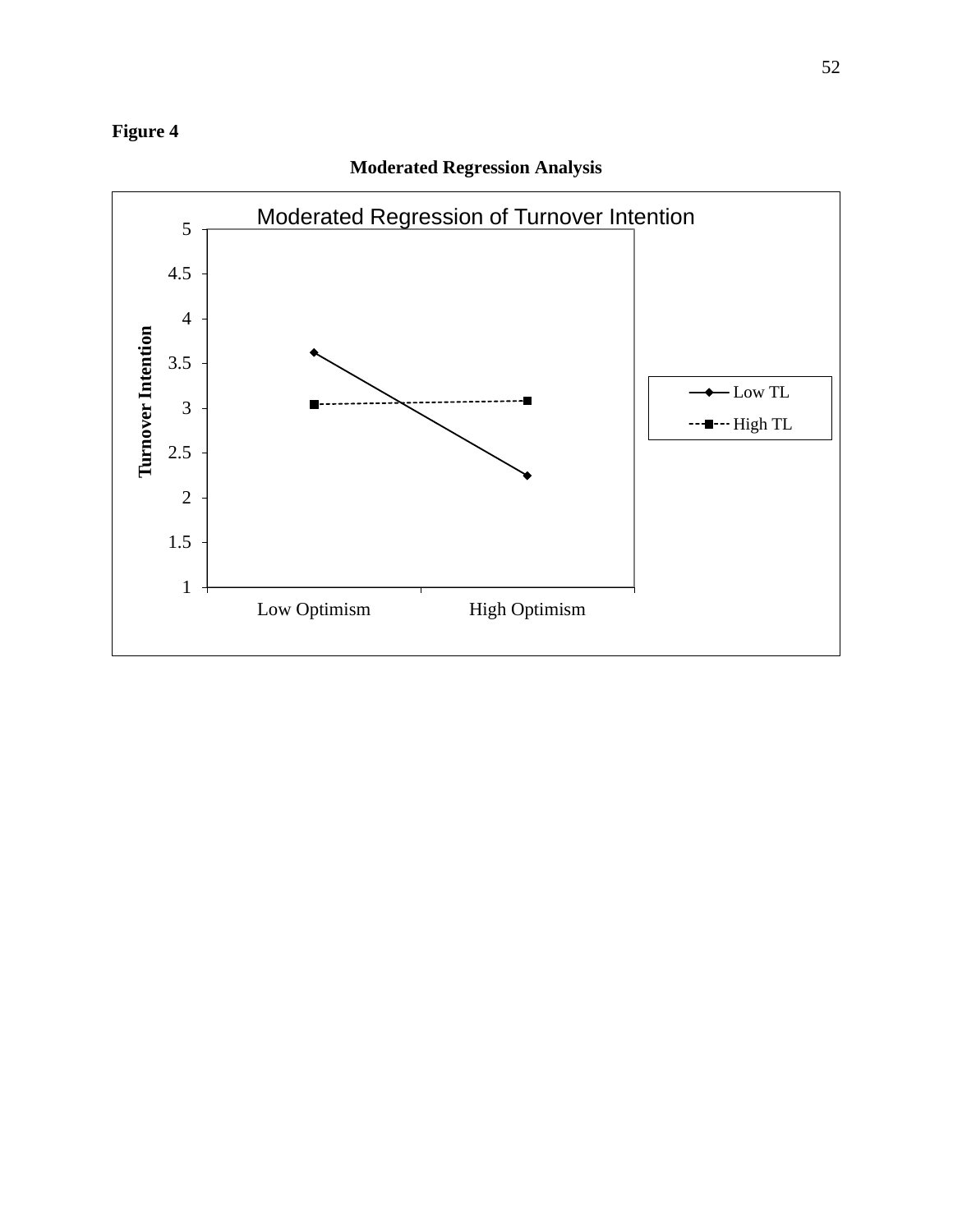**Figure 4**

**Moderated Regression Analysis**

Moderated Regression of Turnover Intention

Turnover Intention

5

4.5

4

3.5

3

2.5

2

1.5

1

Low Optimism High Optimism

Low TL

High TL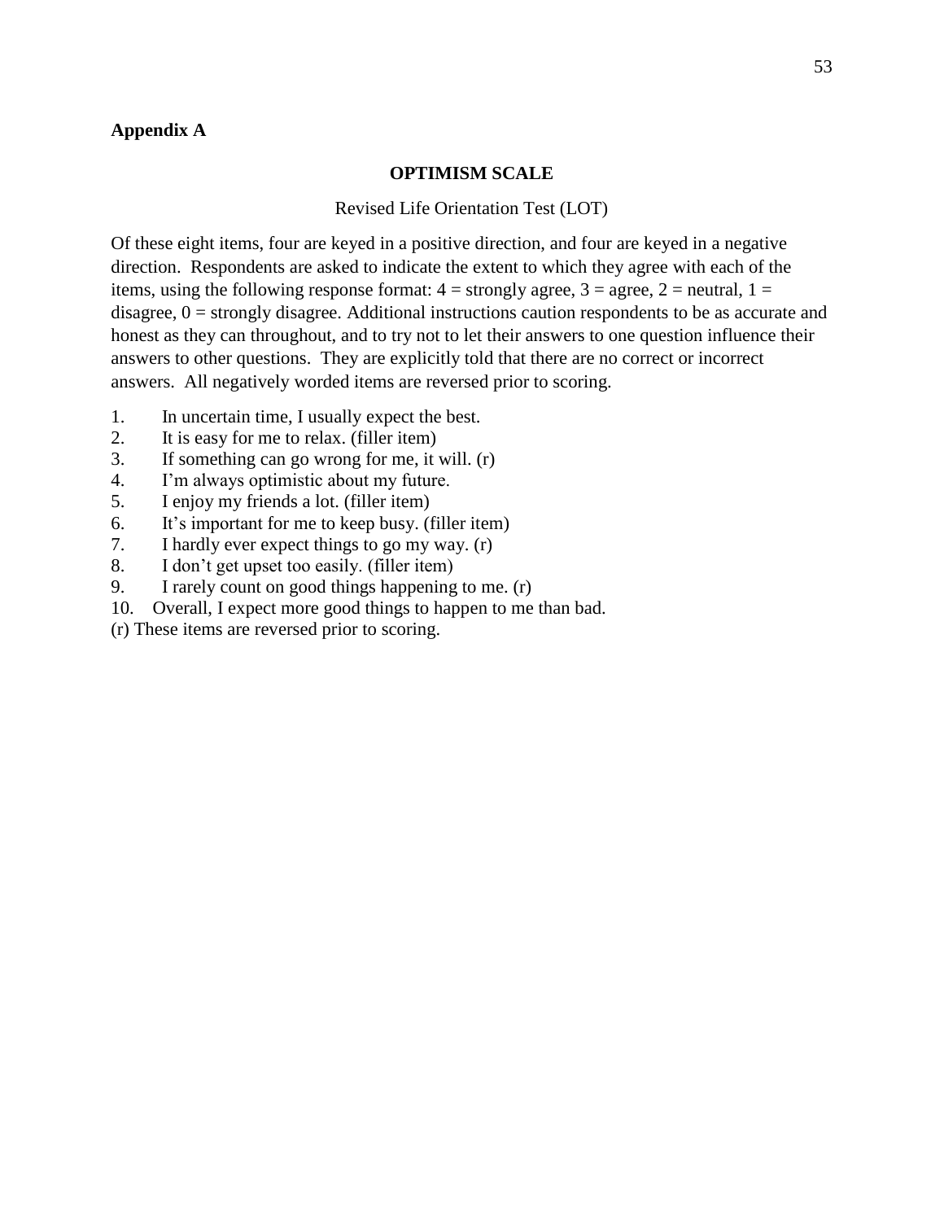**Appendix A**

## OPTIMISM SCALE

Revised Life Orientation Test (LOT)

Of these eight items, four are keyed in a positive direction, and four are keyed in a negative direction. Respondents are asked to indicate the extent to which they agree with each of the items, using the following response format: 4 = strongly agree, 3 = agree, 2 = neutral, 1 = disagree, 0 = strongly disagree. Additional instructions caution respondents to be as accurate and honest as they can throughout, and to try not to let their answers to one question influence their answers to other questions. They are explicitly told that there are no correct or incorrect answers. All negatively worded items are reversed prior to scoring.

1. In uncertain time, I usually expect the best.
2. It is easy for me to relax. (filler item)
3. If something can go wrong for me, it will. (r)
4. I'm always optimistic about my future.
5. I enjoy my friends a lot. (filler item)
6. It's important for me to keep busy. (filler item)
7. I hardly ever expect things to go my way. (r)
8. I don't get upset too easily. (filler item)
9. I rarely count on good things happening to me. (r)
10. Overall, I expect more good things to happen to me than bad.

(r) These items are reversed prior to scoring.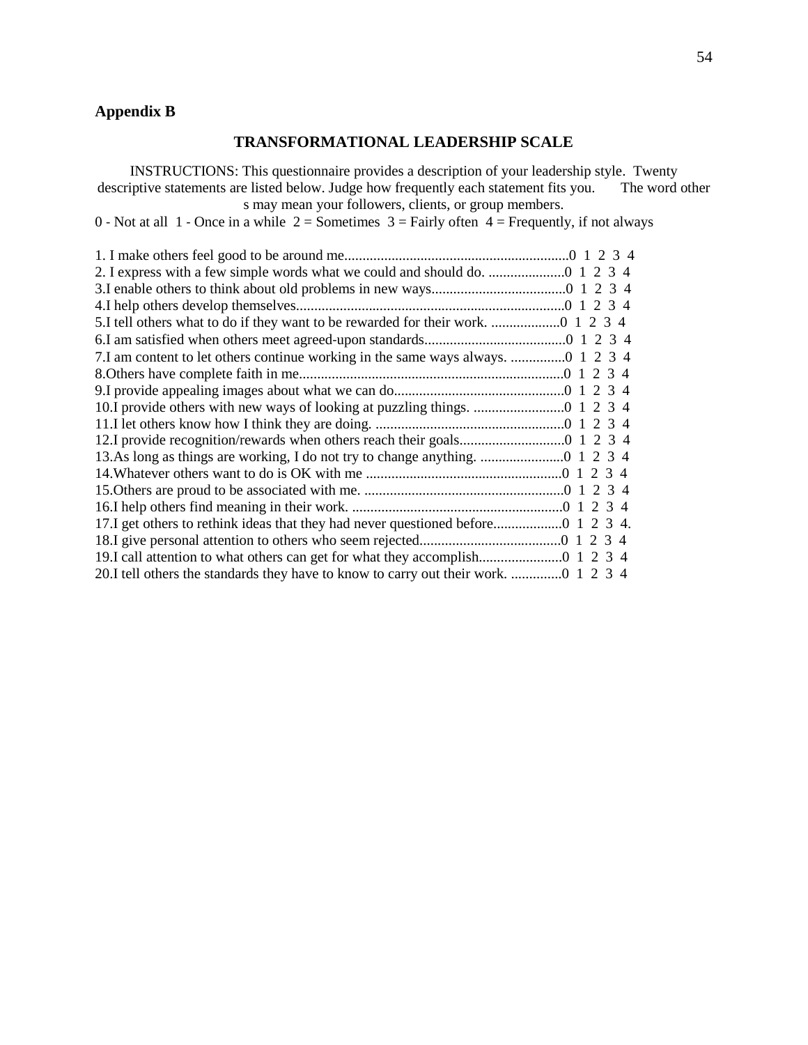## Appendix B

### TRANSFORMATIONAL LEADERSHIP SCALE

INSTRUCTIONS: This questionnaire provides a description of your leadership style. Twenty descriptive statements are listed below. Judge how frequently each statement fits you. The word other s may mean your followers, clients, or group members.

0 - Not at all 1 - Once in a while 2 = Sometimes 3 = Fairly often 4 = Frequently, if not always

1. I make others feel good to be around me..............................................................0 1 2 3 4
2. I express with a few simple words what we could and should do. .....................0 1 2 3 4
3. I enable others to think about old problems in new ways.....................................0 1 2 3 4
4. I help others develop themselves..........................................................................0 1 2 3 4
5. I tell others what to do if they want to be rewarded for their work. ...................0 1 2 3 4
6. I am satisfied when others meet agreed-upon standards.......................................0 1 2 3 4
7. I am content to let others continue working in the same ways always. ...............0 1 2 3 4
8. Others have complete faith in me.........................................................................0 1 2 3 4
9. I provide appealing images about what we can do...............................................0 1 2 3 4
10. I provide others with new ways of looking at puzzling things. .........................0 1 2 3 4
11. I let others know how I think they are doing. ....................................................0 1 2 3 4
12. I provide recognition/rewards when others reach their goals.............................0 1 2 3 4
13. As long as things are working, I do not try to change anything. .......................0 1 2 3 4
14. Whatever others want to do is OK with me ......................................................0 1 2 3 4
15. Others are proud to be associated with me. .......................................................0 1 2 3 4
16. I help others find meaning in their work. ..........................................................0 1 2 3 4
17. I get others to rethink ideas that they had never questioned before...................0 1 2 3 4.
18. I give personal attention to others who seem rejected.......................................0 1 2 3 4
19. I call attention to what others can get for what they accomplish.......................0 1 2 3 4
20. I tell others the standards they have to know to carry out their work. ..............0 1 2 3 4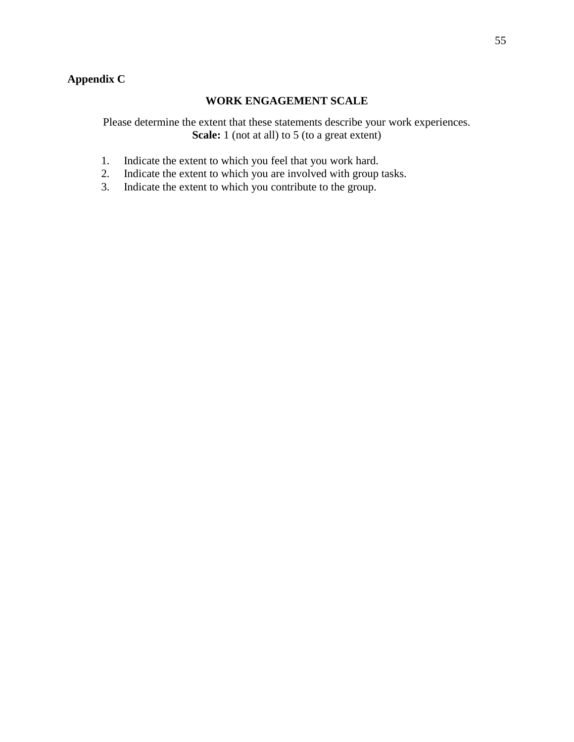**Appendix C**

## WORK ENGAGEMENT SCALE

Please determine the extent that these statements describe your work experiences.
**Scale:** 1 (not at all) to 5 (to a great extent)

1. Indicate the extent to which you feel that you work hard.
2. Indicate the extent to which you are involved with group tasks.
3. Indicate the extent to which you contribute to the group.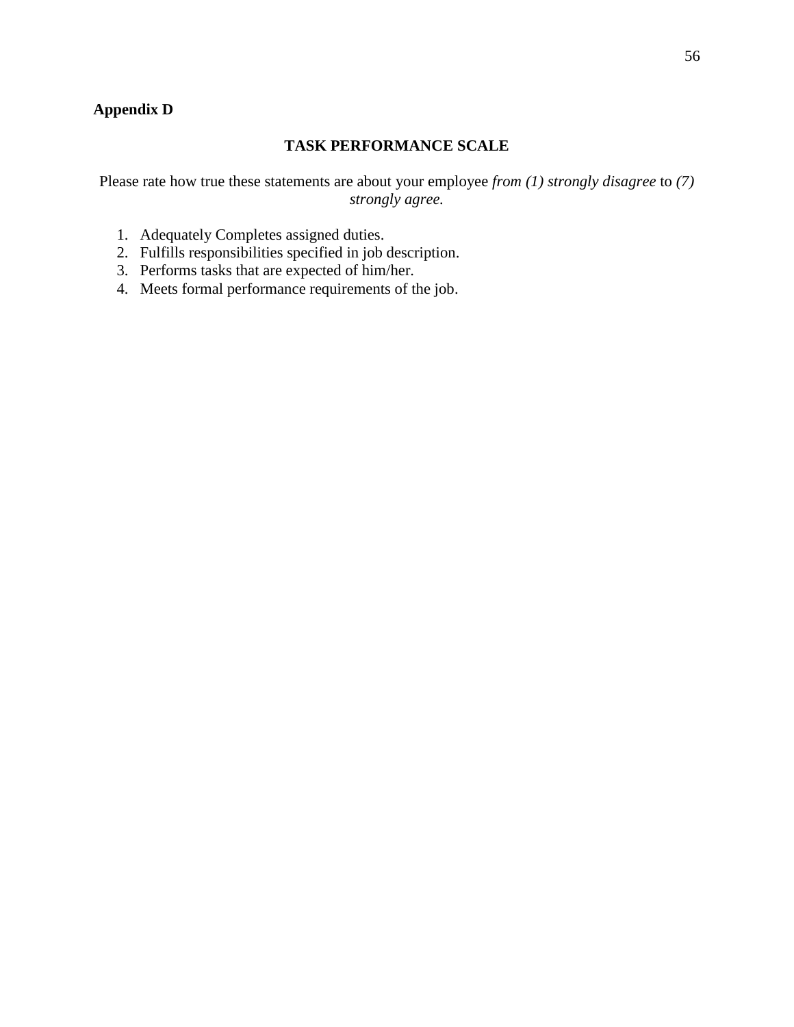**Appendix D**

## TASK PERFORMANCE SCALE

Please rate how true these statements are about your employee *from (1) strongly disagree* to *(7) strongly agree.*

1. Adequately Completes assigned duties.
2. Fulfills responsibilities specified in job description.
3. Performs tasks that are expected of him/her.
4. Meets formal performance requirements of the job.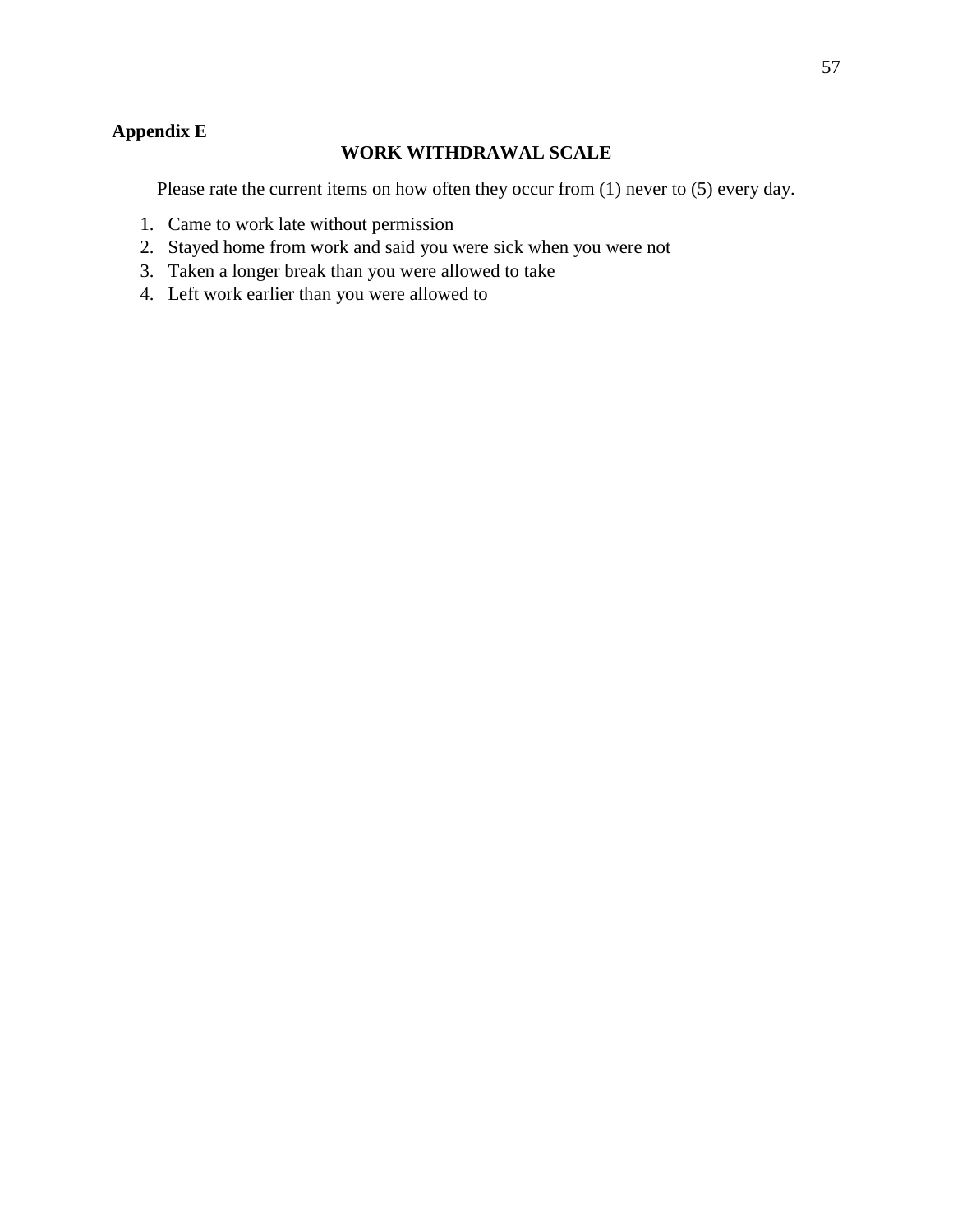**Appendix E**

## WORK WITHDRAWAL SCALE

Please rate the current items on how often they occur from (1) never to (5) every day.

1. Came to work late without permission
2. Stayed home from work and said you were sick when you were not
3. Taken a longer break than you were allowed to take
4. Left work earlier than you were allowed to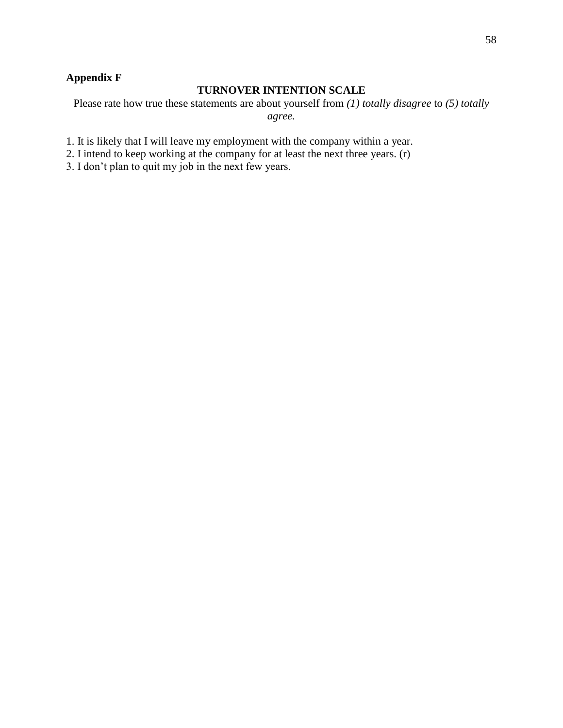**Appendix F**

## TURNOVER INTENTION SCALE

Please rate how true these statements are about yourself from *(1) totally disagree* to *(5) totally agree.*

1. It is likely that I will leave my employment with the company within a year.
2. I intend to keep working at the company for at least the next three years. (r)
3. I don't plan to quit my job in the next few years.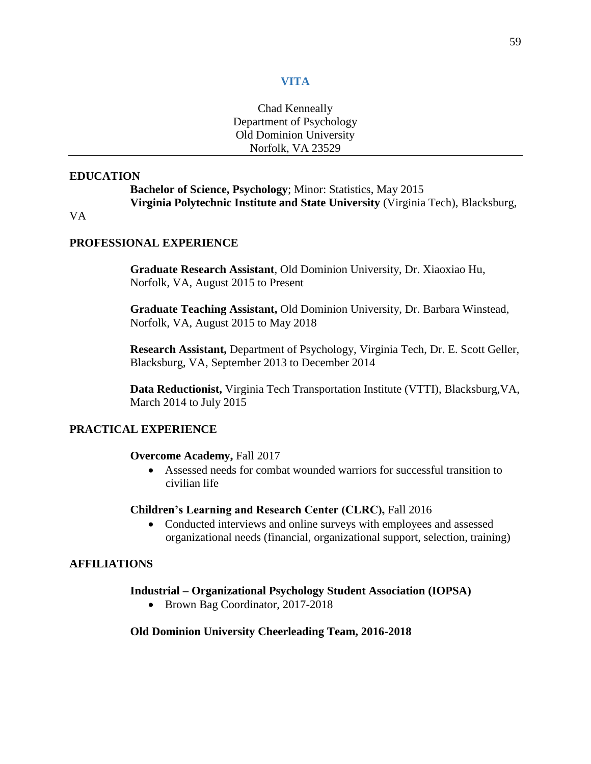# VITA

Chad Kenneally
Department of Psychology
Old Dominion University
Norfolk, VA 23529

---

## EDUCATION

**Bachelor of Science, Psychology**; Minor: Statistics, May 2015
**Virginia Polytechnic Institute and State University** (Virginia Tech), Blacksburg, VA

## PROFESSIONAL EXPERIENCE

**Graduate Research Assistant**, Old Dominion University, Dr. Xiaoxiao Hu, Norfolk, VA, August 2015 to Present

**Graduate Teaching Assistant,** Old Dominion University, Dr. Barbara Winstead, Norfolk, VA, August 2015 to May 2018

**Research Assistant,** Department of Psychology, Virginia Tech, Dr. E. Scott Geller, Blacksburg, VA, September 2013 to December 2014

**Data Reductionist,** Virginia Tech Transportation Institute (VTTI), Blacksburg,VA, March 2014 to July 2015

## PRACTICAL EXPERIENCE

**Overcome Academy,** Fall 2017

- Assessed needs for combat wounded warriors for successful transition to civilian life

**Children's Learning and Research Center (CLRC),** Fall 2016

- Conducted interviews and online surveys with employees and assessed organizational needs (financial, organizational support, selection, training)

## AFFILIATIONS

**Industrial – Organizational Psychology Student Association (IOPSA)**

- Brown Bag Coordinator, 2017-2018

**Old Dominion University Cheerleading Team, 2016-2018**